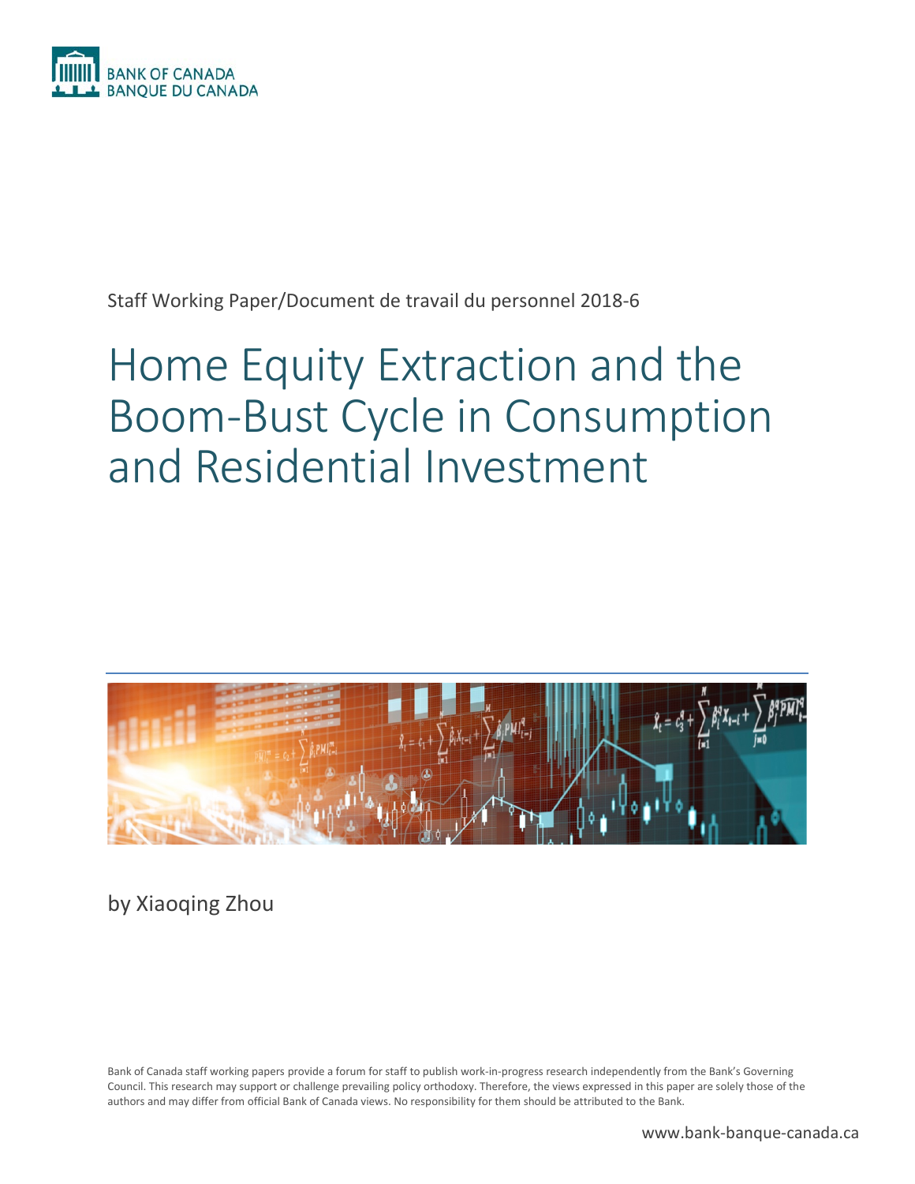BANK OF CANADA
BANQUE DU CANADA

Staff Working Paper/Document de travail du personnel 2018-6

# Home Equity Extraction and the Boom-Bust Cycle in Consumption and Residential Investment

by Xiaoqing Zhou

Bank of Canada staff working papers provide a forum for staff to publish work-in-progress research independently from the Bank's Governing Council. This research may support or challenge prevailing policy orthodoxy. Therefore, the views expressed in this paper are solely those of the authors and may differ from official Bank of Canada views. No responsibility for them should be attributed to the Bank.

www.bank-banque-canada.ca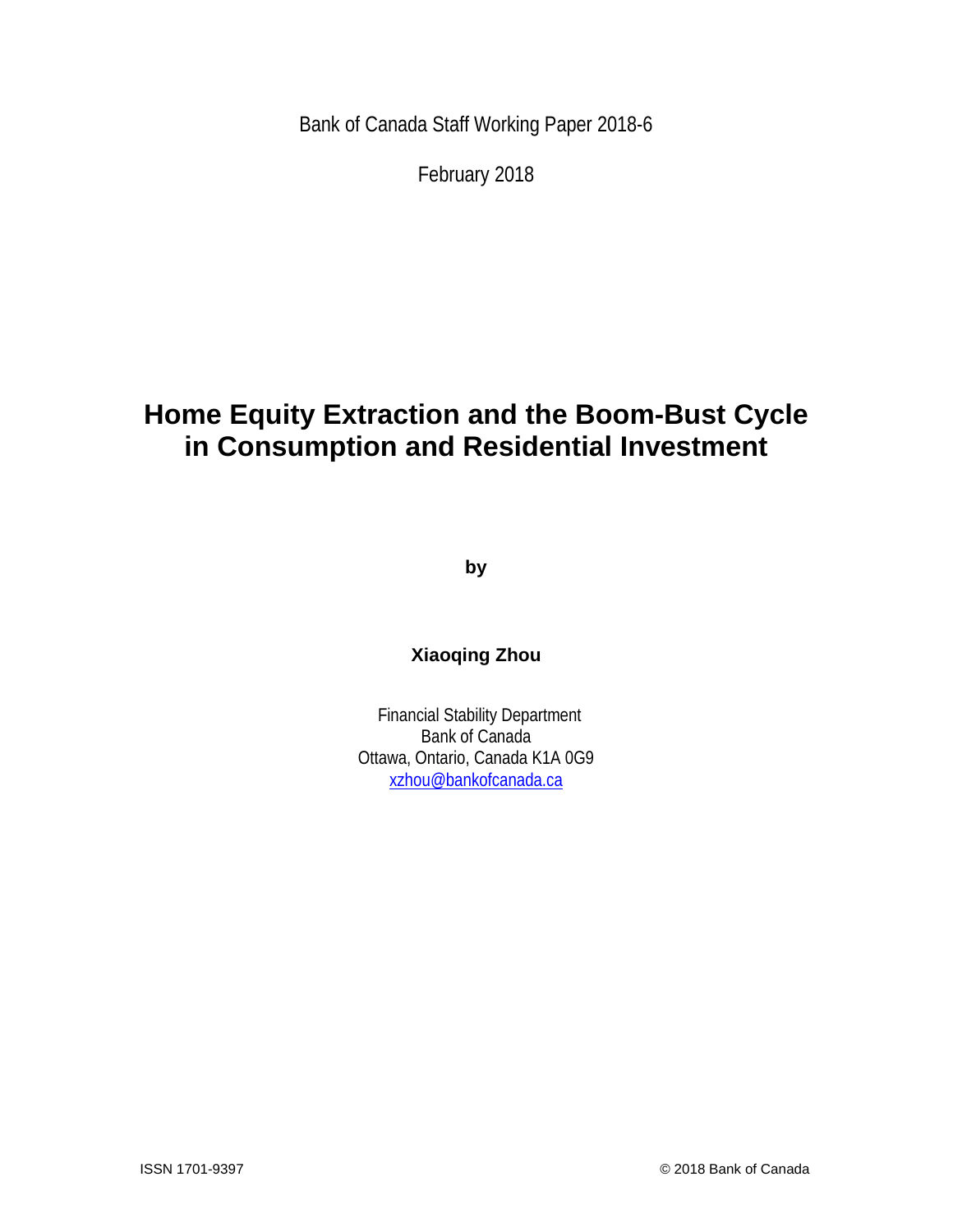Bank of Canada Staff Working Paper 2018-6

February 2018

# Home Equity Extraction and the Boom-Bust Cycle in Consumption and Residential Investment

**by**

**Xiaoqing Zhou**

Financial Stability Department
Bank of Canada
Ottawa, Ontario, Canada K1A 0G9
xzhou@bankofcanada.ca

ISSN 1701-9397 © 2018 Bank of Canada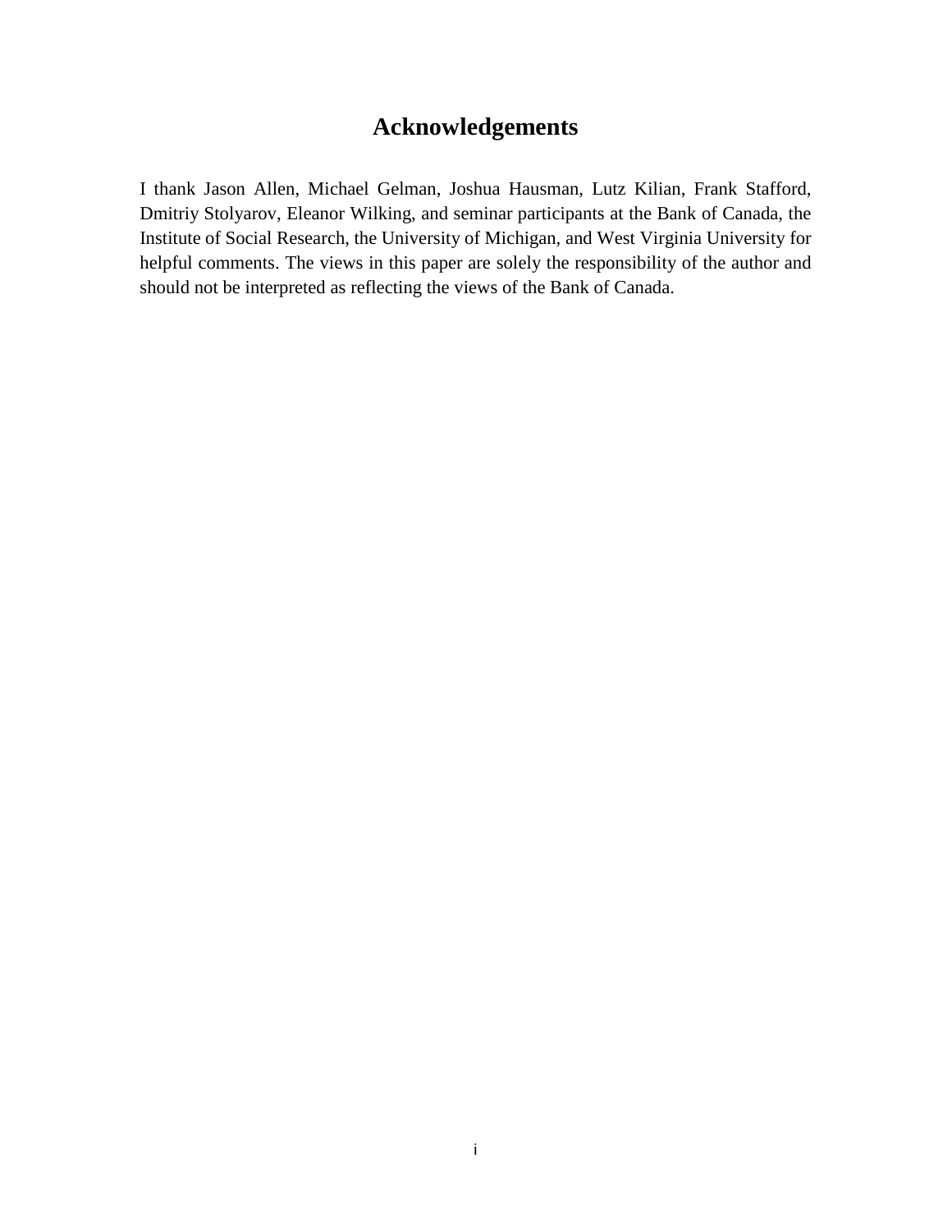## Acknowledgements

I thank Jason Allen, Michael Gelman, Joshua Hausman, Lutz Kilian, Frank Stafford, Dmitriy Stolyarov, Eleanor Wilking, and seminar participants at the Bank of Canada, the Institute of Social Research, the University of Michigan, and West Virginia University for helpful comments. The views in this paper are solely the responsibility of the author and should not be interpreted as reflecting the views of the Bank of Canada.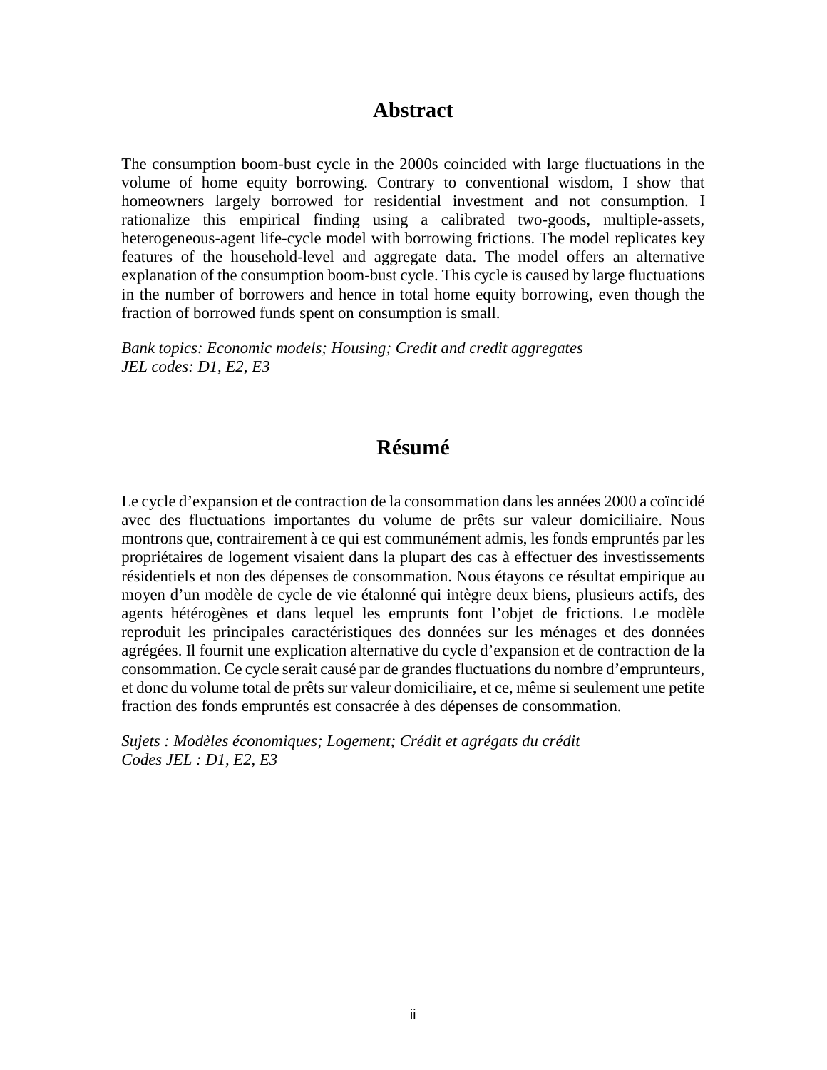# Abstract

The consumption boom-bust cycle in the 2000s coincided with large fluctuations in the volume of home equity borrowing. Contrary to conventional wisdom, I show that homeowners largely borrowed for residential investment and not consumption. I rationalize this empirical finding using a calibrated two-goods, multiple-assets, heterogeneous-agent life-cycle model with borrowing frictions. The model replicates key features of the household-level and aggregate data. The model offers an alternative explanation of the consumption boom-bust cycle. This cycle is caused by large fluctuations in the number of borrowers and hence in total home equity borrowing, even though the fraction of borrowed funds spent on consumption is small.

*Bank topics: Economic models; Housing; Credit and credit aggregates*
*JEL codes: D1, E2, E3*

# Résumé

Le cycle d'expansion et de contraction de la consommation dans les années 2000 a coïncidé avec des fluctuations importantes du volume de prêts sur valeur domiciliaire. Nous montrons que, contrairement à ce qui est communément admis, les fonds empruntés par les propriétaires de logement visaient dans la plupart des cas à effectuer des investissements résidentiels et non des dépenses de consommation. Nous étayons ce résultat empirique au moyen d'un modèle de cycle de vie étalonné qui intègre deux biens, plusieurs actifs, des agents hétérogènes et dans lequel les emprunts font l'objet de frictions. Le modèle reproduit les principales caractéristiques des données sur les ménages et des données agrégées. Il fournit une explication alternative du cycle d'expansion et de contraction de la consommation. Ce cycle serait causé par de grandes fluctuations du nombre d'emprunteurs, et donc du volume total de prêts sur valeur domiciliaire, et ce, même si seulement une petite fraction des fonds empruntés est consacrée à des dépenses de consommation.

*Sujets : Modèles économiques; Logement; Crédit et agrégats du crédit*
*Codes JEL : D1, E2, E3*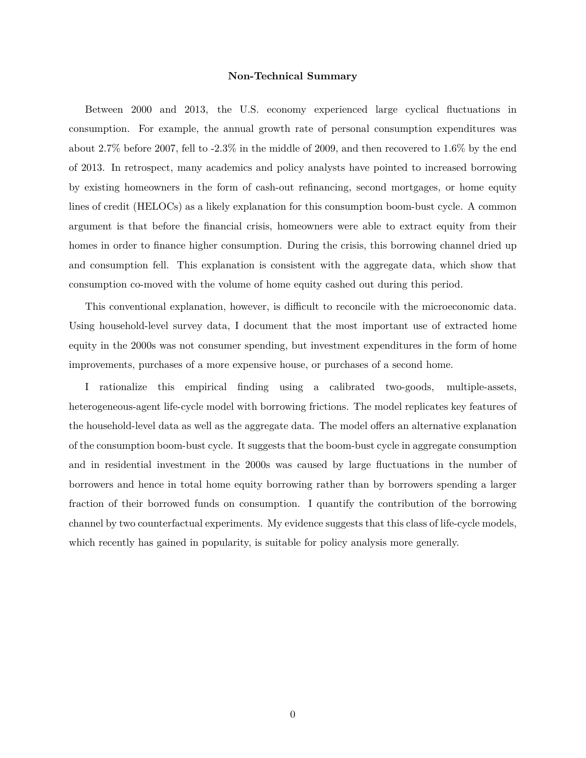## Non-Technical Summary

Between 2000 and 2013, the U.S. economy experienced large cyclical fluctuations in consumption. For example, the annual growth rate of personal consumption expenditures was about 2.7% before 2007, fell to -2.3% in the middle of 2009, and then recovered to 1.6% by the end of 2013. In retrospect, many academics and policy analysts have pointed to increased borrowing by existing homeowners in the form of cash-out refinancing, second mortgages, or home equity lines of credit (HELOCs) as a likely explanation for this consumption boom-bust cycle. A common argument is that before the financial crisis, homeowners were able to extract equity from their homes in order to finance higher consumption. During the crisis, this borrowing channel dried up and consumption fell. This explanation is consistent with the aggregate data, which show that consumption co-moved with the volume of home equity cashed out during this period.

This conventional explanation, however, is difficult to reconcile with the microeconomic data. Using household-level survey data, I document that the most important use of extracted home equity in the 2000s was not consumer spending, but investment expenditures in the form of home improvements, purchases of a more expensive house, or purchases of a second home.

I rationalize this empirical finding using a calibrated two-goods, multiple-assets, heterogeneous-agent life-cycle model with borrowing frictions. The model replicates key features of the household-level data as well as the aggregate data. The model offers an alternative explanation of the consumption boom-bust cycle. It suggests that the boom-bust cycle in aggregate consumption and in residential investment in the 2000s was caused by large fluctuations in the number of borrowers and hence in total home equity borrowing rather than by borrowers spending a larger fraction of their borrowed funds on consumption. I quantify the contribution of the borrowing channel by two counterfactual experiments. My evidence suggests that this class of life-cycle models, which recently has gained in popularity, is suitable for policy analysis more generally.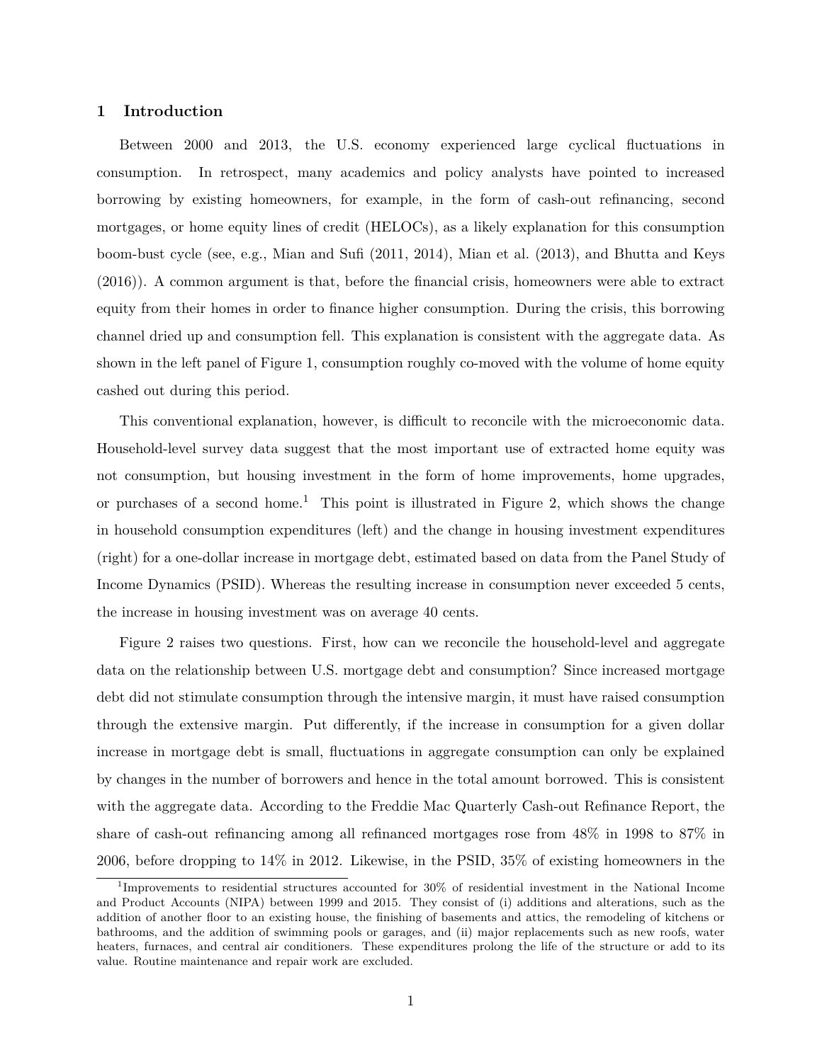## 1 Introduction

Between 2000 and 2013, the U.S. economy experienced large cyclical fluctuations in consumption. In retrospect, many academics and policy analysts have pointed to increased borrowing by existing homeowners, for example, in the form of cash-out refinancing, second mortgages, or home equity lines of credit (HELOCs), as a likely explanation for this consumption boom-bust cycle (see, e.g., Mian and Sufi (2011, 2014), Mian et al. (2013), and Bhutta and Keys (2016)). A common argument is that, before the financial crisis, homeowners were able to extract equity from their homes in order to finance higher consumption. During the crisis, this borrowing channel dried up and consumption fell. This explanation is consistent with the aggregate data. As shown in the left panel of Figure 1, consumption roughly co-moved with the volume of home equity cashed out during this period.

This conventional explanation, however, is difficult to reconcile with the microeconomic data. Household-level survey data suggest that the most important use of extracted home equity was not consumption, but housing investment in the form of home improvements, home upgrades, or purchases of a second home.[1] This point is illustrated in Figure 2, which shows the change in household consumption expenditures (left) and the change in housing investment expenditures (right) for a one-dollar increase in mortgage debt, estimated based on data from the Panel Study of Income Dynamics (PSID). Whereas the resulting increase in consumption never exceeded 5 cents, the increase in housing investment was on average 40 cents.

Figure 2 raises two questions. First, how can we reconcile the household-level and aggregate data on the relationship between U.S. mortgage debt and consumption? Since increased mortgage debt did not stimulate consumption through the intensive margin, it must have raised consumption through the extensive margin. Put differently, if the increase in consumption for a given dollar increase in mortgage debt is small, fluctuations in aggregate consumption can only be explained by changes in the number of borrowers and hence in the total amount borrowed. This is consistent with the aggregate data. According to the Freddie Mac Quarterly Cash-out Refinance Report, the share of cash-out refinancing among all refinanced mortgages rose from 48% in 1998 to 87% in 2006, before dropping to 14% in 2012. Likewise, in the PSID, 35% of existing homeowners in the

[1] Improvements to residential structures accounted for 30% of residential investment in the National Income and Product Accounts (NIPA) between 1999 and 2015. They consist of (i) additions and alterations, such as the addition of another floor to an existing house, the finishing of basements and attics, the remodeling of kitchens or bathrooms, and the addition of swimming pools or garages, and (ii) major replacements such as new roofs, water heaters, furnaces, and central air conditioners. These expenditures prolong the life of the structure or add to its value. Routine maintenance and repair work are excluded.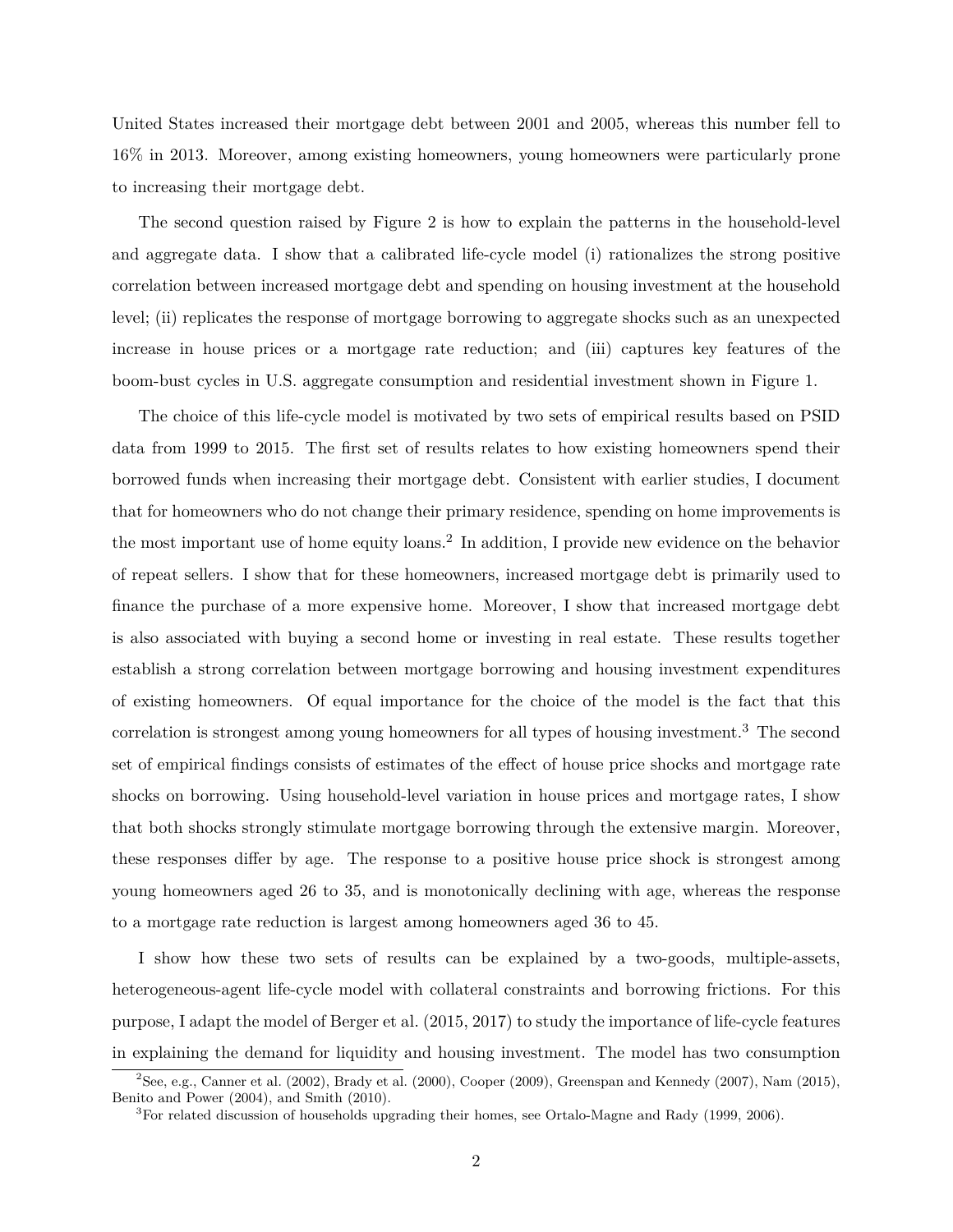United States increased their mortgage debt between 2001 and 2005, whereas this number fell to 16% in 2013. Moreover, among existing homeowners, young homeowners were particularly prone to increasing their mortgage debt.

The second question raised by Figure 2 is how to explain the patterns in the household-level and aggregate data. I show that a calibrated life-cycle model (i) rationalizes the strong positive correlation between increased mortgage debt and spending on housing investment at the household level; (ii) replicates the response of mortgage borrowing to aggregate shocks such as an unexpected increase in house prices or a mortgage rate reduction; and (iii) captures key features of the boom-bust cycles in U.S. aggregate consumption and residential investment shown in Figure 1.

The choice of this life-cycle model is motivated by two sets of empirical results based on PSID data from 1999 to 2015. The first set of results relates to how existing homeowners spend their borrowed funds when increasing their mortgage debt. Consistent with earlier studies, I document that for homeowners who do not change their primary residence, spending on home improvements is the most important use of home equity loans.[2] In addition, I provide new evidence on the behavior of repeat sellers. I show that for these homeowners, increased mortgage debt is primarily used to finance the purchase of a more expensive home. Moreover, I show that increased mortgage debt is also associated with buying a second home or investing in real estate. These results together establish a strong correlation between mortgage borrowing and housing investment expenditures of existing homeowners. Of equal importance for the choice of the model is the fact that this correlation is strongest among young homeowners for all types of housing investment.[3] The second set of empirical findings consists of estimates of the effect of house price shocks and mortgage rate shocks on borrowing. Using household-level variation in house prices and mortgage rates, I show that both shocks strongly stimulate mortgage borrowing through the extensive margin. Moreover, these responses differ by age. The response to a positive house price shock is strongest among young homeowners aged 26 to 35, and is monotonically declining with age, whereas the response to a mortgage rate reduction is largest among homeowners aged 36 to 45.

I show how these two sets of results can be explained by a two-goods, multiple-assets, heterogeneous-agent life-cycle model with collateral constraints and borrowing frictions. For this purpose, I adapt the model of Berger et al. (2015, 2017) to study the importance of life-cycle features in explaining the demand for liquidity and housing investment. The model has two consumption

[2] See, e.g., Canner et al. (2002), Brady et al. (2000), Cooper (2009), Greenspan and Kennedy (2007), Nam (2015), Benito and Power (2004), and Smith (2010).

[3] For related discussion of households upgrading their homes, see Ortalo-Magne and Rady (1999, 2006).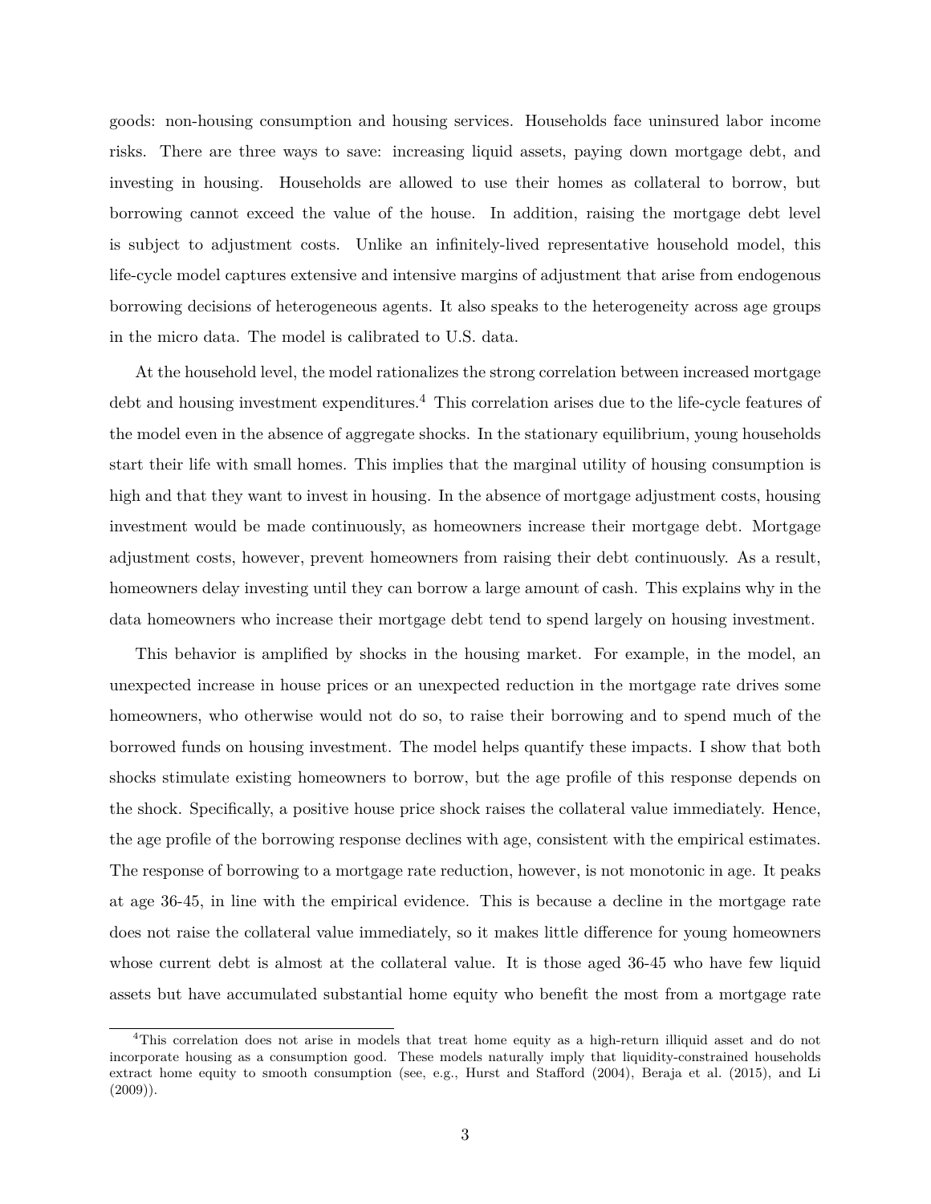goods: non-housing consumption and housing services. Households face uninsured labor income risks. There are three ways to save: increasing liquid assets, paying down mortgage debt, and investing in housing. Households are allowed to use their homes as collateral to borrow, but borrowing cannot exceed the value of the house. In addition, raising the mortgage debt level is subject to adjustment costs. Unlike an infinitely-lived representative household model, this life-cycle model captures extensive and intensive margins of adjustment that arise from endogenous borrowing decisions of heterogeneous agents. It also speaks to the heterogeneity across age groups in the micro data. The model is calibrated to U.S. data.

At the household level, the model rationalizes the strong correlation between increased mortgage debt and housing investment expenditures.[4] This correlation arises due to the life-cycle features of the model even in the absence of aggregate shocks. In the stationary equilibrium, young households start their life with small homes. This implies that the marginal utility of housing consumption is high and that they want to invest in housing. In the absence of mortgage adjustment costs, housing investment would be made continuously, as homeowners increase their mortgage debt. Mortgage adjustment costs, however, prevent homeowners from raising their debt continuously. As a result, homeowners delay investing until they can borrow a large amount of cash. This explains why in the data homeowners who increase their mortgage debt tend to spend largely on housing investment.

This behavior is amplified by shocks in the housing market. For example, in the model, an unexpected increase in house prices or an unexpected reduction in the mortgage rate drives some homeowners, who otherwise would not do so, to raise their borrowing and to spend much of the borrowed funds on housing investment. The model helps quantify these impacts. I show that both shocks stimulate existing homeowners to borrow, but the age profile of this response depends on the shock. Specifically, a positive house price shock raises the collateral value immediately. Hence, the age profile of the borrowing response declines with age, consistent with the empirical estimates. The response of borrowing to a mortgage rate reduction, however, is not monotonic in age. It peaks at age 36-45, in line with the empirical evidence. This is because a decline in the mortgage rate does not raise the collateral value immediately, so it makes little difference for young homeowners whose current debt is almost at the collateral value. It is those aged 36-45 who have few liquid assets but have accumulated substantial home equity who benefit the most from a mortgage rate

[4] This correlation does not arise in models that treat home equity as a high-return illiquid asset and do not incorporate housing as a consumption good. These models naturally imply that liquidity-constrained households extract home equity to smooth consumption (see, e.g., Hurst and Stafford (2004), Beraja et al. (2015), and Li (2009)).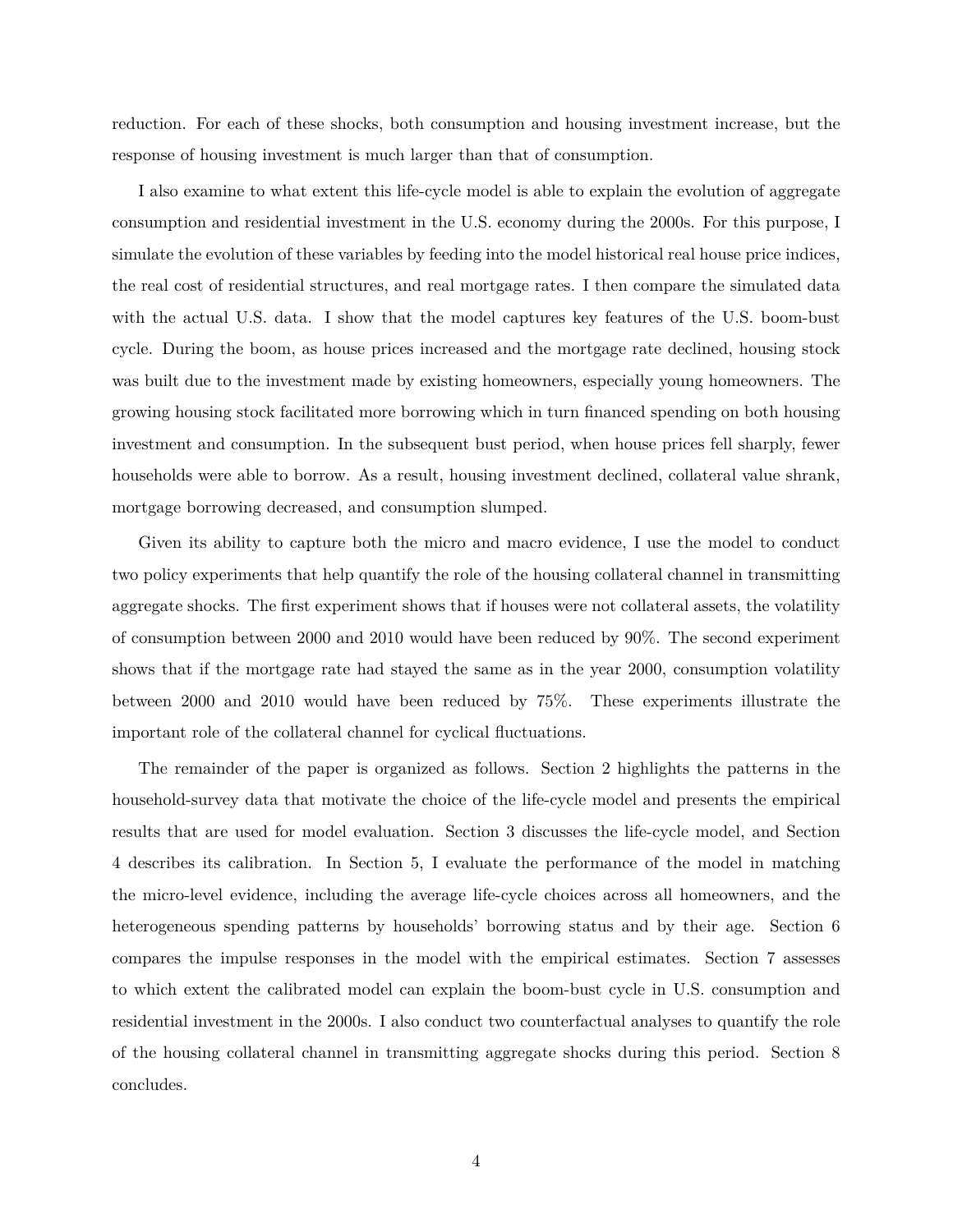reduction. For each of these shocks, both consumption and housing investment increase, but the response of housing investment is much larger than that of consumption.

I also examine to what extent this life-cycle model is able to explain the evolution of aggregate consumption and residential investment in the U.S. economy during the 2000s. For this purpose, I simulate the evolution of these variables by feeding into the model historical real house price indices, the real cost of residential structures, and real mortgage rates. I then compare the simulated data with the actual U.S. data. I show that the model captures key features of the U.S. boom-bust cycle. During the boom, as house prices increased and the mortgage rate declined, housing stock was built due to the investment made by existing homeowners, especially young homeowners. The growing housing stock facilitated more borrowing which in turn financed spending on both housing investment and consumption. In the subsequent bust period, when house prices fell sharply, fewer households were able to borrow. As a result, housing investment declined, collateral value shrank, mortgage borrowing decreased, and consumption slumped.

Given its ability to capture both the micro and macro evidence, I use the model to conduct two policy experiments that help quantify the role of the housing collateral channel in transmitting aggregate shocks. The first experiment shows that if houses were not collateral assets, the volatility of consumption between 2000 and 2010 would have been reduced by 90%. The second experiment shows that if the mortgage rate had stayed the same as in the year 2000, consumption volatility between 2000 and 2010 would have been reduced by 75%. These experiments illustrate the important role of the collateral channel for cyclical fluctuations.

The remainder of the paper is organized as follows. Section 2 highlights the patterns in the household-survey data that motivate the choice of the life-cycle model and presents the empirical results that are used for model evaluation. Section 3 discusses the life-cycle model, and Section 4 describes its calibration. In Section 5, I evaluate the performance of the model in matching the micro-level evidence, including the average life-cycle choices across all homeowners, and the heterogeneous spending patterns by households' borrowing status and by their age. Section 6 compares the impulse responses in the model with the empirical estimates. Section 7 assesses to which extent the calibrated model can explain the boom-bust cycle in U.S. consumption and residential investment in the 2000s. I also conduct two counterfactual analyses to quantify the role of the housing collateral channel in transmitting aggregate shocks during this period. Section 8 concludes.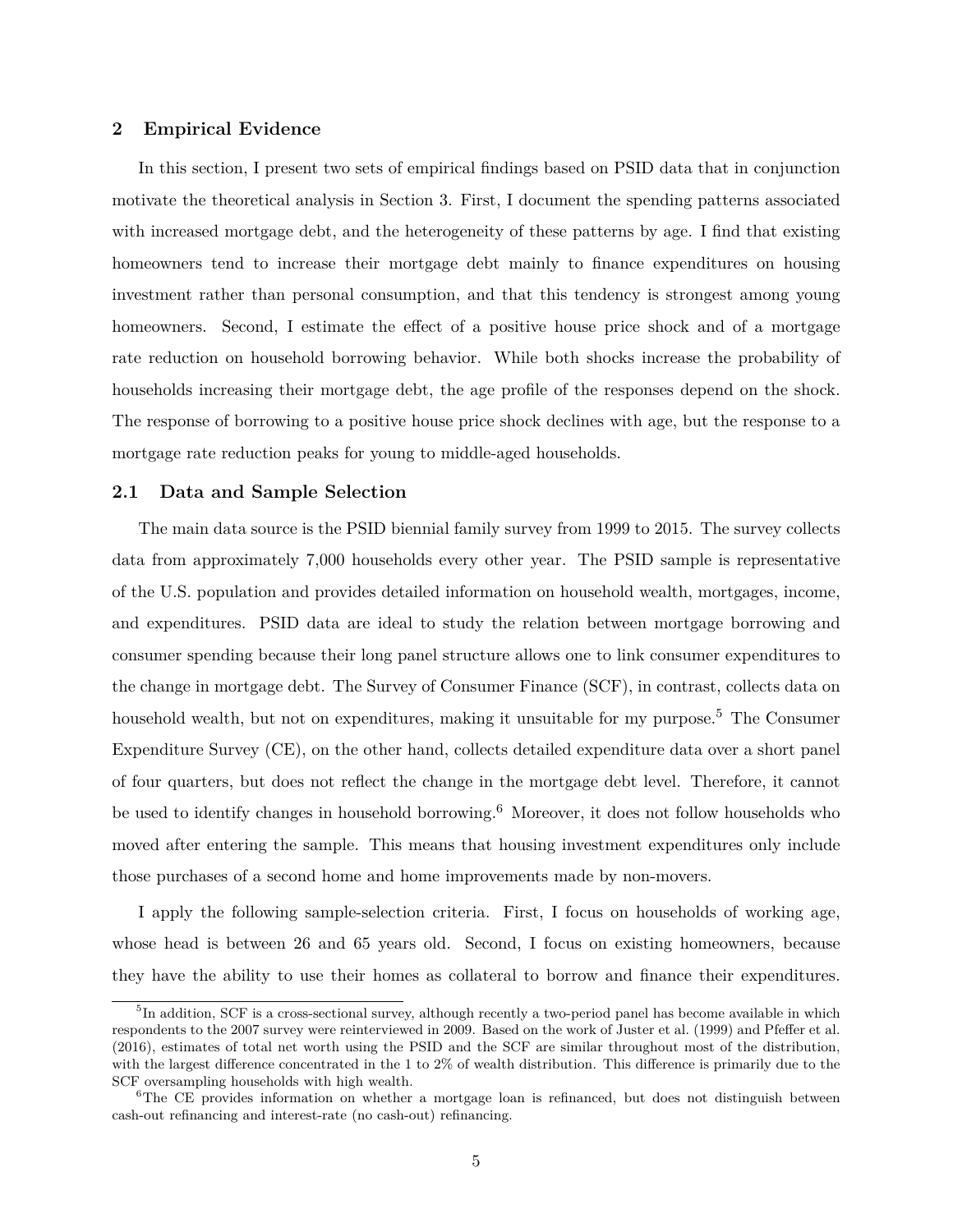## 2 Empirical Evidence

In this section, I present two sets of empirical findings based on PSID data that in conjunction motivate the theoretical analysis in Section 3. First, I document the spending patterns associated with increased mortgage debt, and the heterogeneity of these patterns by age. I find that existing homeowners tend to increase their mortgage debt mainly to finance expenditures on housing investment rather than personal consumption, and that this tendency is strongest among young homeowners. Second, I estimate the effect of a positive house price shock and of a mortgage rate reduction on household borrowing behavior. While both shocks increase the probability of households increasing their mortgage debt, the age profile of the responses depend on the shock. The response of borrowing to a positive house price shock declines with age, but the response to a mortgage rate reduction peaks for young to middle-aged households.

### 2.1 Data and Sample Selection

The main data source is the PSID biennial family survey from 1999 to 2015. The survey collects data from approximately 7,000 households every other year. The PSID sample is representative of the U.S. population and provides detailed information on household wealth, mortgages, income, and expenditures. PSID data are ideal to study the relation between mortgage borrowing and consumer spending because their long panel structure allows one to link consumer expenditures to the change in mortgage debt. The Survey of Consumer Finance (SCF), in contrast, collects data on household wealth, but not on expenditures, making it unsuitable for my purpose.[5] The Consumer Expenditure Survey (CE), on the other hand, collects detailed expenditure data over a short panel of four quarters, but does not reflect the change in the mortgage debt level. Therefore, it cannot be used to identify changes in household borrowing.[6] Moreover, it does not follow households who moved after entering the sample. This means that housing investment expenditures only include those purchases of a second home and home improvements made by non-movers.

I apply the following sample-selection criteria. First, I focus on households of working age, whose head is between 26 and 65 years old. Second, I focus on existing homeowners, because they have the ability to use their homes as collateral to borrow and finance their expenditures.

[5] In addition, SCF is a cross-sectional survey, although recently a two-period panel has become available in which respondents to the 2007 survey were reinterviewed in 2009. Based on the work of Juster et al. (1999) and Pfeffer et al. (2016), estimates of total net worth using the PSID and the SCF are similar throughout most of the distribution, with the largest difference concentrated in the 1 to 2% of wealth distribution. This difference is primarily due to the SCF oversampling households with high wealth.

[6] The CE provides information on whether a mortgage loan is refinanced, but does not distinguish between cash-out refinancing and interest-rate (no cash-out) refinancing.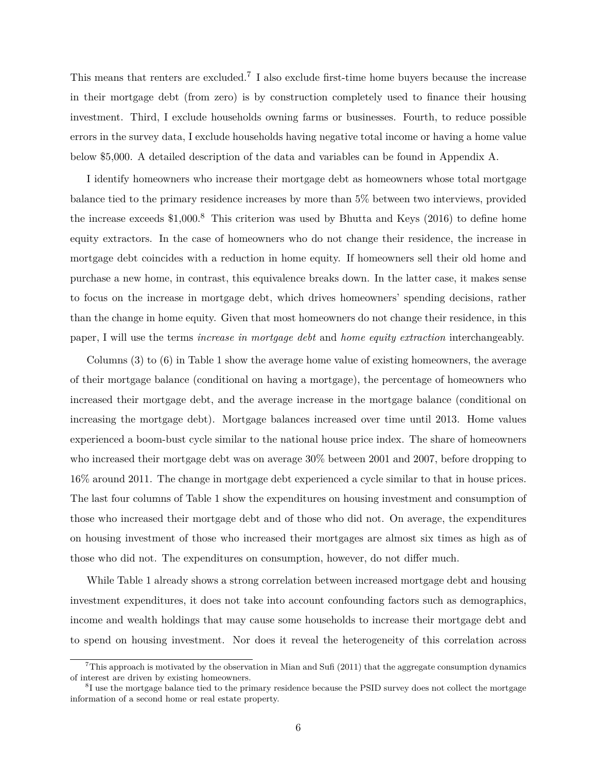This means that renters are excluded.[7] I also exclude first-time home buyers because the increase in their mortgage debt (from zero) is by construction completely used to finance their housing investment. Third, I exclude households owning farms or businesses. Fourth, to reduce possible errors in the survey data, I exclude households having negative total income or having a home value below \$5,000. A detailed description of the data and variables can be found in Appendix A.

I identify homeowners who increase their mortgage debt as homeowners whose total mortgage balance tied to the primary residence increases by more than 5% between two interviews, provided the increase exceeds \$1,000.[8] This criterion was used by Bhutta and Keys (2016) to define home equity extractors. In the case of homeowners who do not change their residence, the increase in mortgage debt coincides with a reduction in home equity. If homeowners sell their old home and purchase a new home, in contrast, this equivalence breaks down. In the latter case, it makes sense to focus on the increase in mortgage debt, which drives homeowners' spending decisions, rather than the change in home equity. Given that most homeowners do not change their residence, in this paper, I will use the terms *increase in mortgage debt* and *home equity extraction* interchangeably.

Columns (3) to (6) in Table 1 show the average home value of existing homeowners, the average of their mortgage balance (conditional on having a mortgage), the percentage of homeowners who increased their mortgage debt, and the average increase in the mortgage balance (conditional on increasing the mortgage debt). Mortgage balances increased over time until 2013. Home values experienced a boom-bust cycle similar to the national house price index. The share of homeowners who increased their mortgage debt was on average 30% between 2001 and 2007, before dropping to 16% around 2011. The change in mortgage debt experienced a cycle similar to that in house prices. The last four columns of Table 1 show the expenditures on housing investment and consumption of those who increased their mortgage debt and of those who did not. On average, the expenditures on housing investment of those who increased their mortgages are almost six times as high as of those who did not. The expenditures on consumption, however, do not differ much.

While Table 1 already shows a strong correlation between increased mortgage debt and housing investment expenditures, it does not take into account confounding factors such as demographics, income and wealth holdings that may cause some households to increase their mortgage debt and to spend on housing investment. Nor does it reveal the heterogeneity of this correlation across

[7] This approach is motivated by the observation in Mian and Sufi (2011) that the aggregate consumption dynamics of interest are driven by existing homeowners.

[8] I use the mortgage balance tied to the primary residence because the PSID survey does not collect the mortgage information of a second home or real estate property.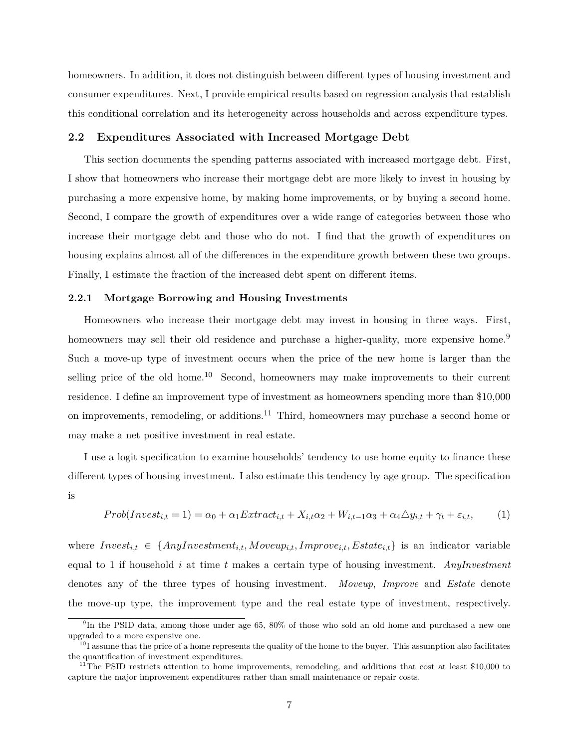homeowners. In addition, it does not distinguish between different types of housing investment and consumer expenditures. Next, I provide empirical results based on regression analysis that establish this conditional correlation and its heterogeneity across households and across expenditure types.

## 2.2 Expenditures Associated with Increased Mortgage Debt

This section documents the spending patterns associated with increased mortgage debt. First, I show that homeowners who increase their mortgage debt are more likely to invest in housing by purchasing a more expensive home, by making home improvements, or by buying a second home. Second, I compare the growth of expenditures over a wide range of categories between those who increase their mortgage debt and those who do not. I find that the growth of expenditures on housing explains almost all of the differences in the expenditure growth between these two groups. Finally, I estimate the fraction of the increased debt spent on different items.

### 2.2.1 Mortgage Borrowing and Housing Investments

Homeowners who increase their mortgage debt may invest in housing in three ways. First, homeowners may sell their old residence and purchase a higher-quality, more expensive home.[9] Such a move-up type of investment occurs when the price of the new home is larger than the selling price of the old home.[10] Second, homeowners may make improvements to their current residence. I define an improvement type of investment as homeowners spending more than $10,000 on improvements, remodeling, or additions.[11] Third, homeowners may purchase a second home or may make a net positive investment in real estate.

I use a logit specification to examine households' tendency to use home equity to finance these different types of housing investment. I also estimate this tendency by age group. The specification is

$$Prob(Invest_{i,t} = 1) = \alpha_0 + \alpha_1 Extract_{i,t} + X_{i,t}\alpha_2 + W_{i,t-1}\alpha_3 + \alpha_4 \triangle y_{i,t} + \gamma_t + \varepsilon_{i,t}, \tag{1}$$

where $Invest_{i,t} \in \{AnyInvestment_{i,t}, Moveup_{i,t}, Improve_{i,t}, Estate_{i,t}\}$ is an indicator variable equal to 1 if household $i$ at time $t$ makes a certain type of housing investment. *AnyInvestment* denotes any of the three types of housing investment. *Moveup*, *Improve* and *Estate* denote the move-up type, the improvement type and the real estate type of investment, respectively.

[9] In the PSID data, among those under age 65, 80% of those who sold an old home and purchased a new one upgraded to a more expensive one.

[10] I assume that the price of a home represents the quality of the home to the buyer. This assumption also facilitates the quantification of investment expenditures.

[11] The PSID restricts attention to home improvements, remodeling, and additions that cost at least $10,000 to capture the major improvement expenditures rather than small maintenance or repair costs.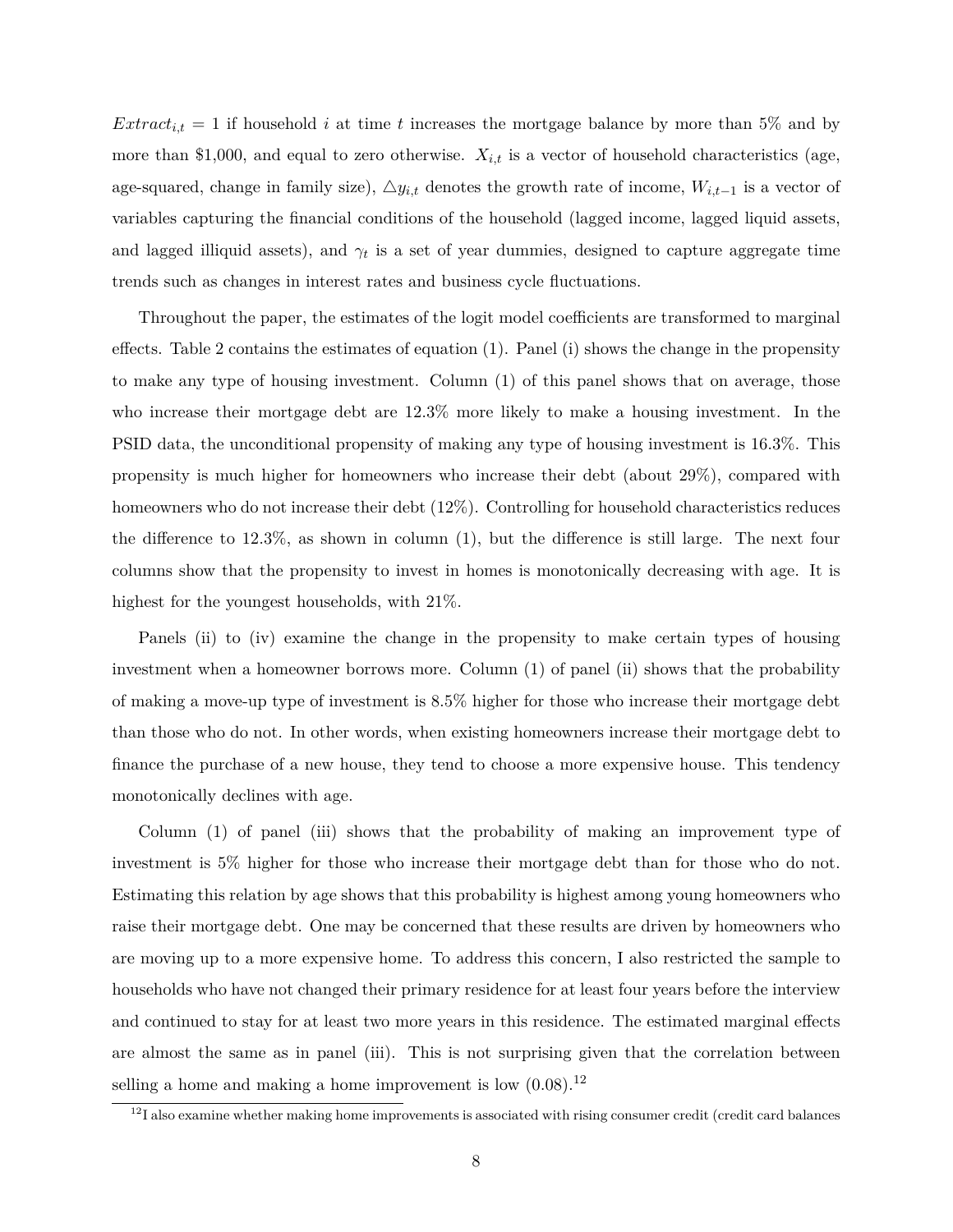$Extract_{i,t} = 1$ if household $i$ at time $t$ increases the mortgage balance by more than 5% and by more than \$1,000, and equal to zero otherwise. $X_{i,t}$ is a vector of household characteristics (age, age-squared, change in family size), $\triangle y_{i,t}$ denotes the growth rate of income, $W_{i,t-1}$ is a vector of variables capturing the financial conditions of the household (lagged income, lagged liquid assets, and lagged illiquid assets), and $\gamma_t$ is a set of year dummies, designed to capture aggregate time trends such as changes in interest rates and business cycle fluctuations.

Throughout the paper, the estimates of the logit model coefficients are transformed to marginal effects. Table 2 contains the estimates of equation (1). Panel (i) shows the change in the propensity to make any type of housing investment. Column (1) of this panel shows that on average, those who increase their mortgage debt are 12.3% more likely to make a housing investment. In the PSID data, the unconditional propensity of making any type of housing investment is 16.3%. This propensity is much higher for homeowners who increase their debt (about 29%), compared with homeowners who do not increase their debt (12%). Controlling for household characteristics reduces the difference to 12.3%, as shown in column (1), but the difference is still large. The next four columns show that the propensity to invest in homes is monotonically decreasing with age. It is highest for the youngest households, with 21%.

Panels (ii) to (iv) examine the change in the propensity to make certain types of housing investment when a homeowner borrows more. Column (1) of panel (ii) shows that the probability of making a move-up type of investment is 8.5% higher for those who increase their mortgage debt than those who do not. In other words, when existing homeowners increase their mortgage debt to finance the purchase of a new house, they tend to choose a more expensive house. This tendency monotonically declines with age.

Column (1) of panel (iii) shows that the probability of making an improvement type of investment is 5% higher for those who increase their mortgage debt than for those who do not. Estimating this relation by age shows that this probability is highest among young homeowners who raise their mortgage debt. One may be concerned that these results are driven by homeowners who are moving up to a more expensive home. To address this concern, I also restricted the sample to households who have not changed their primary residence for at least four years before the interview and continued to stay for at least two more years in this residence. The estimated marginal effects are almost the same as in panel (iii). This is not surprising given that the correlation between selling a home and making a home improvement is low (0.08).[12]

[12] I also examine whether making home improvements is associated with rising consumer credit (credit card balances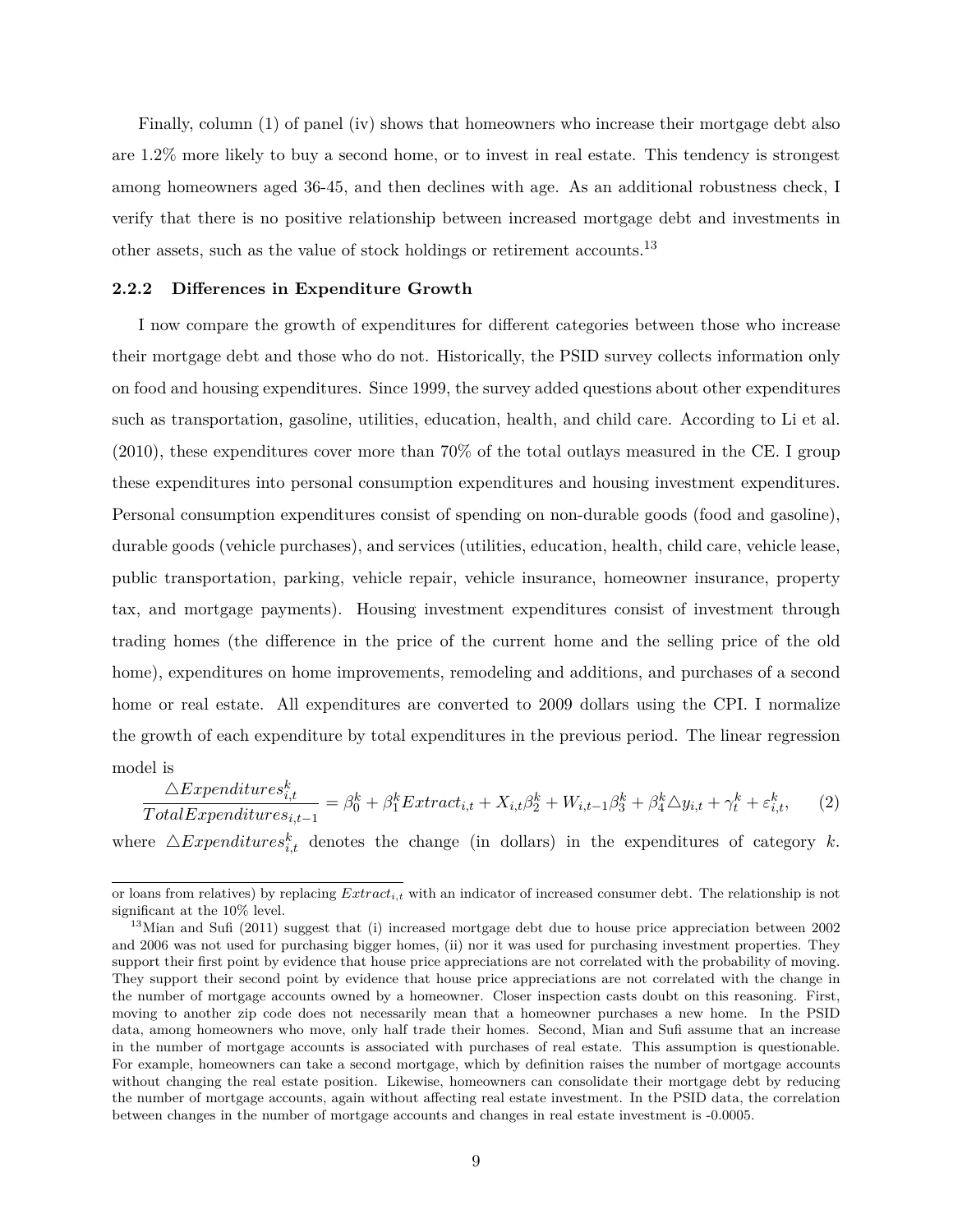Finally, column (1) of panel (iv) shows that homeowners who increase their mortgage debt also are 1.2% more likely to buy a second home, or to invest in real estate. This tendency is strongest among homeowners aged 36-45, and then declines with age. As an additional robustness check, I verify that there is no positive relationship between increased mortgage debt and investments in other assets, such as the value of stock holdings or retirement accounts.[13]

### 2.2.2 Differences in Expenditure Growth

I now compare the growth of expenditures for different categories between those who increase their mortgage debt and those who do not. Historically, the PSID survey collects information only on food and housing expenditures. Since 1999, the survey added questions about other expenditures such as transportation, gasoline, utilities, education, health, and child care. According to Li et al. (2010), these expenditures cover more than 70% of the total outlays measured in the CE. I group these expenditures into personal consumption expenditures and housing investment expenditures. Personal consumption expenditures consist of spending on non-durable goods (food and gasoline), durable goods (vehicle purchases), and services (utilities, education, health, child care, vehicle lease, public transportation, parking, vehicle repair, vehicle insurance, homeowner insurance, property tax, and mortgage payments). Housing investment expenditures consist of investment through trading homes (the difference in the price of the current home and the selling price of the old home), expenditures on home improvements, remodeling and additions, and purchases of a second home or real estate. All expenditures are converted to 2009 dollars using the CPI. I normalize the growth of each expenditure by total expenditures in the previous period. The linear regression model is

$$\frac{\triangle Expenditures_{i,t}^{k}}{TotalExpenditures_{i,t-1}} = \beta_0^k + \beta_1^k Extract_{i,t} + X_{i,t}\beta_2^k + W_{i,t-1}\beta_3^k + \beta_4^k \triangle y_{i,t} + \gamma_t^k + \varepsilon_{i,t}^k, \qquad (2)$$

where $\triangle Expenditures_{i,t}^{k}$ denotes the change (in dollars) in the expenditures of category $k$.

---

or loans from relatives) by replacing $Extract_{i,t}$ with an indicator of increased consumer debt. The relationship is not significant at the 10% level.

[13] Mian and Sufi (2011) suggest that (i) increased mortgage debt due to house price appreciation between 2002 and 2006 was not used for purchasing bigger homes, (ii) nor it was used for purchasing investment properties. They support their first point by evidence that house price appreciations are not correlated with the probability of moving. They support their second point by evidence that house price appreciations are not correlated with the change in the number of mortgage accounts owned by a homeowner. Closer inspection casts doubt on this reasoning. First, moving to another zip code does not necessarily mean that a homeowner purchases a new home. In the PSID data, among homeowners who move, only half trade their homes. Second, Mian and Sufi assume that an increase in the number of mortgage accounts is associated with purchases of real estate. This assumption is questionable. For example, homeowners can take a second mortgage, which by definition raises the number of mortgage accounts without changing the real estate position. Likewise, homeowners can consolidate their mortgage debt by reducing the number of mortgage accounts, again without affecting real estate investment. In the PSID data, the correlation between changes in the number of mortgage accounts and changes in real estate investment is -0.0005.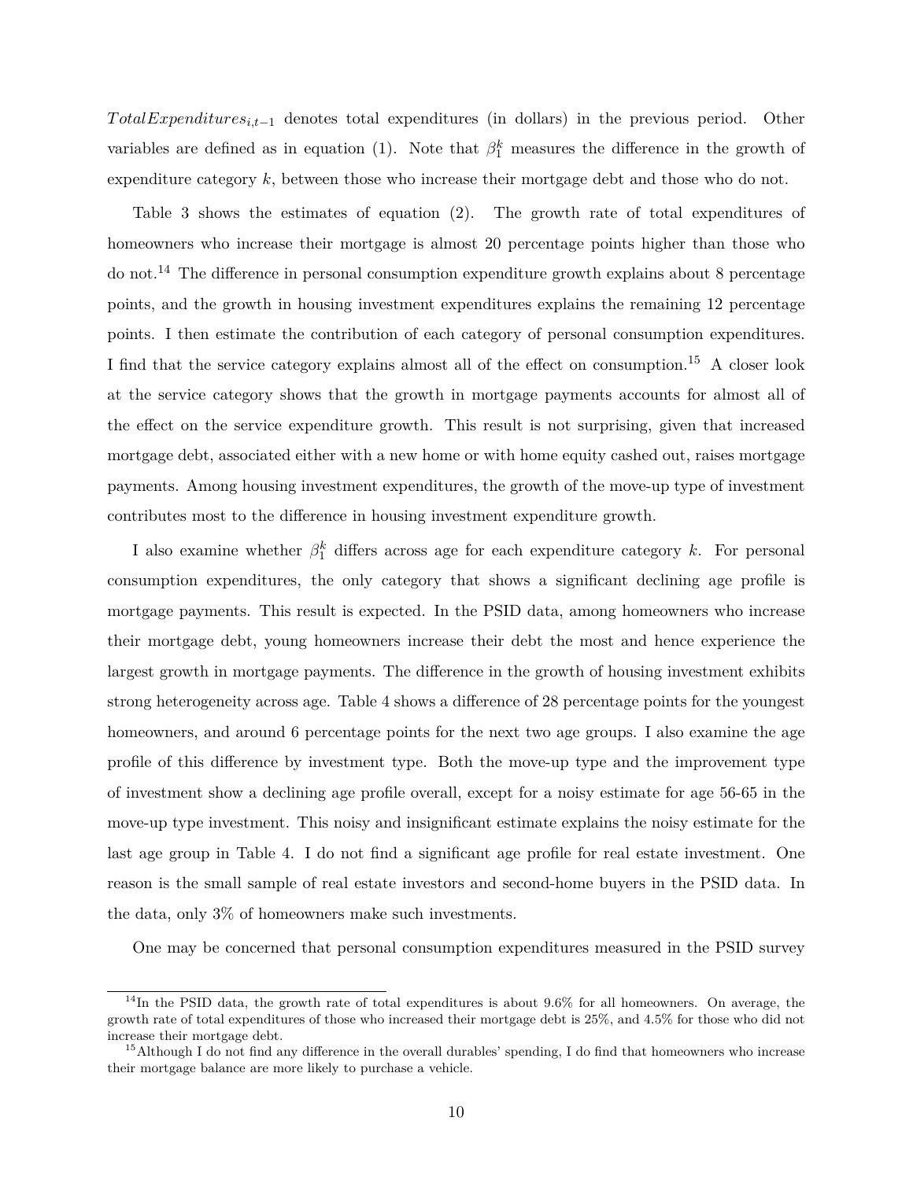$TotalExpenditures_{i,t-1}$ denotes total expenditures (in dollars) in the previous period. Other variables are defined as in equation (1). Note that $\beta_1^k$ measures the difference in the growth of expenditure category $k$, between those who increase their mortgage debt and those who do not.

Table 3 shows the estimates of equation (2). The growth rate of total expenditures of homeowners who increase their mortgage is almost 20 percentage points higher than those who do not.[14] The difference in personal consumption expenditure growth explains about 8 percentage points, and the growth in housing investment expenditures explains the remaining 12 percentage points. I then estimate the contribution of each category of personal consumption expenditures. I find that the service category explains almost all of the effect on consumption.[15] A closer look at the service category shows that the growth in mortgage payments accounts for almost all of the effect on the service expenditure growth. This result is not surprising, given that increased mortgage debt, associated either with a new home or with home equity cashed out, raises mortgage payments. Among housing investment expenditures, the growth of the move-up type of investment contributes most to the difference in housing investment expenditure growth.

I also examine whether $\beta_1^k$ differs across age for each expenditure category $k$. For personal consumption expenditures, the only category that shows a significant declining age profile is mortgage payments. This result is expected. In the PSID data, among homeowners who increase their mortgage debt, young homeowners increase their debt the most and hence experience the largest growth in mortgage payments. The difference in the growth of housing investment exhibits strong heterogeneity across age. Table 4 shows a difference of 28 percentage points for the youngest homeowners, and around 6 percentage points for the next two age groups. I also examine the age profile of this difference by investment type. Both the move-up type and the improvement type of investment show a declining age profile overall, except for a noisy estimate for age 56-65 in the move-up type investment. This noisy and insignificant estimate explains the noisy estimate for the last age group in Table 4. I do not find a significant age profile for real estate investment. One reason is the small sample of real estate investors and second-home buyers in the PSID data. In the data, only 3% of homeowners make such investments.

One may be concerned that personal consumption expenditures measured in the PSID survey

[14] In the PSID data, the growth rate of total expenditures is about 9.6% for all homeowners. On average, the growth rate of total expenditures of those who increased their mortgage debt is 25%, and 4.5% for those who did not increase their mortgage debt.

[15] Although I do not find any difference in the overall durables' spending, I do find that homeowners who increase their mortgage balance are more likely to purchase a vehicle.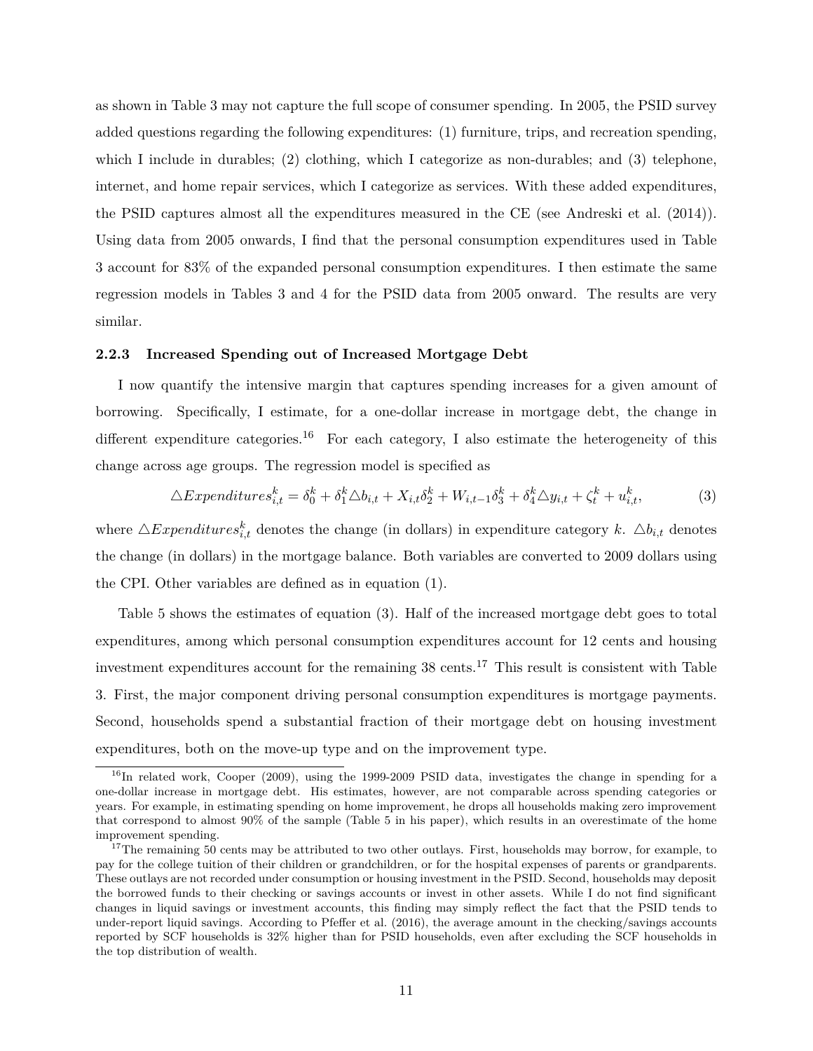as shown in Table 3 may not capture the full scope of consumer spending. In 2005, the PSID survey added questions regarding the following expenditures: (1) furniture, trips, and recreation spending, which I include in durables; (2) clothing, which I categorize as non-durables; and (3) telephone, internet, and home repair services, which I categorize as services. With these added expenditures, the PSID captures almost all the expenditures measured in the CE (see Andreski et al. (2014)). Using data from 2005 onwards, I find that the personal consumption expenditures used in Table 3 account for 83% of the expanded personal consumption expenditures. I then estimate the same regression models in Tables 3 and 4 for the PSID data from 2005 onward. The results are very similar.

### 2.2.3 Increased Spending out of Increased Mortgage Debt

I now quantify the intensive margin that captures spending increases for a given amount of borrowing. Specifically, I estimate, for a one-dollar increase in mortgage debt, the change in different expenditure categories.[16] For each category, I also estimate the heterogeneity of this change across age groups. The regression model is specified as

$$\triangle Expenditures_{i,t}^{k} = \delta_0^k + \delta_1^k \triangle b_{i,t} + X_{i,t}\delta_2^k + W_{i,t-1}\delta_3^k + \delta_4^k \triangle y_{i,t} + \zeta_t^k + u_{i,t}^k, \tag{3}$$

where $\triangle Expenditures_{i,t}^{k}$ denotes the change (in dollars) in expenditure category $k$. $\triangle b_{i,t}$ denotes the change (in dollars) in the mortgage balance. Both variables are converted to 2009 dollars using the CPI. Other variables are defined as in equation (1).

Table 5 shows the estimates of equation (3). Half of the increased mortgage debt goes to total expenditures, among which personal consumption expenditures account for 12 cents and housing investment expenditures account for the remaining 38 cents.[17] This result is consistent with Table 3. First, the major component driving personal consumption expenditures is mortgage payments. Second, households spend a substantial fraction of their mortgage debt on housing investment expenditures, both on the move-up type and on the improvement type.

[16] In related work, Cooper (2009), using the 1999-2009 PSID data, investigates the change in spending for a one-dollar increase in mortgage debt. His estimates, however, are not comparable across spending categories or years. For example, in estimating spending on home improvement, he drops all households making zero improvement that correspond to almost 90% of the sample (Table 5 in his paper), which results in an overestimate of the home improvement spending.

[17] The remaining 50 cents may be attributed to two other outlays. First, households may borrow, for example, to pay for the college tuition of their children or grandchildren, or for the hospital expenses of parents or grandparents. These outlays are not recorded under consumption or housing investment in the PSID. Second, households may deposit the borrowed funds to their checking or savings accounts or invest in other assets. While I do not find significant changes in liquid savings or investment accounts, this finding may simply reflect the fact that the PSID tends to under-report liquid savings. According to Pfeffer et al. (2016), the average amount in the checking/savings accounts reported by SCF households is 32% higher than for PSID households, even after excluding the SCF households in the top distribution of wealth.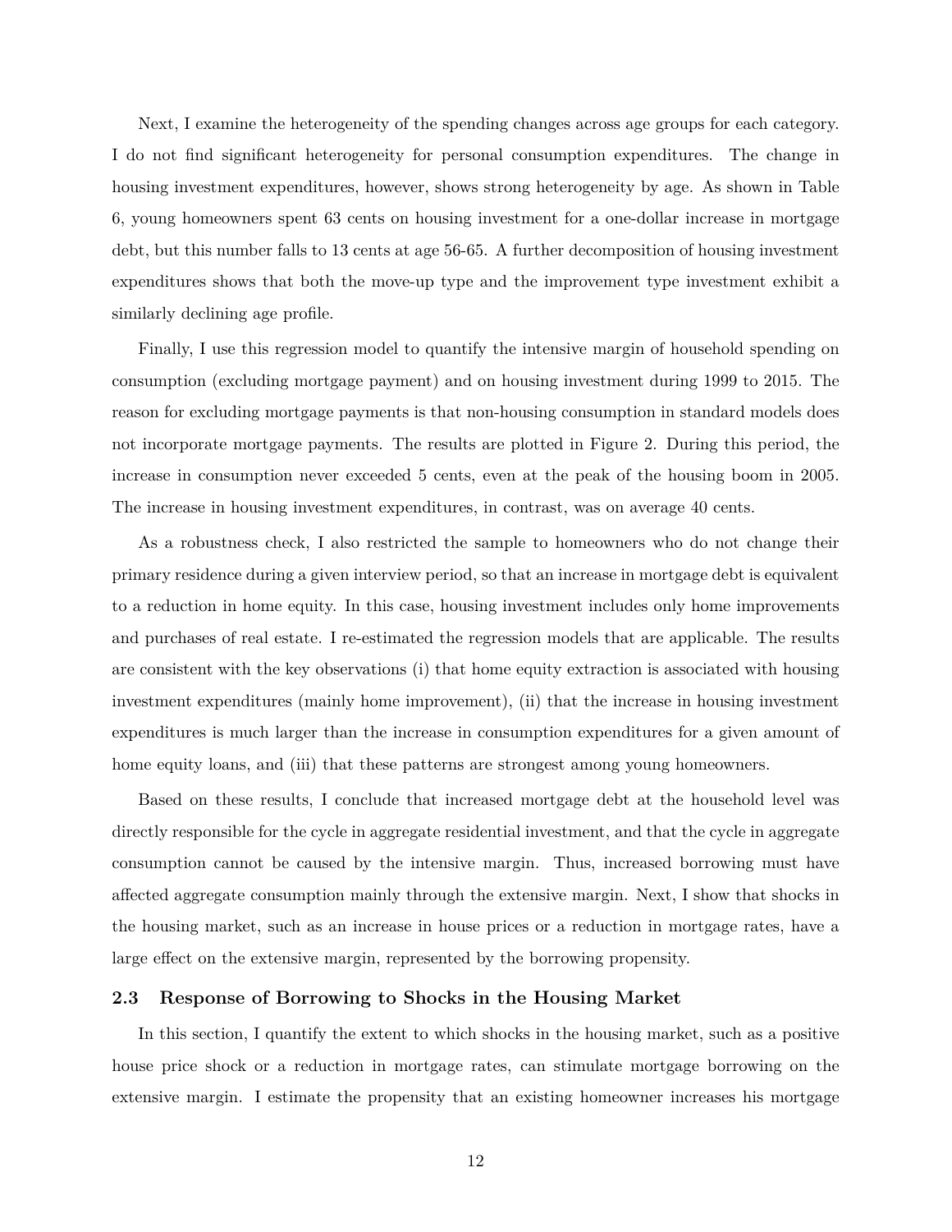Next, I examine the heterogeneity of the spending changes across age groups for each category. I do not find significant heterogeneity for personal consumption expenditures. The change in housing investment expenditures, however, shows strong heterogeneity by age. As shown in Table 6, young homeowners spent 63 cents on housing investment for a one-dollar increase in mortgage debt, but this number falls to 13 cents at age 56-65. A further decomposition of housing investment expenditures shows that both the move-up type and the improvement type investment exhibit a similarly declining age profile.

Finally, I use this regression model to quantify the intensive margin of household spending on consumption (excluding mortgage payment) and on housing investment during 1999 to 2015. The reason for excluding mortgage payments is that non-housing consumption in standard models does not incorporate mortgage payments. The results are plotted in Figure 2. During this period, the increase in consumption never exceeded 5 cents, even at the peak of the housing boom in 2005. The increase in housing investment expenditures, in contrast, was on average 40 cents.

As a robustness check, I also restricted the sample to homeowners who do not change their primary residence during a given interview period, so that an increase in mortgage debt is equivalent to a reduction in home equity. In this case, housing investment includes only home improvements and purchases of real estate. I re-estimated the regression models that are applicable. The results are consistent with the key observations (i) that home equity extraction is associated with housing investment expenditures (mainly home improvement), (ii) that the increase in housing investment expenditures is much larger than the increase in consumption expenditures for a given amount of home equity loans, and (iii) that these patterns are strongest among young homeowners.

Based on these results, I conclude that increased mortgage debt at the household level was directly responsible for the cycle in aggregate residential investment, and that the cycle in aggregate consumption cannot be caused by the intensive margin. Thus, increased borrowing must have affected aggregate consumption mainly through the extensive margin. Next, I show that shocks in the housing market, such as an increase in house prices or a reduction in mortgage rates, have a large effect on the extensive margin, represented by the borrowing propensity.

### 2.3 Response of Borrowing to Shocks in the Housing Market

In this section, I quantify the extent to which shocks in the housing market, such as a positive house price shock or a reduction in mortgage rates, can stimulate mortgage borrowing on the extensive margin. I estimate the propensity that an existing homeowner increases his mortgage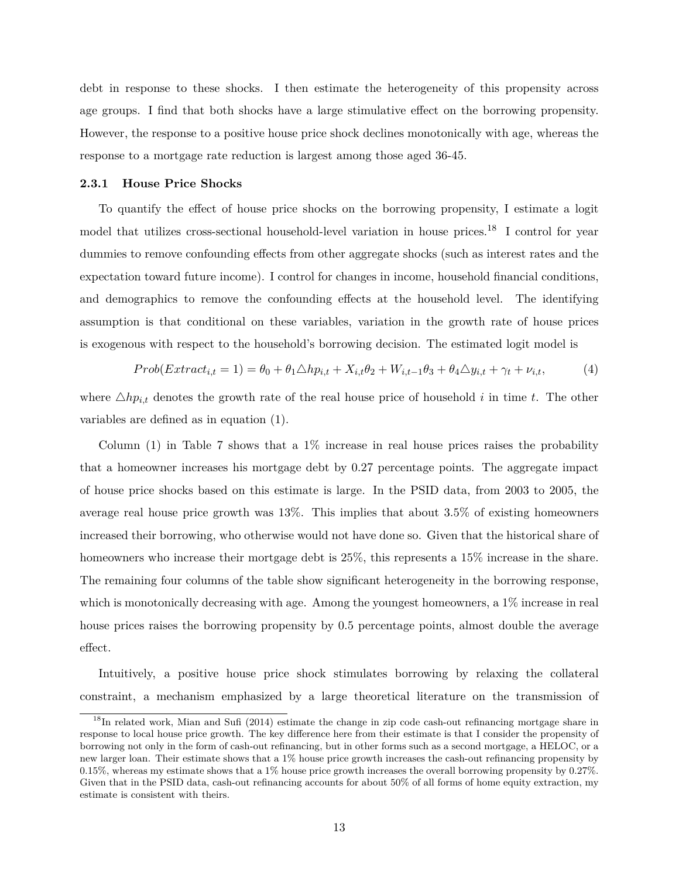debt in response to these shocks. I then estimate the heterogeneity of this propensity across age groups. I find that both shocks have a large stimulative effect on the borrowing propensity. However, the response to a positive house price shock declines monotonically with age, whereas the response to a mortgage rate reduction is largest among those aged 36-45.

### 2.3.1 House Price Shocks

To quantify the effect of house price shocks on the borrowing propensity, I estimate a logit model that utilizes cross-sectional household-level variation in house prices.[18] I control for year dummies to remove confounding effects from other aggregate shocks (such as interest rates and the expectation toward future income). I control for changes in income, household financial conditions, and demographics to remove the confounding effects at the household level. The identifying assumption is that conditional on these variables, variation in the growth rate of house prices is exogenous with respect to the household's borrowing decision. The estimated logit model is

$$Prob(Extract_{i,t} = 1) = \theta_0 + \theta_1 \triangle hp_{i,t} + X_{i,t}\theta_2 + W_{i,t-1}\theta_3 + \theta_4 \triangle y_{i,t} + \gamma_t + \nu_{i,t}, \tag{4}$$

where $\triangle hp_{i,t}$ denotes the growth rate of the real house price of household $i$ in time $t$. The other variables are defined as in equation (1).

Column (1) in Table 7 shows that a 1% increase in real house prices raises the probability that a homeowner increases his mortgage debt by 0.27 percentage points. The aggregate impact of house price shocks based on this estimate is large. In the PSID data, from 2003 to 2005, the average real house price growth was 13%. This implies that about 3.5% of existing homeowners increased their borrowing, who otherwise would not have done so. Given that the historical share of homeowners who increase their mortgage debt is 25%, this represents a 15% increase in the share. The remaining four columns of the table show significant heterogeneity in the borrowing response, which is monotonically decreasing with age. Among the youngest homeowners, a 1% increase in real house prices raises the borrowing propensity by 0.5 percentage points, almost double the average effect.

Intuitively, a positive house price shock stimulates borrowing by relaxing the collateral constraint, a mechanism emphasized by a large theoretical literature on the transmission of

[18] In related work, Mian and Sufi (2014) estimate the change in zip code cash-out refinancing mortgage share in response to local house price growth. The key difference here from their estimate is that I consider the propensity of borrowing not only in the form of cash-out refinancing, but in other forms such as a second mortgage, a HELOC, or a new larger loan. Their estimate shows that a 1% house price growth increases the cash-out refinancing propensity by 0.15%, whereas my estimate shows that a 1% house price growth increases the overall borrowing propensity by 0.27%. Given that in the PSID data, cash-out refinancing accounts for about 50% of all forms of home equity extraction, my estimate is consistent with theirs.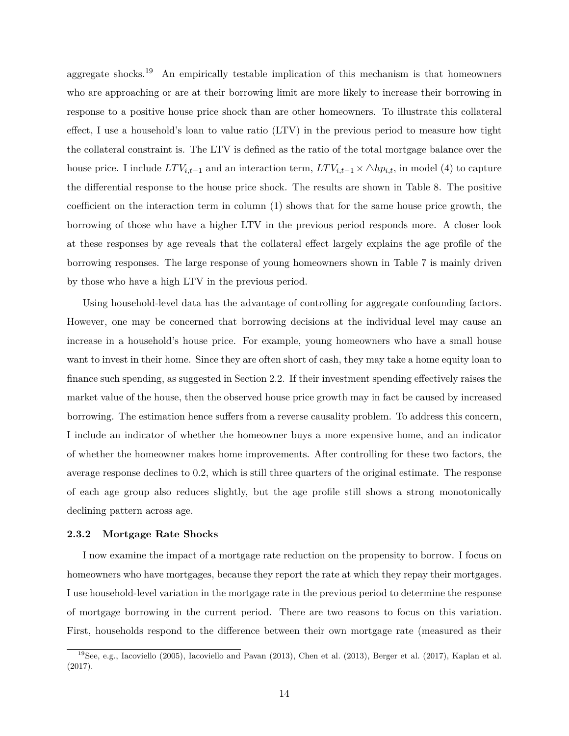aggregate shocks.[19] An empirically testable implication of this mechanism is that homeowners who are approaching or are at their borrowing limit are more likely to increase their borrowing in response to a positive house price shock than are other homeowners. To illustrate this collateral effect, I use a household's loan to value ratio (LTV) in the previous period to measure how tight the collateral constraint is. The LTV is defined as the ratio of the total mortgage balance over the house price. I include $LTV_{i,t-1}$ and an interaction term, $LTV_{i,t-1} \times \triangle hp_{i,t}$, in model (4) to capture the differential response to the house price shock. The results are shown in Table 8. The positive coefficient on the interaction term in column (1) shows that for the same house price growth, the borrowing of those who have a higher LTV in the previous period responds more. A closer look at these responses by age reveals that the collateral effect largely explains the age profile of the borrowing responses. The large response of young homeowners shown in Table 7 is mainly driven by those who have a high LTV in the previous period.

Using household-level data has the advantage of controlling for aggregate confounding factors. However, one may be concerned that borrowing decisions at the individual level may cause an increase in a household's house price. For example, young homeowners who have a small house want to invest in their home. Since they are often short of cash, they may take a home equity loan to finance such spending, as suggested in Section 2.2. If their investment spending effectively raises the market value of the house, then the observed house price growth may in fact be caused by increased borrowing. The estimation hence suffers from a reverse causality problem. To address this concern, I include an indicator of whether the homeowner buys a more expensive home, and an indicator of whether the homeowner makes home improvements. After controlling for these two factors, the average response declines to 0.2, which is still three quarters of the original estimate. The response of each age group also reduces slightly, but the age profile still shows a strong monotonically declining pattern across age.

### 2.3.2 Mortgage Rate Shocks

I now examine the impact of a mortgage rate reduction on the propensity to borrow. I focus on homeowners who have mortgages, because they report the rate at which they repay their mortgages. I use household-level variation in the mortgage rate in the previous period to determine the response of mortgage borrowing in the current period. There are two reasons to focus on this variation. First, households respond to the difference between their own mortgage rate (measured as their

[19] See, e.g., Iacoviello (2005), Iacoviello and Pavan (2013), Chen et al. (2013), Berger et al. (2017), Kaplan et al. (2017).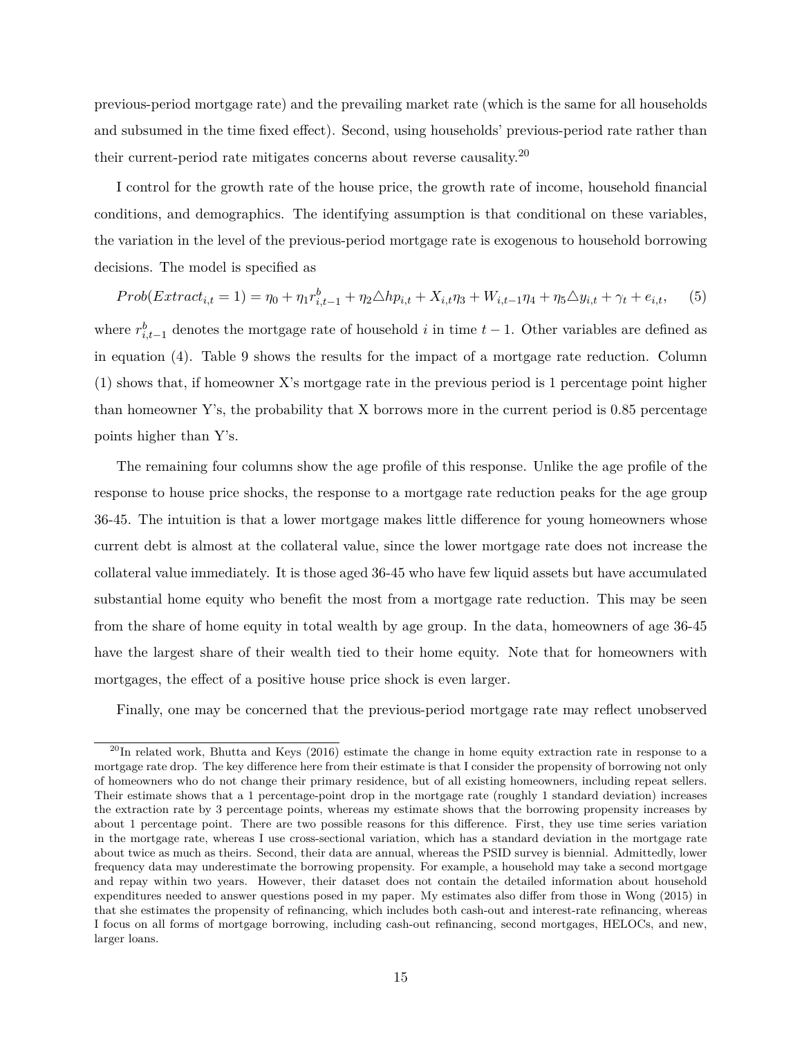previous-period mortgage rate) and the prevailing market rate (which is the same for all households and subsumed in the time fixed effect). Second, using households' previous-period rate rather than their current-period rate mitigates concerns about reverse causality.[20]

I control for the growth rate of the house price, the growth rate of income, household financial conditions, and demographics. The identifying assumption is that conditional on these variables, the variation in the level of the previous-period mortgage rate is exogenous to household borrowing decisions. The model is specified as

$$Prob(Extract_{i,t} = 1) = \eta_0 + \eta_1 r^b_{i,t-1} + \eta_2 \triangle hp_{i,t} + X_{i,t}\eta_3 + W_{i,t-1}\eta_4 + \eta_5 \triangle y_{i,t} + \gamma_t + e_{i,t}, \tag{5}$$

where $r^b_{i,t-1}$ denotes the mortgage rate of household $i$ in time $t-1$. Other variables are defined as in equation (4). Table 9 shows the results for the impact of a mortgage rate reduction. Column (1) shows that, if homeowner X's mortgage rate in the previous period is 1 percentage point higher than homeowner Y's, the probability that X borrows more in the current period is 0.85 percentage points higher than Y's.

The remaining four columns show the age profile of this response. Unlike the age profile of the response to house price shocks, the response to a mortgage rate reduction peaks for the age group 36-45. The intuition is that a lower mortgage makes little difference for young homeowners whose current debt is almost at the collateral value, since the lower mortgage rate does not increase the collateral value immediately. It is those aged 36-45 who have few liquid assets but have accumulated substantial home equity who benefit the most from a mortgage rate reduction. This may be seen from the share of home equity in total wealth by age group. In the data, homeowners of age 36-45 have the largest share of their wealth tied to their home equity. Note that for homeowners with mortgages, the effect of a positive house price shock is even larger.

Finally, one may be concerned that the previous-period mortgage rate may reflect unobserved

[20] In related work, Bhutta and Keys (2016) estimate the change in home equity extraction rate in response to a mortgage rate drop. The key difference here from their estimate is that I consider the propensity of borrowing not only of homeowners who do not change their primary residence, but of all existing homeowners, including repeat sellers. Their estimate shows that a 1 percentage-point drop in the mortgage rate (roughly 1 standard deviation) increases the extraction rate by 3 percentage points, whereas my estimate shows that the borrowing propensity increases by about 1 percentage point. There are two possible reasons for this difference. First, they use time series variation in the mortgage rate, whereas I use cross-sectional variation, which has a standard deviation in the mortgage rate about twice as much as theirs. Second, their data are annual, whereas the PSID survey is biennial. Admittedly, lower frequency data may underestimate the borrowing propensity. For example, a household may take a second mortgage and repay within two years. However, their dataset does not contain the detailed information about household expenditures needed to answer questions posed in my paper. My estimates also differ from those in Wong (2015) in that she estimates the propensity of refinancing, which includes both cash-out and interest-rate refinancing, whereas I focus on all forms of mortgage borrowing, including cash-out refinancing, second mortgages, HELOCs, and new, larger loans.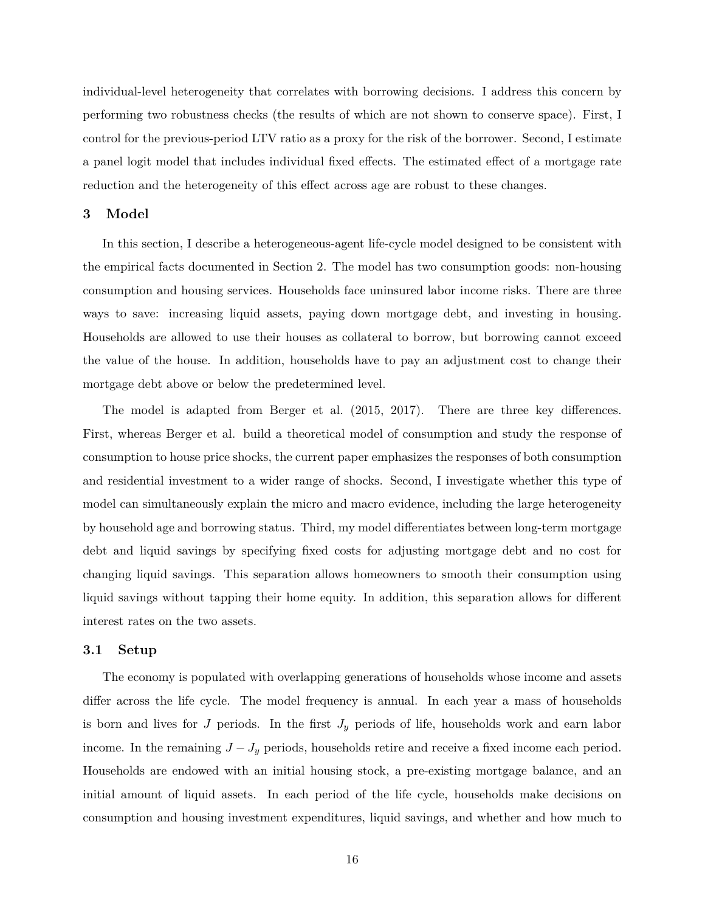individual-level heterogeneity that correlates with borrowing decisions. I address this concern by performing two robustness checks (the results of which are not shown to conserve space). First, I control for the previous-period LTV ratio as a proxy for the risk of the borrower. Second, I estimate a panel logit model that includes individual fixed effects. The estimated effect of a mortgage rate reduction and the heterogeneity of this effect across age are robust to these changes.

## 3 Model

In this section, I describe a heterogeneous-agent life-cycle model designed to be consistent with the empirical facts documented in Section 2. The model has two consumption goods: non-housing consumption and housing services. Households face uninsured labor income risks. There are three ways to save: increasing liquid assets, paying down mortgage debt, and investing in housing. Households are allowed to use their houses as collateral to borrow, but borrowing cannot exceed the value of the house. In addition, households have to pay an adjustment cost to change their mortgage debt above or below the predetermined level.

The model is adapted from Berger et al. (2015, 2017). There are three key differences. First, whereas Berger et al. build a theoretical model of consumption and study the response of consumption to house price shocks, the current paper emphasizes the responses of both consumption and residential investment to a wider range of shocks. Second, I investigate whether this type of model can simultaneously explain the micro and macro evidence, including the large heterogeneity by household age and borrowing status. Third, my model differentiates between long-term mortgage debt and liquid savings by specifying fixed costs for adjusting mortgage debt and no cost for changing liquid savings. This separation allows homeowners to smooth their consumption using liquid savings without tapping their home equity. In addition, this separation allows for different interest rates on the two assets.

### 3.1 Setup

The economy is populated with overlapping generations of households whose income and assets differ across the life cycle. The model frequency is annual. In each year a mass of households is born and lives for $J$ periods. In the first $J_y$ periods of life, households work and earn labor income. In the remaining $J - J_y$ periods, households retire and receive a fixed income each period. Households are endowed with an initial housing stock, a pre-existing mortgage balance, and an initial amount of liquid assets. In each period of the life cycle, households make decisions on consumption and housing investment expenditures, liquid savings, and whether and how much to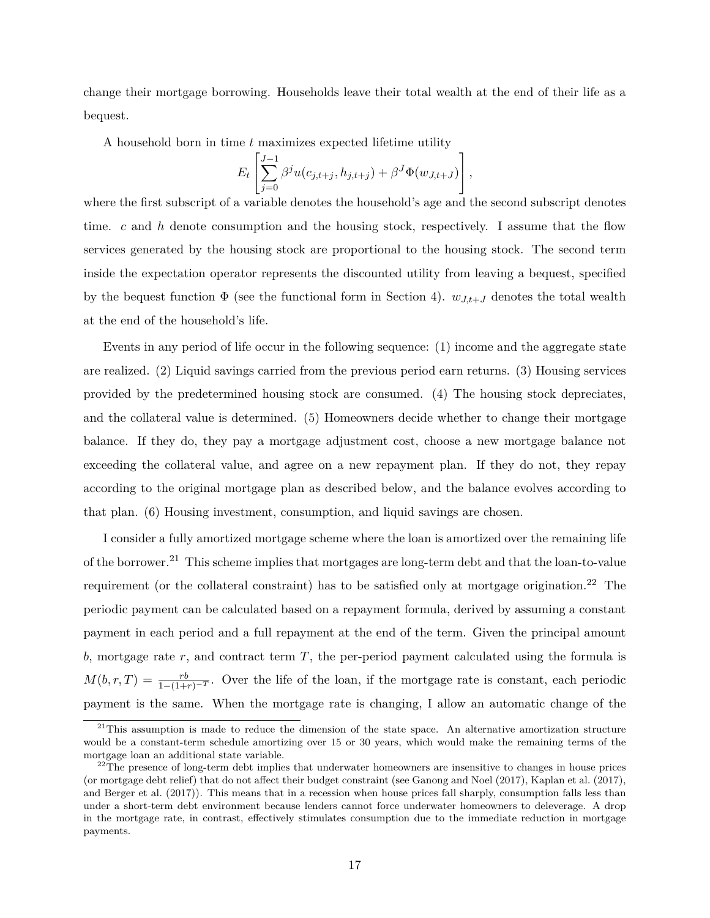change their mortgage borrowing. Households leave their total wealth at the end of their life as a bequest.

A household born in time $t$ maximizes expected lifetime utility

$$E_t \left[ \sum_{j=0}^{J-1} \beta^j u(c_{j,t+j}, h_{j,t+j}) + \beta^J \Phi(w_{J,t+J}) \right],$$

where the first subscript of a variable denotes the household's age and the second subscript denotes time. $c$ and $h$ denote consumption and the housing stock, respectively. I assume that the flow services generated by the housing stock are proportional to the housing stock. The second term inside the expectation operator represents the discounted utility from leaving a bequest, specified by the bequest function $\Phi$ (see the functional form in Section 4). $w_{J,t+J}$ denotes the total wealth at the end of the household's life.

Events in any period of life occur in the following sequence: (1) income and the aggregate state are realized. (2) Liquid savings carried from the previous period earn returns. (3) Housing services provided by the predetermined housing stock are consumed. (4) The housing stock depreciates, and the collateral value is determined. (5) Homeowners decide whether to change their mortgage balance. If they do, they pay a mortgage adjustment cost, choose a new mortgage balance not exceeding the collateral value, and agree on a new repayment plan. If they do not, they repay according to the original mortgage plan as described below, and the balance evolves according to that plan. (6) Housing investment, consumption, and liquid savings are chosen.

I consider a fully amortized mortgage scheme where the loan is amortized over the remaining life of the borrower.[21] This scheme implies that mortgages are long-term debt and that the loan-to-value requirement (or the collateral constraint) has to be satisfied only at mortgage origination.[22] The periodic payment can be calculated based on a repayment formula, derived by assuming a constant payment in each period and a full repayment at the end of the term. Given the principal amount $b$, mortgage rate $r$, and contract term $T$, the per-period payment calculated using the formula is $M(b, r, T) = \frac{rb}{1-(1+r)^{-T}}$. Over the life of the loan, if the mortgage rate is constant, each periodic payment is the same. When the mortgage rate is changing, I allow an automatic change of the

[21] This assumption is made to reduce the dimension of the state space. An alternative amortization structure would be a constant-term schedule amortizing over 15 or 30 years, which would make the remaining terms of the mortgage loan an additional state variable.

[22] The presence of long-term debt implies that underwater homeowners are insensitive to changes in house prices (or mortgage debt relief) that do not affect their budget constraint (see Ganong and Noel (2017), Kaplan et al. (2017), and Berger et al. (2017)). This means that in a recession when house prices fall sharply, consumption falls less than under a short-term debt environment because lenders cannot force underwater homeowners to deleverage. A drop in the mortgage rate, in contrast, effectively stimulates consumption due to the immediate reduction in mortgage payments.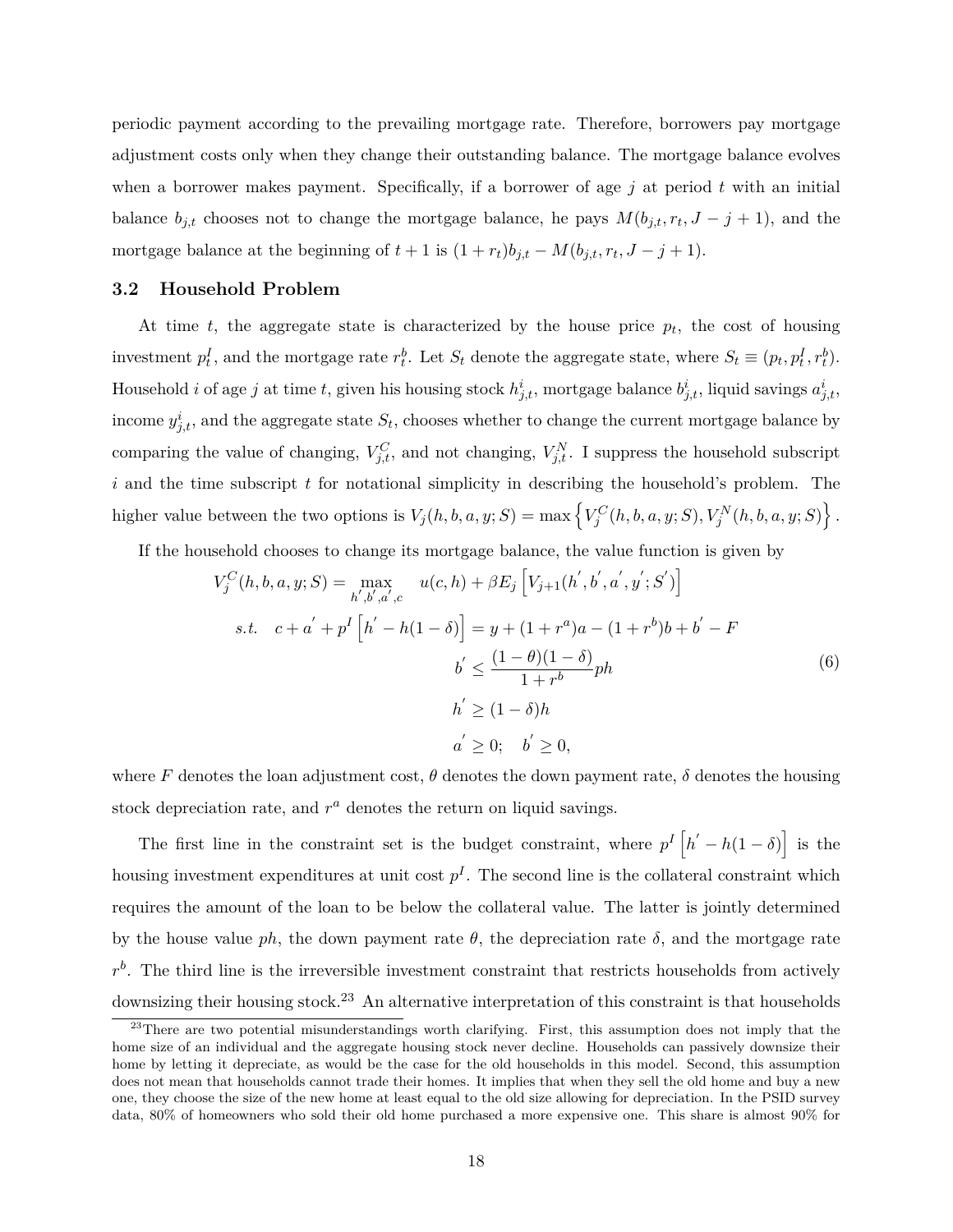periodic payment according to the prevailing mortgage rate. Therefore, borrowers pay mortgage adjustment costs only when they change their outstanding balance. The mortgage balance evolves when a borrower makes payment. Specifically, if a borrower of age $j$ at period $t$ with an initial balance $b_{j,t}$ chooses not to change the mortgage balance, he pays $M(b_{j,t}, r_t, J-j+1)$, and the mortgage balance at the beginning of $t+1$ is $(1+r_t)b_{j,t} - M(b_{j,t}, r_t, J-j+1)$.

### 3.2 Household Problem

At time $t$, the aggregate state is characterized by the house price $p_t$, the cost of housing investment $p^I_t$, and the mortgage rate $r^b_t$. Let $S_t$ denote the aggregate state, where $S_t \equiv (p_t, p^I_t, r^b_t)$. Household $i$ of age $j$ at time $t$, given his housing stock $h^i_{j,t}$, mortgage balance $b^i_{j,t}$, liquid savings $a^i_{j,t}$, income $y^i_{j,t}$, and the aggregate state $S_t$, chooses whether to change the current mortgage balance by comparing the value of changing, $V^C_{j,t}$, and not changing, $V^N_{j,t}$. I suppress the household subscript $i$ and the time subscript $t$ for notational simplicity in describing the household's problem. The higher value between the two options is $V_j(h,b,a,y;S) = \max\left\{V^C_j(h,b,a,y;S), V^N_j(h,b,a,y;S)\right\}$.

If the household chooses to change its mortgage balance, the value function is given by

$$
\begin{aligned}
V^C_j(h,b,a,y;S) = \max_{h',b',a',c} \quad & u(c,h) + \beta E_j\left[V_{j+1}(h',b',a',y';S')\right] \\
s.t. \quad c + a' + p^I\left[h' - h(1-\delta)\right] &= y + (1+r^a)a - (1+r^b)b + b' - F \\
b' &\leq \frac{(1-\theta)(1-\delta)}{1+r^b}ph \\
h' &\geq (1-\delta)h \\
a' &\geq 0; \quad b' \geq 0,
\end{aligned}
\tag{6}
$$

where $F$ denotes the loan adjustment cost, $\theta$ denotes the down payment rate, $\delta$ denotes the housing stock depreciation rate, and $r^a$ denotes the return on liquid savings.

The first line in the constraint set is the budget constraint, where $p^I\left[h' - h(1-\delta)\right]$ is the housing investment expenditures at unit cost $p^I$. The second line is the collateral constraint which requires the amount of the loan to be below the collateral value. The latter is jointly determined by the house value $ph$, the down payment rate $\theta$, the depreciation rate $\delta$, and the mortgage rate $r^b$. The third line is the irreversible investment constraint that restricts households from actively downsizing their housing stock.[23] An alternative interpretation of this constraint is that households

[23] There are two potential misunderstandings worth clarifying. First, this assumption does not imply that the home size of an individual and the aggregate housing stock never decline. Households can passively downsize their home by letting it depreciate, as would be the case for the old households in this model. Second, this assumption does not mean that households cannot trade their homes. It implies that when they sell the old home and buy a new one, they choose the size of the new home at least equal to the old size allowing for depreciation. In the PSID survey data, 80% of homeowners who sold their old home purchased a more expensive one. This share is almost 90% for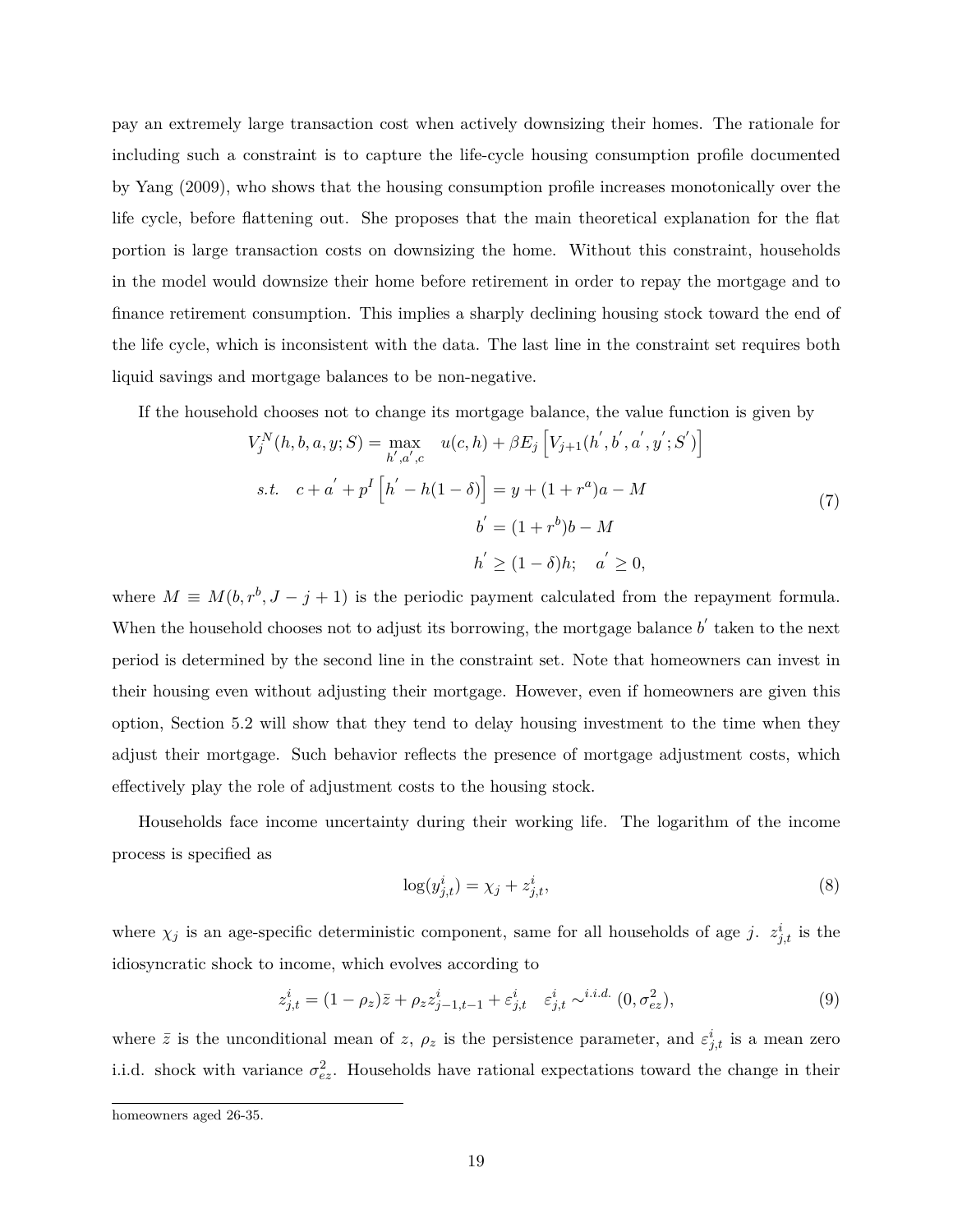pay an extremely large transaction cost when actively downsizing their homes. The rationale for including such a constraint is to capture the life-cycle housing consumption profile documented by Yang (2009), who shows that the housing consumption profile increases monotonically over the life cycle, before flattening out. She proposes that the main theoretical explanation for the flat portion is large transaction costs on downsizing the home. Without this constraint, households in the model would downsize their home before retirement in order to repay the mortgage and to finance retirement consumption. This implies a sharply declining housing stock toward the end of the life cycle, which is inconsistent with the data. The last line in the constraint set requires both liquid savings and mortgage balances to be non-negative.

If the household chooses not to change its mortgage balance, the value function is given by

$$
\begin{aligned}
V_j^N(h,b,a,y;S) = \max_{h^{'},a^{'},c} \quad & u(c,h) + \beta E_j\left[V_{j+1}(h^{'},b^{'},a^{'},y^{'};S^{'})\right] \\
s.t. \quad c + a^{'} + p^I\left[h^{'} - h(1-\delta)\right] &= y + (1+r^a)a - M \\
b^{'} &= (1+r^b)b - M \\
h^{'} &\geq (1-\delta)h; \quad a^{'} \geq 0,
\end{aligned}
\tag{7}
$$

where $M \equiv M(b, r^b, J-j+1)$ is the periodic payment calculated from the repayment formula. When the household chooses not to adjust its borrowing, the mortgage balance $b^{'}$ taken to the next period is determined by the second line in the constraint set. Note that homeowners can invest in their housing even without adjusting their mortgage. However, even if homeowners are given this option, Section 5.2 will show that they tend to delay housing investment to the time when they adjust their mortgage. Such behavior reflects the presence of mortgage adjustment costs, which effectively play the role of adjustment costs to the housing stock.

Households face income uncertainty during their working life. The logarithm of the income process is specified as

$$
\log(y_{j,t}^i) = \chi_j + z_{j,t}^i, \tag{8}
$$

where $\chi_j$ is an age-specific deterministic component, same for all households of age $j$. $z_{j,t}^i$ is the idiosyncratic shock to income, which evolves according to

$$
z_{j,t}^i = (1-\rho_z)\bar{z} + \rho_z z_{j-1,t-1}^i + \varepsilon_{j,t}^i \quad \varepsilon_{j,t}^i \sim^{i.i.d.} (0, \sigma_{ez}^2), \tag{9}
$$

where $\bar{z}$ is the unconditional mean of $z$, $\rho_z$ is the persistence parameter, and $\varepsilon_{j,t}^i$ is a mean zero i.i.d. shock with variance $\sigma_{ez}^2$. Households have rational expectations toward the change in their

homeowners aged 26-35.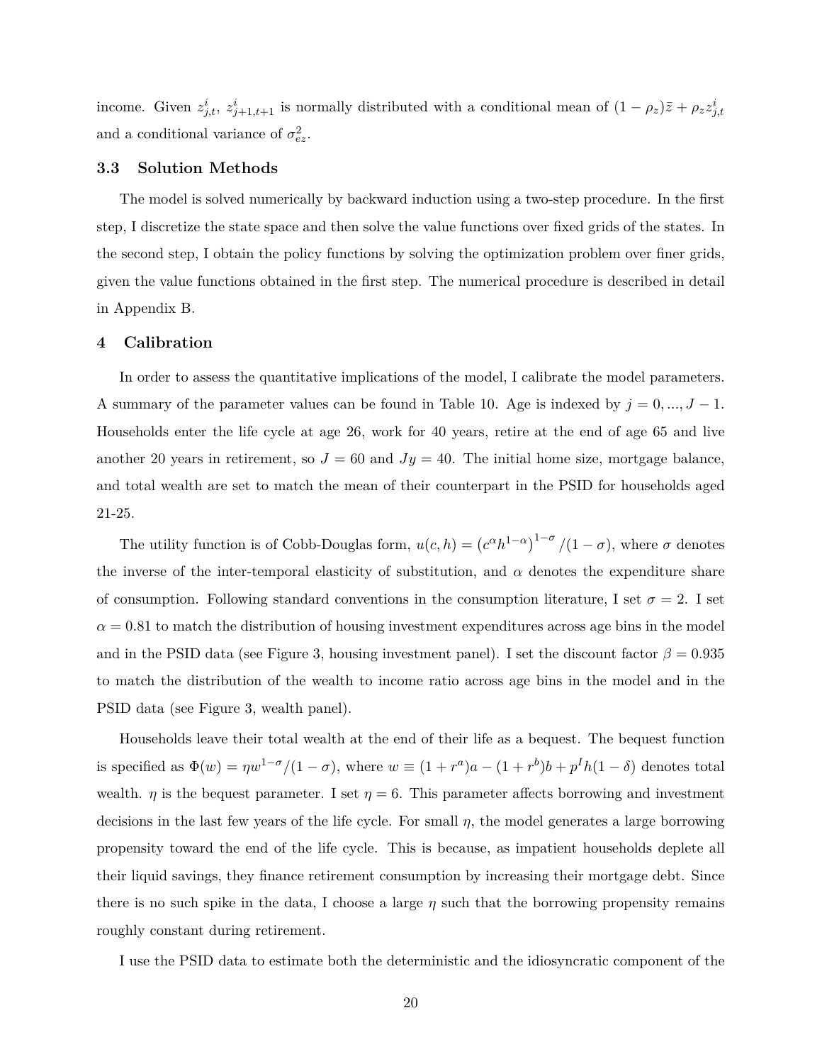income. Given $z^i_{j,t}$, $z^i_{j+1,t+1}$ is normally distributed with a conditional mean of $(1-\rho_z)\bar{z} + \rho_z z^i_{j,t}$ and a conditional variance of $\sigma^2_{ez}$.

### 3.3 Solution Methods

The model is solved numerically by backward induction using a two-step procedure. In the first step, I discretize the state space and then solve the value functions over fixed grids of the states. In the second step, I obtain the policy functions by solving the optimization problem over finer grids, given the value functions obtained in the first step. The numerical procedure is described in detail in Appendix B.

## 4 Calibration

In order to assess the quantitative implications of the model, I calibrate the model parameters. A summary of the parameter values can be found in Table 10. Age is indexed by $j = 0, ..., J-1$. Households enter the life cycle at age 26, work for 40 years, retire at the end of age 65 and live another 20 years in retirement, so $J = 60$ and $Jy = 40$. The initial home size, mortgage balance, and total wealth are set to match the mean of their counterpart in the PSID for households aged 21-25.

The utility function is of Cobb-Douglas form, $u(c,h) = \left(c^{\alpha}h^{1-\alpha}\right)^{1-\sigma}/(1-\sigma)$, where $\sigma$ denotes the inverse of the inter-temporal elasticity of substitution, and $\alpha$ denotes the expenditure share of consumption. Following standard conventions in the consumption literature, I set $\sigma = 2$. I set $\alpha = 0.81$ to match the distribution of housing investment expenditures across age bins in the model and in the PSID data (see Figure 3, housing investment panel). I set the discount factor $\beta = 0.935$ to match the distribution of the wealth to income ratio across age bins in the model and in the PSID data (see Figure 3, wealth panel).

Households leave their total wealth at the end of their life as a bequest. The bequest function is specified as $\Phi(w) = \eta w^{1-\sigma}/(1-\sigma)$, where $w \equiv (1+r^a)a - (1+r^b)b + p^I h(1-\delta)$ denotes total wealth. $\eta$ is the bequest parameter. I set $\eta = 6$. This parameter affects borrowing and investment decisions in the last few years of the life cycle. For small $\eta$, the model generates a large borrowing propensity toward the end of the life cycle. This is because, as impatient households deplete all their liquid savings, they finance retirement consumption by increasing their mortgage debt. Since there is no such spike in the data, I choose a large $\eta$ such that the borrowing propensity remains roughly constant during retirement.

I use the PSID data to estimate both the deterministic and the idiosyncratic component of the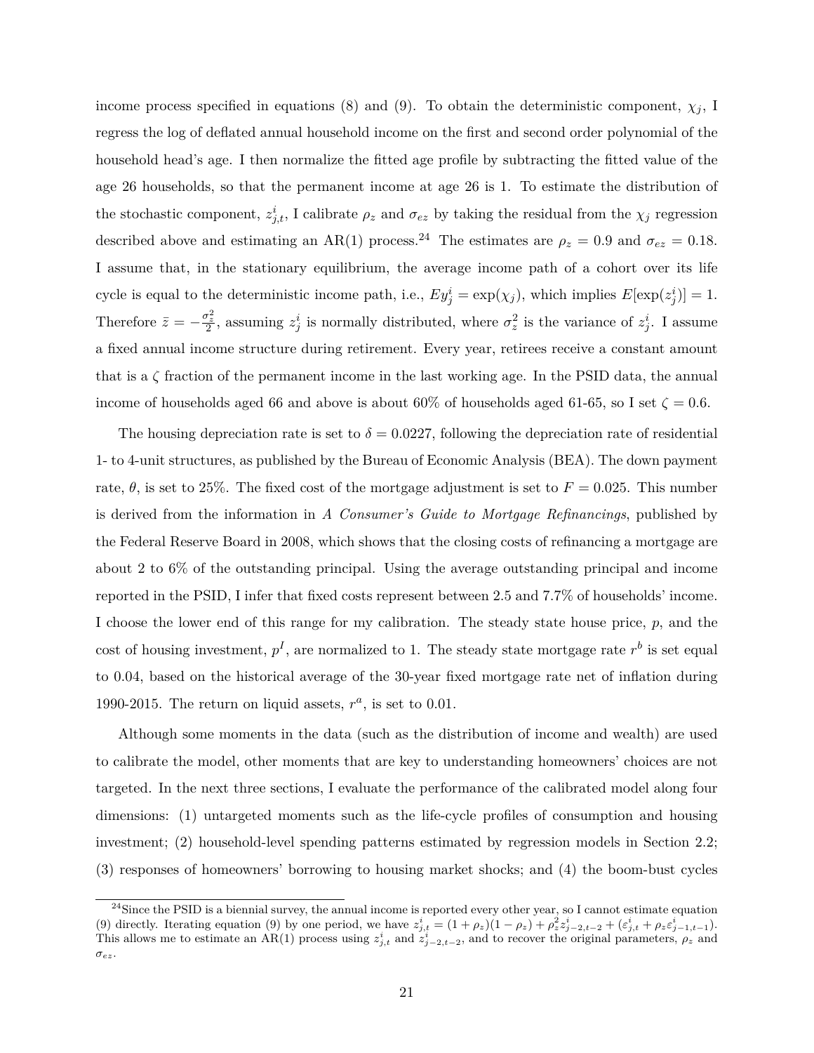income process specified in equations (8) and (9). To obtain the deterministic component, $\chi_j$, I regress the log of deflated annual household income on the first and second order polynomial of the household head's age. I then normalize the fitted age profile by subtracting the fitted value of the age 26 households, so that the permanent income at age 26 is 1. To estimate the distribution of the stochastic component, $z^i_{j,t}$, I calibrate $\rho_z$ and $\sigma_{ez}$ by taking the residual from the $\chi_j$ regression described above and estimating an AR(1) process.[24] The estimates are $\rho_z = 0.9$ and $\sigma_{ez} = 0.18$. I assume that, in the stationary equilibrium, the average income path of a cohort over its life cycle is equal to the deterministic income path, i.e., $Ey^i_j = \exp(\chi_j)$, which implies $E[\exp(z^i_j)] = 1$. Therefore $\bar{z} = -\frac{\sigma^2_z}{2}$, assuming $z^i_j$ is normally distributed, where $\sigma^2_z$ is the variance of $z^i_j$. I assume a fixed annual income structure during retirement. Every year, retirees receive a constant amount that is a $\zeta$ fraction of the permanent income in the last working age. In the PSID data, the annual income of households aged 66 and above is about 60% of households aged 61-65, so I set $\zeta = 0.6$.

The housing depreciation rate is set to $\delta = 0.0227$, following the depreciation rate of residential 1- to 4-unit structures, as published by the Bureau of Economic Analysis (BEA). The down payment rate, $\theta$, is set to 25%. The fixed cost of the mortgage adjustment is set to $F = 0.025$. This number is derived from the information in *A Consumer's Guide to Mortgage Refinancings*, published by the Federal Reserve Board in 2008, which shows that the closing costs of refinancing a mortgage are about 2 to 6% of the outstanding principal. Using the average outstanding principal and income reported in the PSID, I infer that fixed costs represent between 2.5 and 7.7% of households' income. I choose the lower end of this range for my calibration. The steady state house price, $p$, and the cost of housing investment, $p^I$, are normalized to 1. The steady state mortgage rate $r^b$ is set equal to 0.04, based on the historical average of the 30-year fixed mortgage rate net of inflation during 1990-2015. The return on liquid assets, $r^a$, is set to 0.01.

Although some moments in the data (such as the distribution of income and wealth) are used to calibrate the model, other moments that are key to understanding homeowners' choices are not targeted. In the next three sections, I evaluate the performance of the calibrated model along four dimensions: (1) untargeted moments such as the life-cycle profiles of consumption and housing investment; (2) household-level spending patterns estimated by regression models in Section 2.2; (3) responses of homeowners' borrowing to housing market shocks; and (4) the boom-bust cycles

[24] Since the PSID is a biennial survey, the annual income is reported every other year, so I cannot estimate equation (9) directly. Iterating equation (9) by one period, we have $z^i_{j,t} = (1+\rho_z)(1-\rho_z) + \rho^2_z z^i_{j-2,t-2} + (\varepsilon^i_{j,t} + \rho_z \varepsilon^i_{j-1,t-1})$. This allows me to estimate an AR(1) process using $z^i_{j,t}$ and $z^i_{j-2,t-2}$, and to recover the original parameters, $\rho_z$ and $\sigma_{ez}$.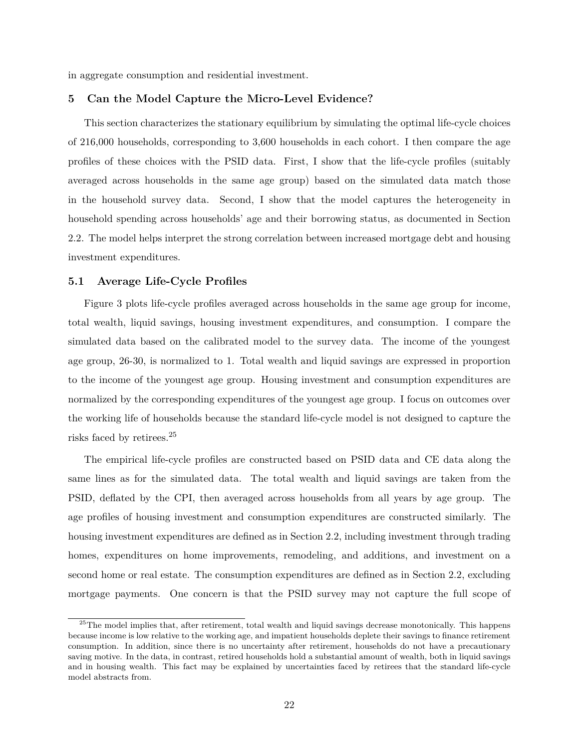in aggregate consumption and residential investment.

## 5 Can the Model Capture the Micro-Level Evidence?

This section characterizes the stationary equilibrium by simulating the optimal life-cycle choices of 216,000 households, corresponding to 3,600 households in each cohort. I then compare the age profiles of these choices with the PSID data. First, I show that the life-cycle profiles (suitably averaged across households in the same age group) based on the simulated data match those in the household survey data. Second, I show that the model captures the heterogeneity in household spending across households' age and their borrowing status, as documented in Section 2.2. The model helps interpret the strong correlation between increased mortgage debt and housing investment expenditures.

### 5.1 Average Life-Cycle Profiles

Figure 3 plots life-cycle profiles averaged across households in the same age group for income, total wealth, liquid savings, housing investment expenditures, and consumption. I compare the simulated data based on the calibrated model to the survey data. The income of the youngest age group, 26-30, is normalized to 1. Total wealth and liquid savings are expressed in proportion to the income of the youngest age group. Housing investment and consumption expenditures are normalized by the corresponding expenditures of the youngest age group. I focus on outcomes over the working life of households because the standard life-cycle model is not designed to capture the risks faced by retirees.[25]

The empirical life-cycle profiles are constructed based on PSID data and CE data along the same lines as for the simulated data. The total wealth and liquid savings are taken from the PSID, deflated by the CPI, then averaged across households from all years by age group. The age profiles of housing investment and consumption expenditures are constructed similarly. The housing investment expenditures are defined as in Section 2.2, including investment through trading homes, expenditures on home improvements, remodeling, and additions, and investment on a second home or real estate. The consumption expenditures are defined as in Section 2.2, excluding mortgage payments. One concern is that the PSID survey may not capture the full scope of

[25] The model implies that, after retirement, total wealth and liquid savings decrease monotonically. This happens because income is low relative to the working age, and impatient households deplete their savings to finance retirement consumption. In addition, since there is no uncertainty after retirement, households do not have a precautionary saving motive. In the data, in contrast, retired households hold a substantial amount of wealth, both in liquid savings and in housing wealth. This fact may be explained by uncertainties faced by retirees that the standard life-cycle model abstracts from.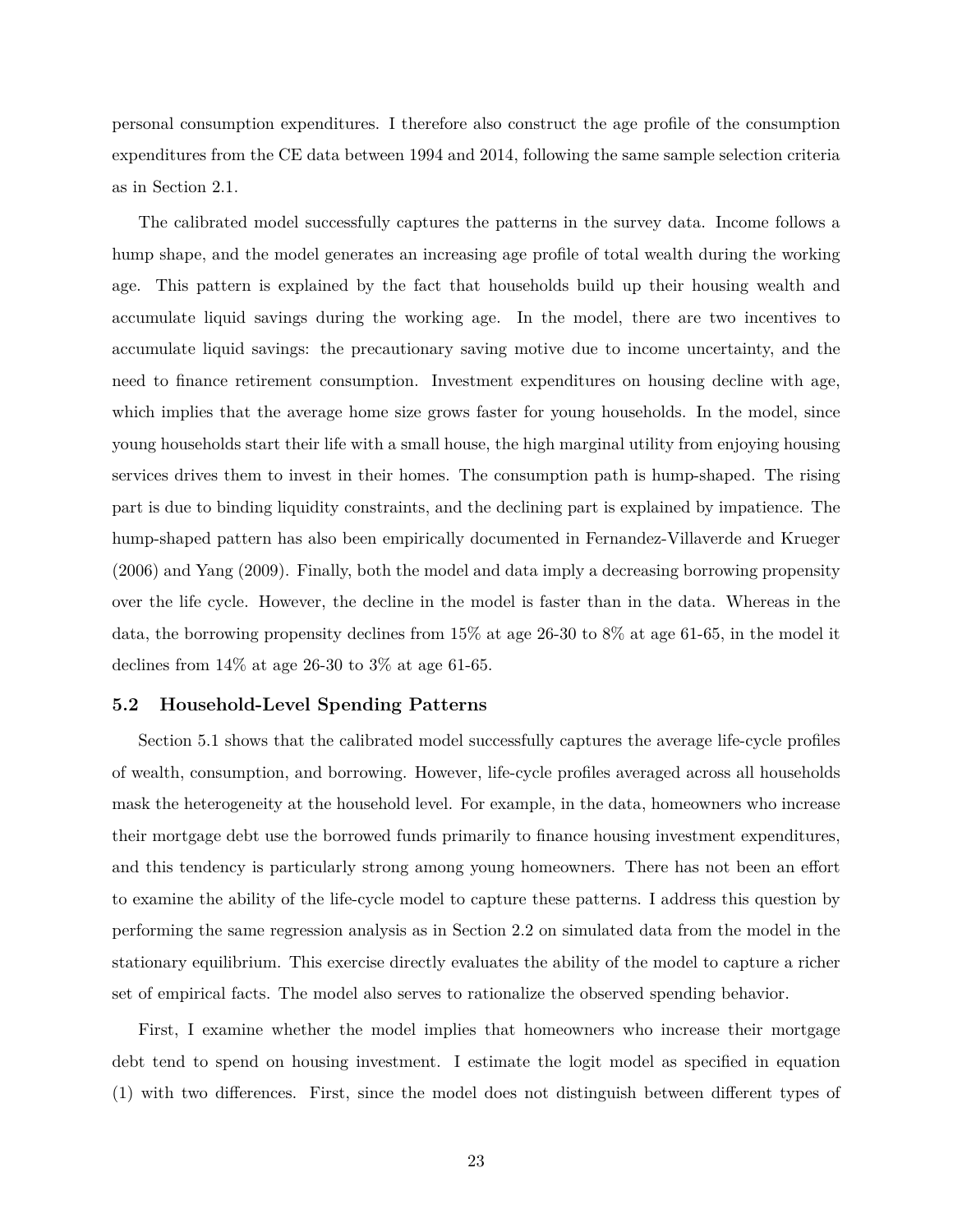personal consumption expenditures. I therefore also construct the age profile of the consumption expenditures from the CE data between 1994 and 2014, following the same sample selection criteria as in Section 2.1.

The calibrated model successfully captures the patterns in the survey data. Income follows a hump shape, and the model generates an increasing age profile of total wealth during the working age. This pattern is explained by the fact that households build up their housing wealth and accumulate liquid savings during the working age. In the model, there are two incentives to accumulate liquid savings: the precautionary saving motive due to income uncertainty, and the need to finance retirement consumption. Investment expenditures on housing decline with age, which implies that the average home size grows faster for young households. In the model, since young households start their life with a small house, the high marginal utility from enjoying housing services drives them to invest in their homes. The consumption path is hump-shaped. The rising part is due to binding liquidity constraints, and the declining part is explained by impatience. The hump-shaped pattern has also been empirically documented in Fernandez-Villaverde and Krueger (2006) and Yang (2009). Finally, both the model and data imply a decreasing borrowing propensity over the life cycle. However, the decline in the model is faster than in the data. Whereas in the data, the borrowing propensity declines from 15% at age 26-30 to 8% at age 61-65, in the model it declines from 14% at age 26-30 to 3% at age 61-65.

### 5.2 Household-Level Spending Patterns

Section 5.1 shows that the calibrated model successfully captures the average life-cycle profiles of wealth, consumption, and borrowing. However, life-cycle profiles averaged across all households mask the heterogeneity at the household level. For example, in the data, homeowners who increase their mortgage debt use the borrowed funds primarily to finance housing investment expenditures, and this tendency is particularly strong among young homeowners. There has not been an effort to examine the ability of the life-cycle model to capture these patterns. I address this question by performing the same regression analysis as in Section 2.2 on simulated data from the model in the stationary equilibrium. This exercise directly evaluates the ability of the model to capture a richer set of empirical facts. The model also serves to rationalize the observed spending behavior.

First, I examine whether the model implies that homeowners who increase their mortgage debt tend to spend on housing investment. I estimate the logit model as specified in equation (1) with two differences. First, since the model does not distinguish between different types of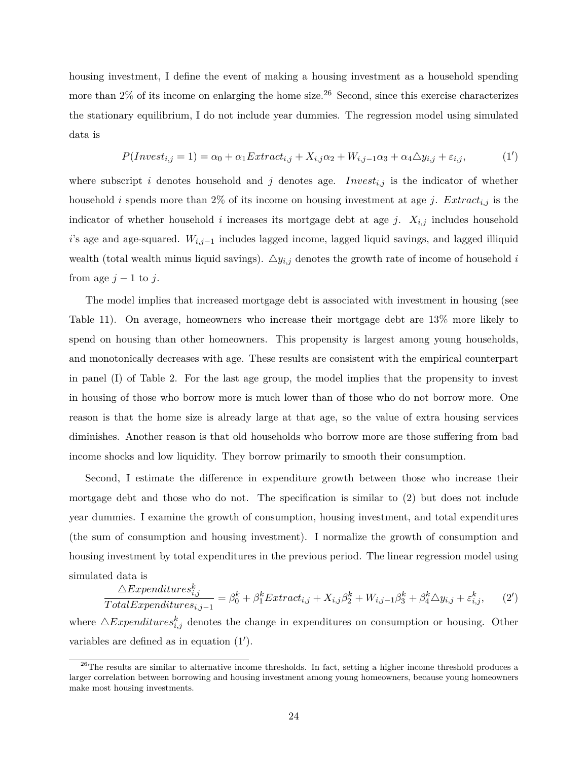housing investment, I define the event of making a housing investment as a household spending more than 2% of its income on enlarging the home size.[26] Second, since this exercise characterizes the stationary equilibrium, I do not include year dummies. The regression model using simulated data is

$$P(Invest_{i,j} = 1) = \alpha_0 + \alpha_1 Extract_{i,j} + X_{i,j}\alpha_2 + W_{i,j-1}\alpha_3 + \alpha_4 \triangle y_{i,j} + \varepsilon_{i,j}, \tag{1'}$$

where subscript $i$ denotes household and $j$ denotes age. $Invest_{i,j}$ is the indicator of whether household $i$ spends more than 2% of its income on housing investment at age $j$. $Extract_{i,j}$ is the indicator of whether household $i$ increases its mortgage debt at age $j$. $X_{i,j}$ includes household $i$'s age and age-squared. $W_{i,j-1}$ includes lagged income, lagged liquid savings, and lagged illiquid wealth (total wealth minus liquid savings). $\triangle y_{i,j}$ denotes the growth rate of income of household $i$ from age $j-1$ to $j$.

The model implies that increased mortgage debt is associated with investment in housing (see Table 11). On average, homeowners who increase their mortgage debt are 13% more likely to spend on housing than other homeowners. This propensity is largest among young households, and monotonically decreases with age. These results are consistent with the empirical counterpart in panel (I) of Table 2. For the last age group, the model implies that the propensity to invest in housing of those who borrow more is much lower than of those who do not borrow more. One reason is that the home size is already large at that age, so the value of extra housing services diminishes. Another reason is that old households who borrow more are those suffering from bad income shocks and low liquidity. They borrow primarily to smooth their consumption.

Second, I estimate the difference in expenditure growth between those who increase their mortgage debt and those who do not. The specification is similar to (2) but does not include year dummies. I examine the growth of consumption, housing investment, and total expenditures (the sum of consumption and housing investment). I normalize the growth of consumption and housing investment by total expenditures in the previous period. The linear regression model using simulated data is

$$\frac{\triangle Expenditures^k_{i,j}}{TotalExpenditures_{i,j-1}} = \beta^k_0 + \beta^k_1 Extract_{i,j} + X_{i,j}\beta^k_2 + W_{i,j-1}\beta^k_3 + \beta^k_4 \triangle y_{i,j} + \varepsilon^k_{i,j}, \tag{2'}$$

where $\triangle Expenditures^k_{i,j}$ denotes the change in expenditures on consumption or housing. Other variables are defined as in equation (1′).

[26] The results are similar to alternative income thresholds. In fact, setting a higher income threshold produces a larger correlation between borrowing and housing investment among young homeowners, because young homeowners make most housing investments.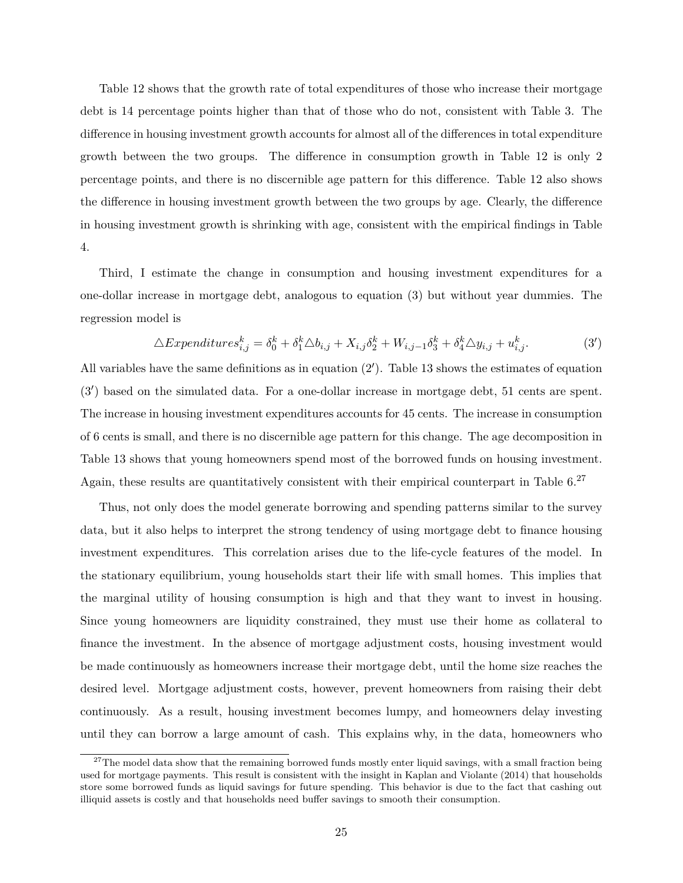Table 12 shows that the growth rate of total expenditures of those who increase their mortgage debt is 14 percentage points higher than that of those who do not, consistent with Table 3. The difference in housing investment growth accounts for almost all of the differences in total expenditure growth between the two groups. The difference in consumption growth in Table 12 is only 2 percentage points, and there is no discernible age pattern for this difference. Table 12 also shows the difference in housing investment growth between the two groups by age. Clearly, the difference in housing investment growth is shrinking with age, consistent with the empirical findings in Table 4.

Third, I estimate the change in consumption and housing investment expenditures for a one-dollar increase in mortgage debt, analogous to equation (3) but without year dummies. The regression model is

$$\triangle Expenditures^k_{i,j} = \delta^k_0 + \delta^k_1 \triangle b_{i,j} + X_{i,j}\delta^k_2 + W_{i,j-1}\delta^k_3 + \delta^k_4 \triangle y_{i,j} + u^k_{i,j}. \tag{3'}$$

All variables have the same definitions as in equation (2′). Table 13 shows the estimates of equation (3′) based on the simulated data. For a one-dollar increase in mortgage debt, 51 cents are spent. The increase in housing investment expenditures accounts for 45 cents. The increase in consumption of 6 cents is small, and there is no discernible age pattern for this change. The age decomposition in Table 13 shows that young homeowners spend most of the borrowed funds on housing investment. Again, these results are quantitatively consistent with their empirical counterpart in Table 6.[27]

Thus, not only does the model generate borrowing and spending patterns similar to the survey data, but it also helps to interpret the strong tendency of using mortgage debt to finance housing investment expenditures. This correlation arises due to the life-cycle features of the model. In the stationary equilibrium, young households start their life with small homes. This implies that the marginal utility of housing consumption is high and that they want to invest in housing. Since young homeowners are liquidity constrained, they must use their home as collateral to finance the investment. In the absence of mortgage adjustment costs, housing investment would be made continuously as homeowners increase their mortgage debt, until the home size reaches the desired level. Mortgage adjustment costs, however, prevent homeowners from raising their debt continuously. As a result, housing investment becomes lumpy, and homeowners delay investing until they can borrow a large amount of cash. This explains why, in the data, homeowners who

[27] The model data show that the remaining borrowed funds mostly enter liquid savings, with a small fraction being used for mortgage payments. This result is consistent with the insight in Kaplan and Violante (2014) that households store some borrowed funds as liquid savings for future spending. This behavior is due to the fact that cashing out illiquid assets is costly and that households need buffer savings to smooth their consumption.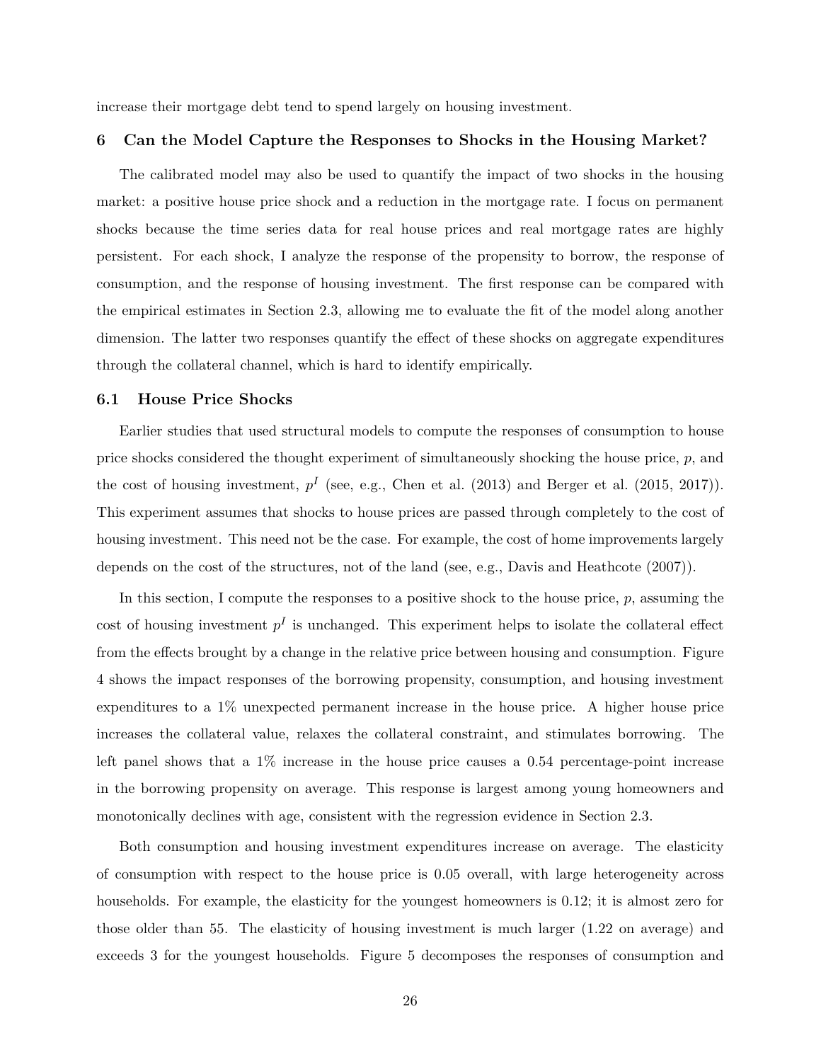increase their mortgage debt tend to spend largely on housing investment.

## 6 Can the Model Capture the Responses to Shocks in the Housing Market?

The calibrated model may also be used to quantify the impact of two shocks in the housing market: a positive house price shock and a reduction in the mortgage rate. I focus on permanent shocks because the time series data for real house prices and real mortgage rates are highly persistent. For each shock, I analyze the response of the propensity to borrow, the response of consumption, and the response of housing investment. The first response can be compared with the empirical estimates in Section 2.3, allowing me to evaluate the fit of the model along another dimension. The latter two responses quantify the effect of these shocks on aggregate expenditures through the collateral channel, which is hard to identify empirically.

### 6.1 House Price Shocks

Earlier studies that used structural models to compute the responses of consumption to house price shocks considered the thought experiment of simultaneously shocking the house price, $p$, and the cost of housing investment, $p^I$ (see, e.g., Chen et al. (2013) and Berger et al. (2015, 2017)). This experiment assumes that shocks to house prices are passed through completely to the cost of housing investment. This need not be the case. For example, the cost of home improvements largely depends on the cost of the structures, not of the land (see, e.g., Davis and Heathcote (2007)).

In this section, I compute the responses to a positive shock to the house price, $p$, assuming the cost of housing investment $p^I$ is unchanged. This experiment helps to isolate the collateral effect from the effects brought by a change in the relative price between housing and consumption. Figure 4 shows the impact responses of the borrowing propensity, consumption, and housing investment expenditures to a 1% unexpected permanent increase in the house price. A higher house price increases the collateral value, relaxes the collateral constraint, and stimulates borrowing. The left panel shows that a 1% increase in the house price causes a 0.54 percentage-point increase in the borrowing propensity on average. This response is largest among young homeowners and monotonically declines with age, consistent with the regression evidence in Section 2.3.

Both consumption and housing investment expenditures increase on average. The elasticity of consumption with respect to the house price is 0.05 overall, with large heterogeneity across households. For example, the elasticity for the youngest homeowners is 0.12; it is almost zero for those older than 55. The elasticity of housing investment is much larger (1.22 on average) and exceeds 3 for the youngest households. Figure 5 decomposes the responses of consumption and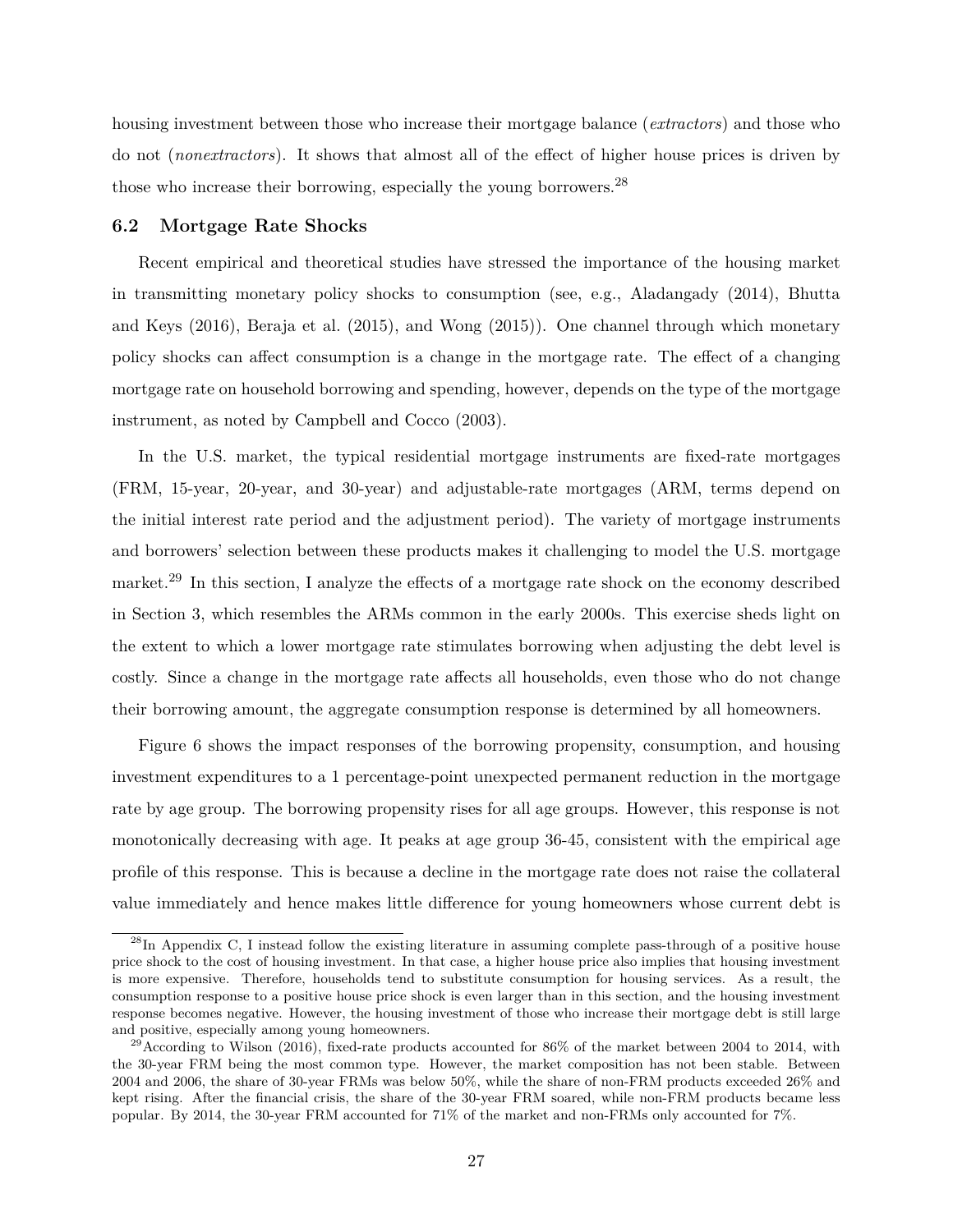housing investment between those who increase their mortgage balance (*extractors*) and those who do not (*nonextractors*). It shows that almost all of the effect of higher house prices is driven by those who increase their borrowing, especially the young borrowers.[28]

### 6.2 Mortgage Rate Shocks

Recent empirical and theoretical studies have stressed the importance of the housing market in transmitting monetary policy shocks to consumption (see, e.g., Aladangady (2014), Bhutta and Keys (2016), Beraja et al. (2015), and Wong (2015)). One channel through which monetary policy shocks can affect consumption is a change in the mortgage rate. The effect of a changing mortgage rate on household borrowing and spending, however, depends on the type of the mortgage instrument, as noted by Campbell and Cocco (2003).

In the U.S. market, the typical residential mortgage instruments are fixed-rate mortgages (FRM, 15-year, 20-year, and 30-year) and adjustable-rate mortgages (ARM, terms depend on the initial interest rate period and the adjustment period). The variety of mortgage instruments and borrowers' selection between these products makes it challenging to model the U.S. mortgage market.[29] In this section, I analyze the effects of a mortgage rate shock on the economy described in Section 3, which resembles the ARMs common in the early 2000s. This exercise sheds light on the extent to which a lower mortgage rate stimulates borrowing when adjusting the debt level is costly. Since a change in the mortgage rate affects all households, even those who do not change their borrowing amount, the aggregate consumption response is determined by all homeowners.

Figure 6 shows the impact responses of the borrowing propensity, consumption, and housing investment expenditures to a 1 percentage-point unexpected permanent reduction in the mortgage rate by age group. The borrowing propensity rises for all age groups. However, this response is not monotonically decreasing with age. It peaks at age group 36-45, consistent with the empirical age profile of this response. This is because a decline in the mortgage rate does not raise the collateral value immediately and hence makes little difference for young homeowners whose current debt is

[28] In Appendix C, I instead follow the existing literature in assuming complete pass-through of a positive house price shock to the cost of housing investment. In that case, a higher house price also implies that housing investment is more expensive. Therefore, households tend to substitute consumption for housing services. As a result, the consumption response to a positive house price shock is even larger than in this section, and the housing investment response becomes negative. However, the housing investment of those who increase their mortgage debt is still large and positive, especially among young homeowners.

[29] According to Wilson (2016), fixed-rate products accounted for 86% of the market between 2004 to 2014, with the 30-year FRM being the most common type. However, the market composition has not been stable. Between 2004 and 2006, the share of 30-year FRMs was below 50%, while the share of non-FRM products exceeded 26% and kept rising. After the financial crisis, the share of the 30-year FRM soared, while non-FRM products became less popular. By 2014, the 30-year FRM accounted for 71% of the market and non-FRMs only accounted for 7%.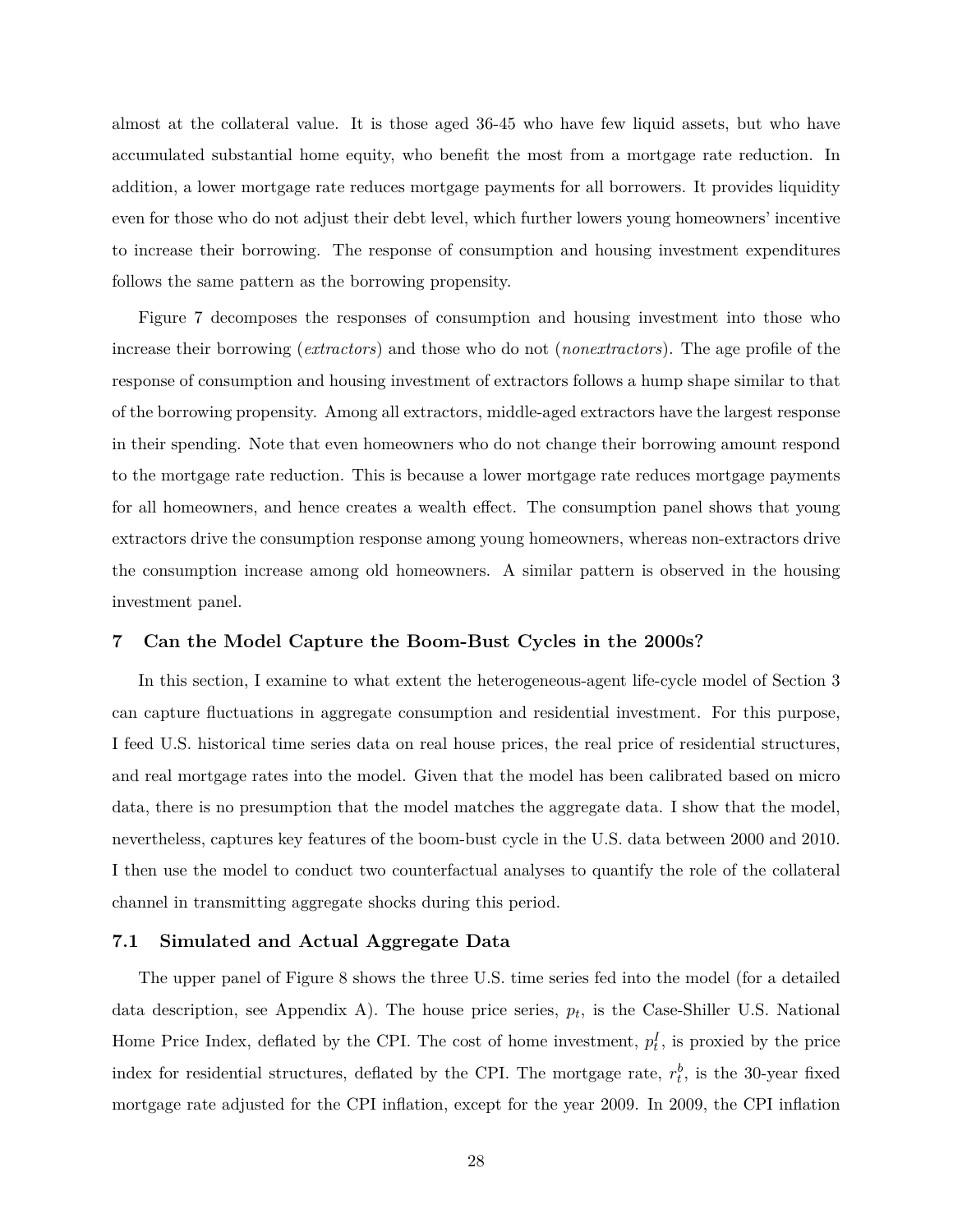almost at the collateral value. It is those aged 36-45 who have few liquid assets, but who have accumulated substantial home equity, who benefit the most from a mortgage rate reduction. In addition, a lower mortgage rate reduces mortgage payments for all borrowers. It provides liquidity even for those who do not adjust their debt level, which further lowers young homeowners' incentive to increase their borrowing. The response of consumption and housing investment expenditures follows the same pattern as the borrowing propensity.

Figure 7 decomposes the responses of consumption and housing investment into those who increase their borrowing (*extractors*) and those who do not (*nonextractors*). The age profile of the response of consumption and housing investment of extractors follows a hump shape similar to that of the borrowing propensity. Among all extractors, middle-aged extractors have the largest response in their spending. Note that even homeowners who do not change their borrowing amount respond to the mortgage rate reduction. This is because a lower mortgage rate reduces mortgage payments for all homeowners, and hence creates a wealth effect. The consumption panel shows that young extractors drive the consumption response among young homeowners, whereas non-extractors drive the consumption increase among old homeowners. A similar pattern is observed in the housing investment panel.

## 7 Can the Model Capture the Boom-Bust Cycles in the 2000s?

In this section, I examine to what extent the heterogeneous-agent life-cycle model of Section 3 can capture fluctuations in aggregate consumption and residential investment. For this purpose, I feed U.S. historical time series data on real house prices, the real price of residential structures, and real mortgage rates into the model. Given that the model has been calibrated based on micro data, there is no presumption that the model matches the aggregate data. I show that the model, nevertheless, captures key features of the boom-bust cycle in the U.S. data between 2000 and 2010. I then use the model to conduct two counterfactual analyses to quantify the role of the collateral channel in transmitting aggregate shocks during this period.

### 7.1 Simulated and Actual Aggregate Data

The upper panel of Figure 8 shows the three U.S. time series fed into the model (for a detailed data description, see Appendix A). The house price series, $p_t$, is the Case-Shiller U.S. National Home Price Index, deflated by the CPI. The cost of home investment, $p_t^I$, is proxied by the price index for residential structures, deflated by the CPI. The mortgage rate, $r_t^b$, is the 30-year fixed mortgage rate adjusted for the CPI inflation, except for the year 2009. In 2009, the CPI inflation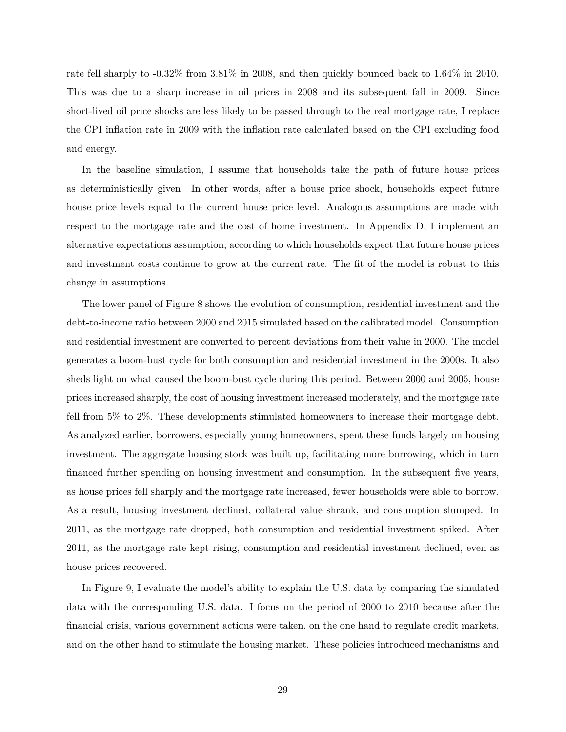rate fell sharply to -0.32% from 3.81% in 2008, and then quickly bounced back to 1.64% in 2010. This was due to a sharp increase in oil prices in 2008 and its subsequent fall in 2009. Since short-lived oil price shocks are less likely to be passed through to the real mortgage rate, I replace the CPI inflation rate in 2009 with the inflation rate calculated based on the CPI excluding food and energy.

In the baseline simulation, I assume that households take the path of future house prices as deterministically given. In other words, after a house price shock, households expect future house price levels equal to the current house price level. Analogous assumptions are made with respect to the mortgage rate and the cost of home investment. In Appendix D, I implement an alternative expectations assumption, according to which households expect that future house prices and investment costs continue to grow at the current rate. The fit of the model is robust to this change in assumptions.

The lower panel of Figure 8 shows the evolution of consumption, residential investment and the debt-to-income ratio between 2000 and 2015 simulated based on the calibrated model. Consumption and residential investment are converted to percent deviations from their value in 2000. The model generates a boom-bust cycle for both consumption and residential investment in the 2000s. It also sheds light on what caused the boom-bust cycle during this period. Between 2000 and 2005, house prices increased sharply, the cost of housing investment increased moderately, and the mortgage rate fell from 5% to 2%. These developments stimulated homeowners to increase their mortgage debt. As analyzed earlier, borrowers, especially young homeowners, spent these funds largely on housing investment. The aggregate housing stock was built up, facilitating more borrowing, which in turn financed further spending on housing investment and consumption. In the subsequent five years, as house prices fell sharply and the mortgage rate increased, fewer households were able to borrow. As a result, housing investment declined, collateral value shrank, and consumption slumped. In 2011, as the mortgage rate dropped, both consumption and residential investment spiked. After 2011, as the mortgage rate kept rising, consumption and residential investment declined, even as house prices recovered.

In Figure 9, I evaluate the model's ability to explain the U.S. data by comparing the simulated data with the corresponding U.S. data. I focus on the period of 2000 to 2010 because after the financial crisis, various government actions were taken, on the one hand to regulate credit markets, and on the other hand to stimulate the housing market. These policies introduced mechanisms and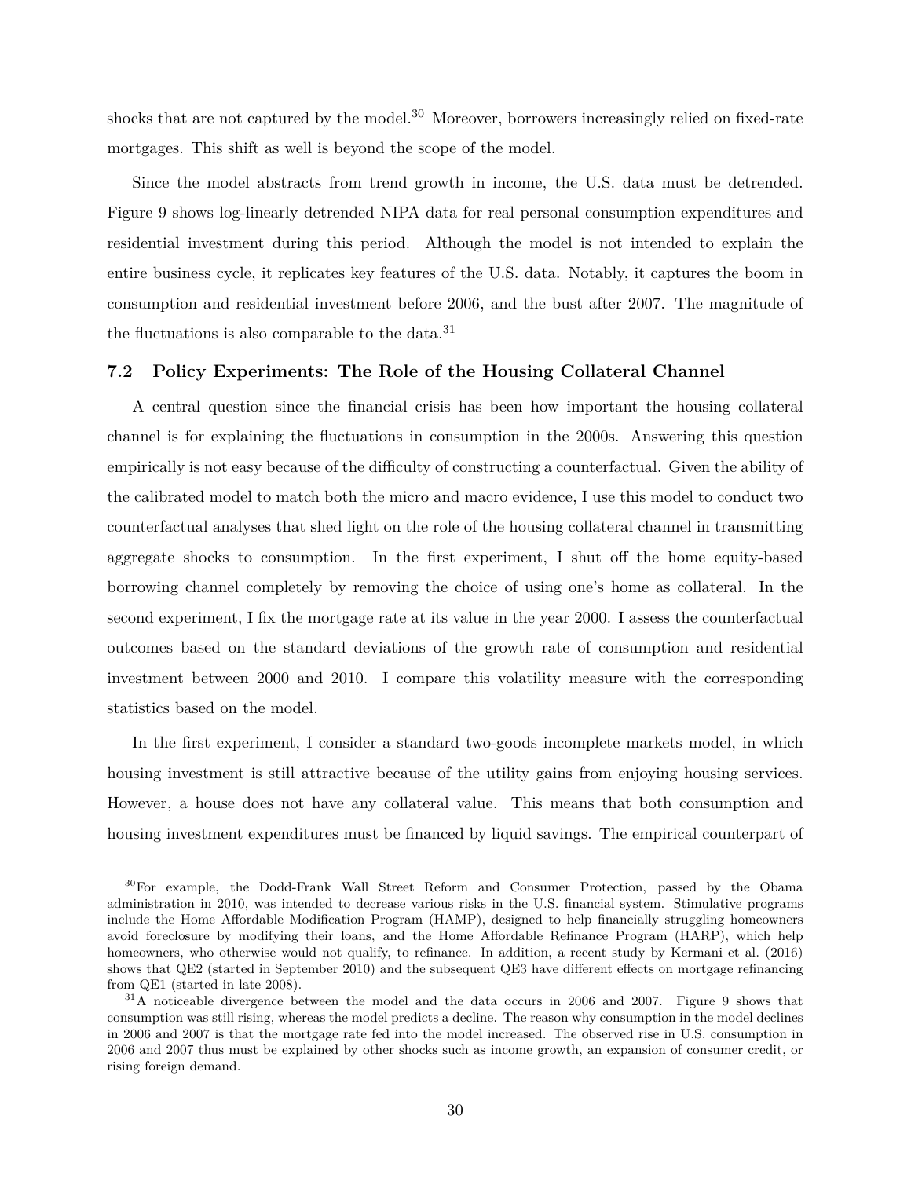shocks that are not captured by the model.[30] Moreover, borrowers increasingly relied on fixed-rate mortgages. This shift as well is beyond the scope of the model.

Since the model abstracts from trend growth in income, the U.S. data must be detrended. Figure 9 shows log-linearly detrended NIPA data for real personal consumption expenditures and residential investment during this period. Although the model is not intended to explain the entire business cycle, it replicates key features of the U.S. data. Notably, it captures the boom in consumption and residential investment before 2006, and the bust after 2007. The magnitude of the fluctuations is also comparable to the data.[31]

### 7.2 Policy Experiments: The Role of the Housing Collateral Channel

A central question since the financial crisis has been how important the housing collateral channel is for explaining the fluctuations in consumption in the 2000s. Answering this question empirically is not easy because of the difficulty of constructing a counterfactual. Given the ability of the calibrated model to match both the micro and macro evidence, I use this model to conduct two counterfactual analyses that shed light on the role of the housing collateral channel in transmitting aggregate shocks to consumption. In the first experiment, I shut off the home equity-based borrowing channel completely by removing the choice of using one's home as collateral. In the second experiment, I fix the mortgage rate at its value in the year 2000. I assess the counterfactual outcomes based on the standard deviations of the growth rate of consumption and residential investment between 2000 and 2010. I compare this volatility measure with the corresponding statistics based on the model.

In the first experiment, I consider a standard two-goods incomplete markets model, in which housing investment is still attractive because of the utility gains from enjoying housing services. However, a house does not have any collateral value. This means that both consumption and housing investment expenditures must be financed by liquid savings. The empirical counterpart of

[30]For example, the Dodd-Frank Wall Street Reform and Consumer Protection, passed by the Obama administration in 2010, was intended to decrease various risks in the U.S. financial system. Stimulative programs include the Home Affordable Modification Program (HAMP), designed to help financially struggling homeowners avoid foreclosure by modifying their loans, and the Home Affordable Refinance Program (HARP), which help homeowners, who otherwise would not qualify, to refinance. In addition, a recent study by Kermani et al. (2016) shows that QE2 (started in September 2010) and the subsequent QE3 have different effects on mortgage refinancing from QE1 (started in late 2008).

[31]A noticeable divergence between the model and the data occurs in 2006 and 2007. Figure 9 shows that consumption was still rising, whereas the model predicts a decline. The reason why consumption in the model declines in 2006 and 2007 is that the mortgage rate fed into the model increased. The observed rise in U.S. consumption in 2006 and 2007 thus must be explained by other shocks such as income growth, an expansion of consumer credit, or rising foreign demand.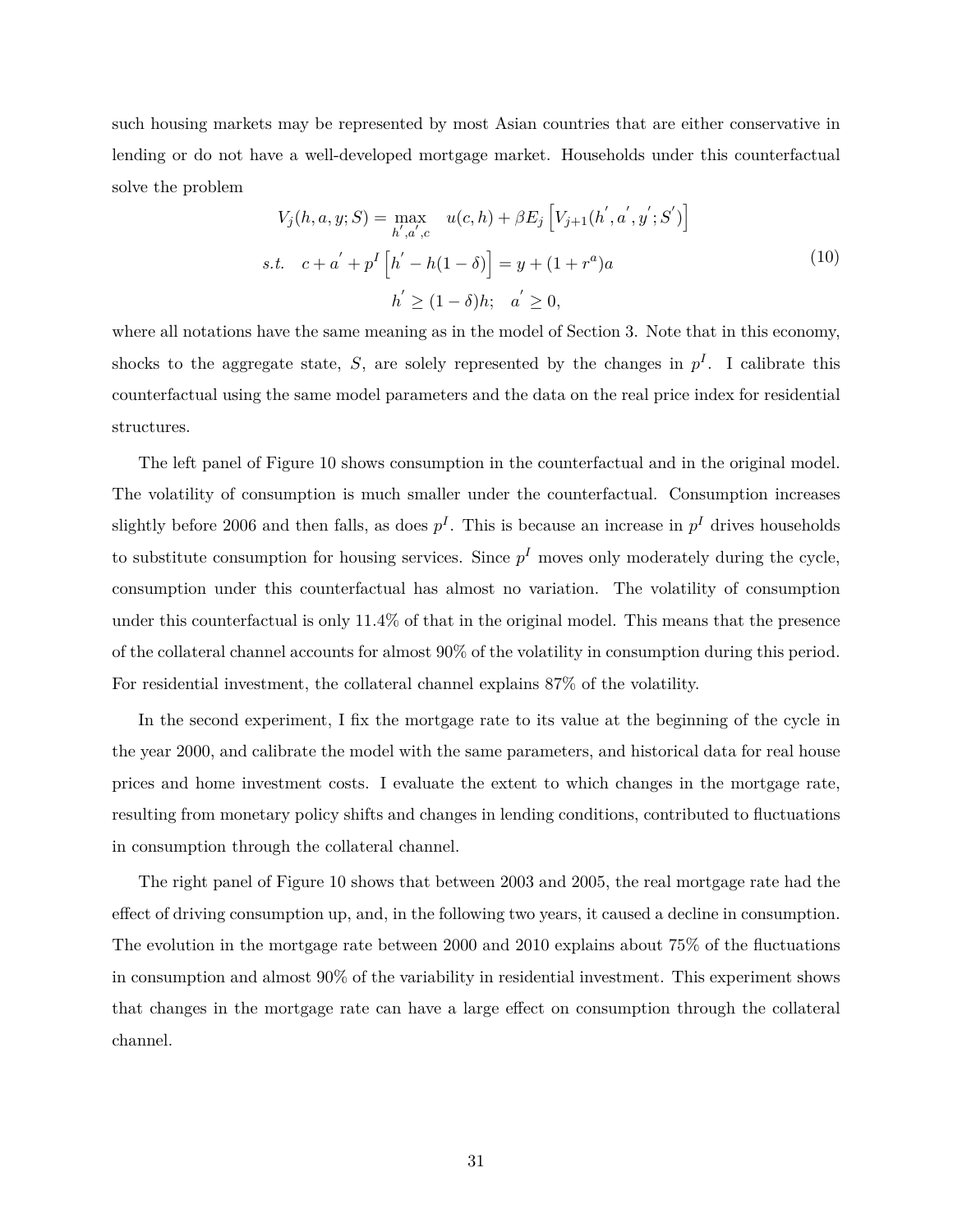such housing markets may be represented by most Asian countries that are either conservative in lending or do not have a well-developed mortgage market. Households under this counterfactual solve the problem

$$
\begin{aligned}
V_j(h, a, y; S) = \max_{h', a', c} \quad & u(c, h) + \beta E_j \left[ V_{j+1}(h', a', y'; S') \right] \\
s.t. \quad c + a' + p^I \left[ h' - h(1 - \delta) \right] &= y + (1 + r^a) a \\
h' \geq (1 - \delta) h; \quad & a' \geq 0,
\end{aligned}
\tag{10}
$$

where all notations have the same meaning as in the model of Section 3. Note that in this economy, shocks to the aggregate state, $S$, are solely represented by the changes in $p^I$. I calibrate this counterfactual using the same model parameters and the data on the real price index for residential structures.

The left panel of Figure 10 shows consumption in the counterfactual and in the original model. The volatility of consumption is much smaller under the counterfactual. Consumption increases slightly before 2006 and then falls, as does $p^I$. This is because an increase in $p^I$ drives households to substitute consumption for housing services. Since $p^I$ moves only moderately during the cycle, consumption under this counterfactual has almost no variation. The volatility of consumption under this counterfactual is only 11.4% of that in the original model. This means that the presence of the collateral channel accounts for almost 90% of the volatility in consumption during this period. For residential investment, the collateral channel explains 87% of the volatility.

In the second experiment, I fix the mortgage rate to its value at the beginning of the cycle in the year 2000, and calibrate the model with the same parameters, and historical data for real house prices and home investment costs. I evaluate the extent to which changes in the mortgage rate, resulting from monetary policy shifts and changes in lending conditions, contributed to fluctuations in consumption through the collateral channel.

The right panel of Figure 10 shows that between 2003 and 2005, the real mortgage rate had the effect of driving consumption up, and, in the following two years, it caused a decline in consumption. The evolution in the mortgage rate between 2000 and 2010 explains about 75% of the fluctuations in consumption and almost 90% of the variability in residential investment. This experiment shows that changes in the mortgage rate can have a large effect on consumption through the collateral channel.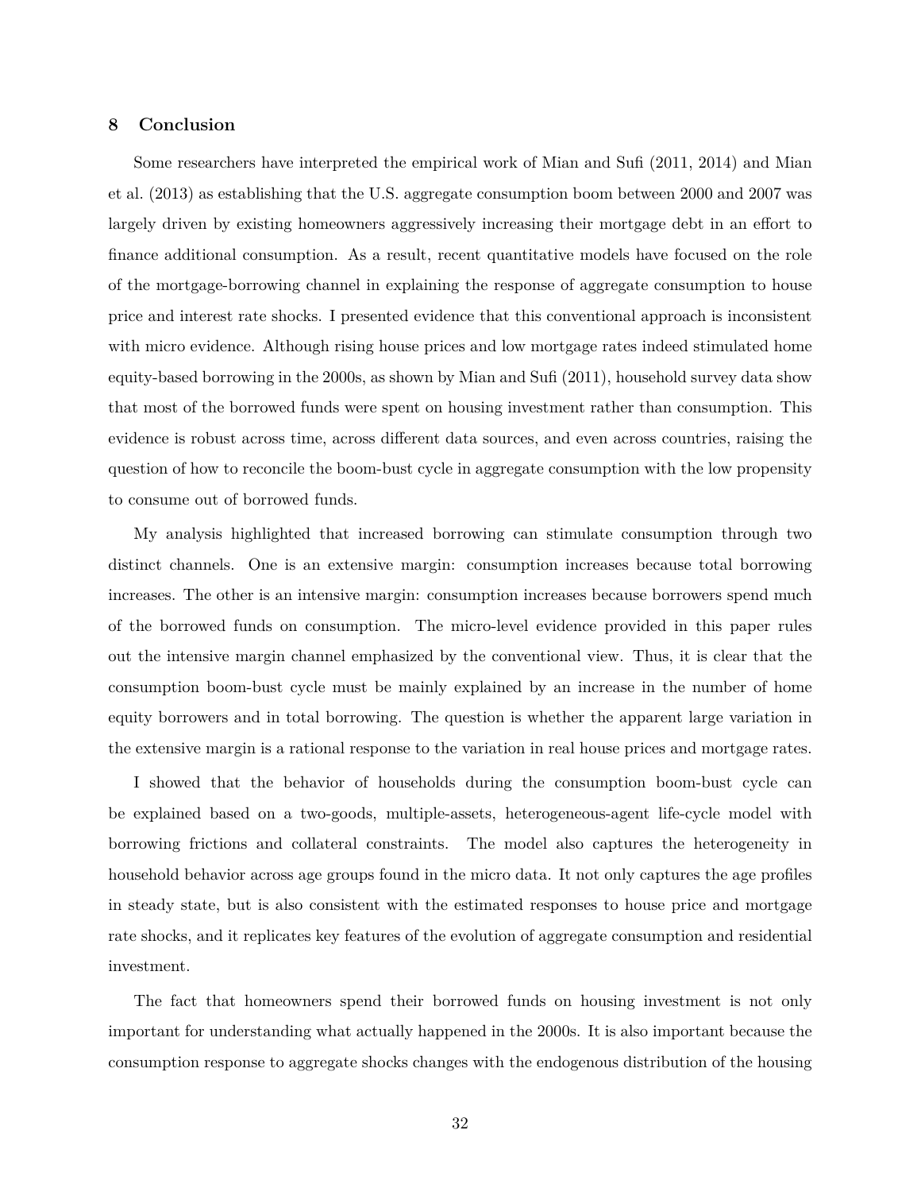## 8 Conclusion

Some researchers have interpreted the empirical work of Mian and Sufi (2011, 2014) and Mian et al. (2013) as establishing that the U.S. aggregate consumption boom between 2000 and 2007 was largely driven by existing homeowners aggressively increasing their mortgage debt in an effort to finance additional consumption. As a result, recent quantitative models have focused on the role of the mortgage-borrowing channel in explaining the response of aggregate consumption to house price and interest rate shocks. I presented evidence that this conventional approach is inconsistent with micro evidence. Although rising house prices and low mortgage rates indeed stimulated home equity-based borrowing in the 2000s, as shown by Mian and Sufi (2011), household survey data show that most of the borrowed funds were spent on housing investment rather than consumption. This evidence is robust across time, across different data sources, and even across countries, raising the question of how to reconcile the boom-bust cycle in aggregate consumption with the low propensity to consume out of borrowed funds.

My analysis highlighted that increased borrowing can stimulate consumption through two distinct channels. One is an extensive margin: consumption increases because total borrowing increases. The other is an intensive margin: consumption increases because borrowers spend much of the borrowed funds on consumption. The micro-level evidence provided in this paper rules out the intensive margin channel emphasized by the conventional view. Thus, it is clear that the consumption boom-bust cycle must be mainly explained by an increase in the number of home equity borrowers and in total borrowing. The question is whether the apparent large variation in the extensive margin is a rational response to the variation in real house prices and mortgage rates.

I showed that the behavior of households during the consumption boom-bust cycle can be explained based on a two-goods, multiple-assets, heterogeneous-agent life-cycle model with borrowing frictions and collateral constraints. The model also captures the heterogeneity in household behavior across age groups found in the micro data. It not only captures the age profiles in steady state, but is also consistent with the estimated responses to house price and mortgage rate shocks, and it replicates key features of the evolution of aggregate consumption and residential investment.

The fact that homeowners spend their borrowed funds on housing investment is not only important for understanding what actually happened in the 2000s. It is also important because the consumption response to aggregate shocks changes with the endogenous distribution of the housing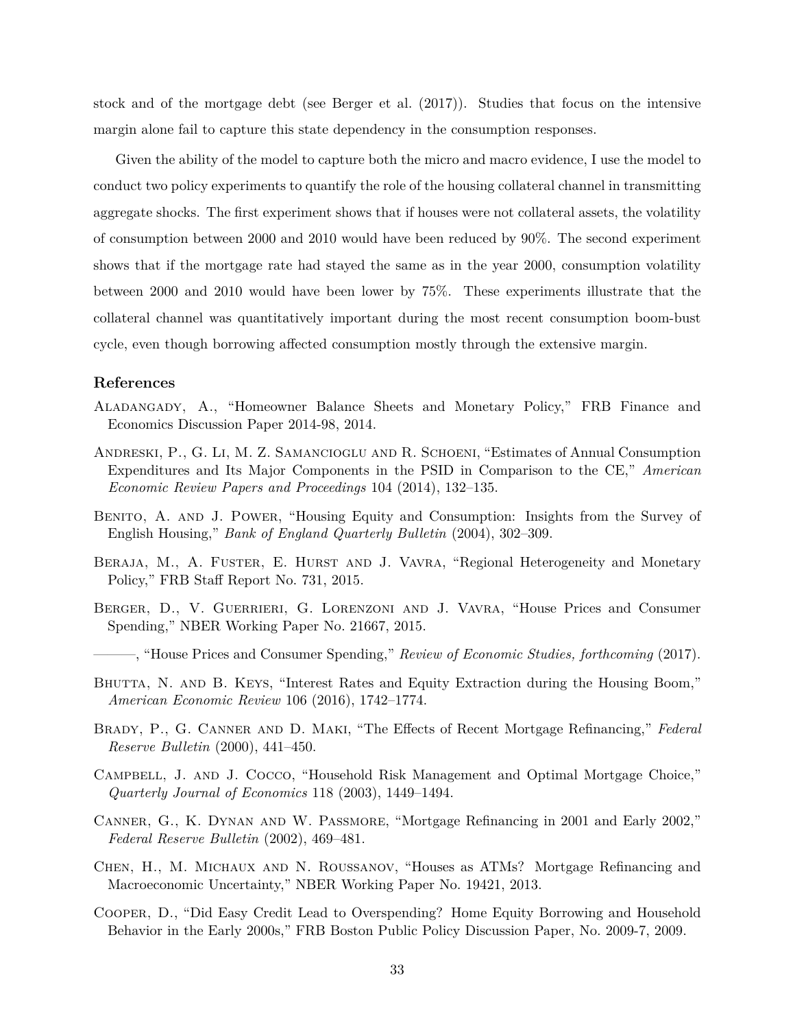stock and of the mortgage debt (see Berger et al. (2017)). Studies that focus on the intensive margin alone fail to capture this state dependency in the consumption responses.

Given the ability of the model to capture both the micro and macro evidence, I use the model to conduct two policy experiments to quantify the role of the housing collateral channel in transmitting aggregate shocks. The first experiment shows that if houses were not collateral assets, the volatility of consumption between 2000 and 2010 would have been reduced by 90%. The second experiment shows that if the mortgage rate had stayed the same as in the year 2000, consumption volatility between 2000 and 2010 would have been lower by 75%. These experiments illustrate that the collateral channel was quantitatively important during the most recent consumption boom-bust cycle, even though borrowing affected consumption mostly through the extensive margin.

## References

Aladangady, A., "Homeowner Balance Sheets and Monetary Policy," FRB Finance and Economics Discussion Paper 2014-98, 2014.

Andreski, P., G. Li, M. Z. Samancioglu and R. Schoeni, "Estimates of Annual Consumption Expenditures and Its Major Components in the PSID in Comparison to the CE," *American Economic Review Papers and Proceedings* 104 (2014), 132–135.

Benito, A. and J. Power, "Housing Equity and Consumption: Insights from the Survey of English Housing," *Bank of England Quarterly Bulletin* (2004), 302–309.

Beraja, M., A. Fuster, E. Hurst and J. Vavra, "Regional Heterogeneity and Monetary Policy," FRB Staff Report No. 731, 2015.

Berger, D., V. Guerrieri, G. Lorenzoni and J. Vavra, "House Prices and Consumer Spending," NBER Working Paper No. 21667, 2015.

———, "House Prices and Consumer Spending," *Review of Economic Studies, forthcoming* (2017).

Bhutta, N. and B. Keys, "Interest Rates and Equity Extraction during the Housing Boom," *American Economic Review* 106 (2016), 1742–1774.

Brady, P., G. Canner and D. Maki, "The Effects of Recent Mortgage Refinancing," *Federal Reserve Bulletin* (2000), 441–450.

Campbell, J. and J. Cocco, "Household Risk Management and Optimal Mortgage Choice," *Quarterly Journal of Economics* 118 (2003), 1449–1494.

Canner, G., K. Dynan and W. Passmore, "Mortgage Refinancing in 2001 and Early 2002," *Federal Reserve Bulletin* (2002), 469–481.

Chen, H., M. Michaux and N. Roussanov, "Houses as ATMs? Mortgage Refinancing and Macroeconomic Uncertainty," NBER Working Paper No. 19421, 2013.

Cooper, D., "Did Easy Credit Lead to Overspending? Home Equity Borrowing and Household Behavior in the Early 2000s," FRB Boston Public Policy Discussion Paper, No. 2009-7, 2009.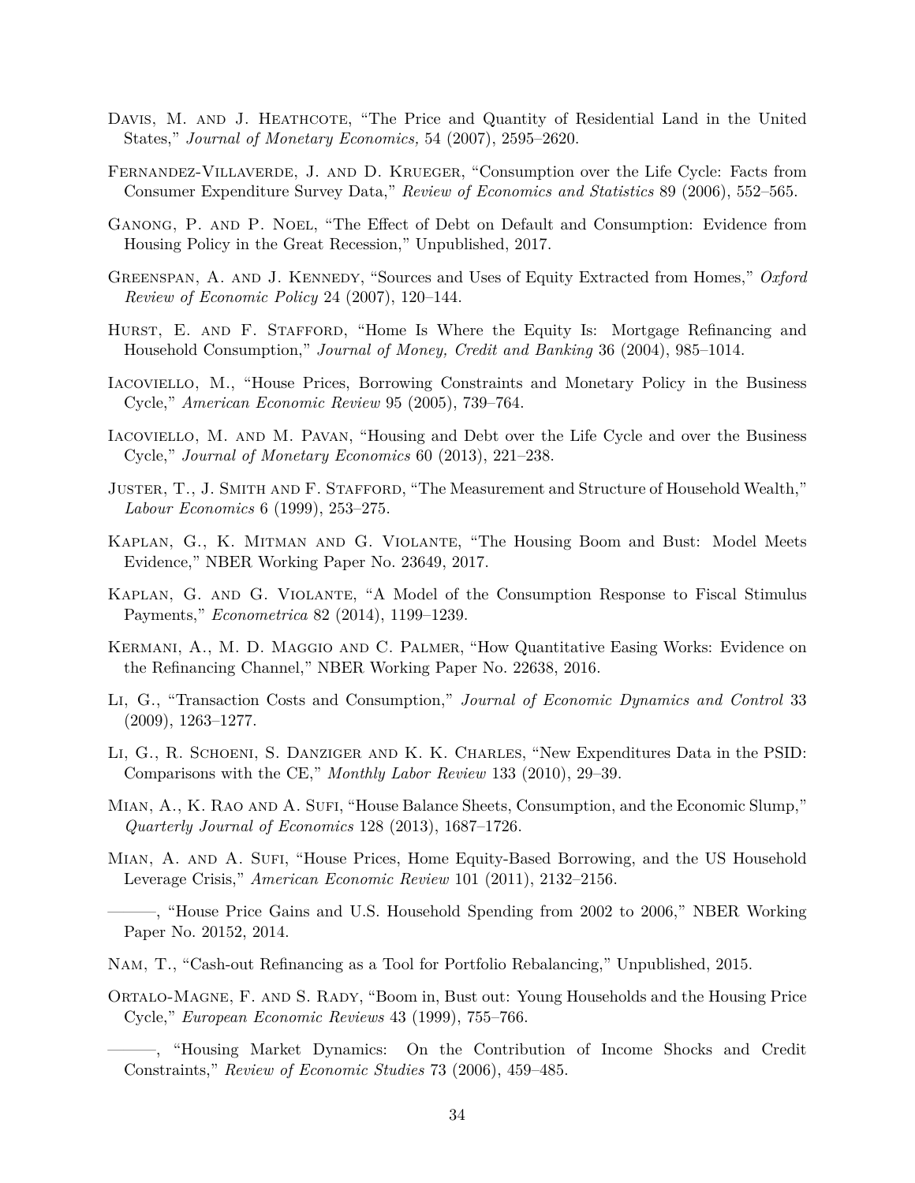Davis, M. and J. Heathcote, "The Price and Quantity of Residential Land in the United States," *Journal of Monetary Economics,* 54 (2007), 2595–2620.

Fernandez-Villaverde, J. and D. Krueger, "Consumption over the Life Cycle: Facts from Consumer Expenditure Survey Data," *Review of Economics and Statistics* 89 (2006), 552–565.

Ganong, P. and P. Noel, "The Effect of Debt on Default and Consumption: Evidence from Housing Policy in the Great Recession," Unpublished, 2017.

Greenspan, A. and J. Kennedy, "Sources and Uses of Equity Extracted from Homes," *Oxford Review of Economic Policy* 24 (2007), 120–144.

Hurst, E. and F. Stafford, "Home Is Where the Equity Is: Mortgage Refinancing and Household Consumption," *Journal of Money, Credit and Banking* 36 (2004), 985–1014.

Iacoviello, M., "House Prices, Borrowing Constraints and Monetary Policy in the Business Cycle," *American Economic Review* 95 (2005), 739–764.

Iacoviello, M. and M. Pavan, "Housing and Debt over the Life Cycle and over the Business Cycle," *Journal of Monetary Economics* 60 (2013), 221–238.

Juster, T., J. Smith and F. Stafford, "The Measurement and Structure of Household Wealth," *Labour Economics* 6 (1999), 253–275.

Kaplan, G., K. Mitman and G. Violante, "The Housing Boom and Bust: Model Meets Evidence," NBER Working Paper No. 23649, 2017.

Kaplan, G. and G. Violante, "A Model of the Consumption Response to Fiscal Stimulus Payments," *Econometrica* 82 (2014), 1199–1239.

Kermani, A., M. D. Maggio and C. Palmer, "How Quantitative Easing Works: Evidence on the Refinancing Channel," NBER Working Paper No. 22638, 2016.

Li, G., "Transaction Costs and Consumption," *Journal of Economic Dynamics and Control* 33 (2009), 1263–1277.

Li, G., R. Schoeni, S. Danziger and K. K. Charles, "New Expenditures Data in the PSID: Comparisons with the CE," *Monthly Labor Review* 133 (2010), 29–39.

Mian, A., K. Rao and A. Sufi, "House Balance Sheets, Consumption, and the Economic Slump," *Quarterly Journal of Economics* 128 (2013), 1687–1726.

Mian, A. and A. Sufi, "House Prices, Home Equity-Based Borrowing, and the US Household Leverage Crisis," *American Economic Review* 101 (2011), 2132–2156.

———, "House Price Gains and U.S. Household Spending from 2002 to 2006," NBER Working Paper No. 20152, 2014.

Nam, T., "Cash-out Refinancing as a Tool for Portfolio Rebalancing," Unpublished, 2015.

Ortalo-Magne, F. and S. Rady, "Boom in, Bust out: Young Households and the Housing Price Cycle," *European Economic Reviews* 43 (1999), 755–766.

———, "Housing Market Dynamics: On the Contribution of Income Shocks and Credit Constraints," *Review of Economic Studies* 73 (2006), 459–485.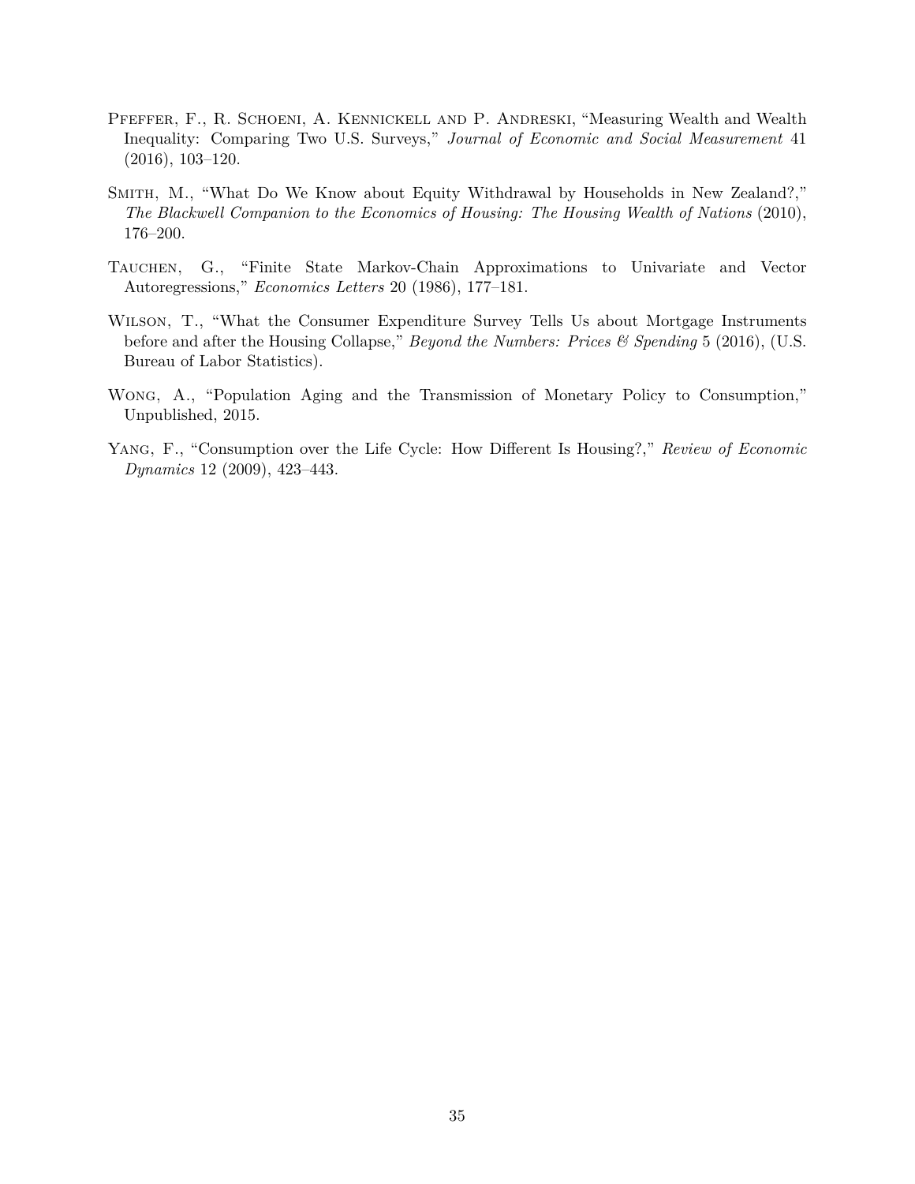Pfeffer, F., R. Schoeni, A. Kennickell and P. Andreski, "Measuring Wealth and Wealth Inequality: Comparing Two U.S. Surveys," *Journal of Economic and Social Measurement* 41 (2016), 103–120.

Smith, M., "What Do We Know about Equity Withdrawal by Households in New Zealand?," *The Blackwell Companion to the Economics of Housing: The Housing Wealth of Nations* (2010), 176–200.

Tauchen, G., "Finite State Markov-Chain Approximations to Univariate and Vector Autoregressions," *Economics Letters* 20 (1986), 177–181.

Wilson, T., "What the Consumer Expenditure Survey Tells Us about Mortgage Instruments before and after the Housing Collapse," *Beyond the Numbers: Prices & Spending* 5 (2016), (U.S. Bureau of Labor Statistics).

Wong, A., "Population Aging and the Transmission of Monetary Policy to Consumption," Unpublished, 2015.

Yang, F., "Consumption over the Life Cycle: How Different Is Housing?," *Review of Economic Dynamics* 12 (2009), 423–443.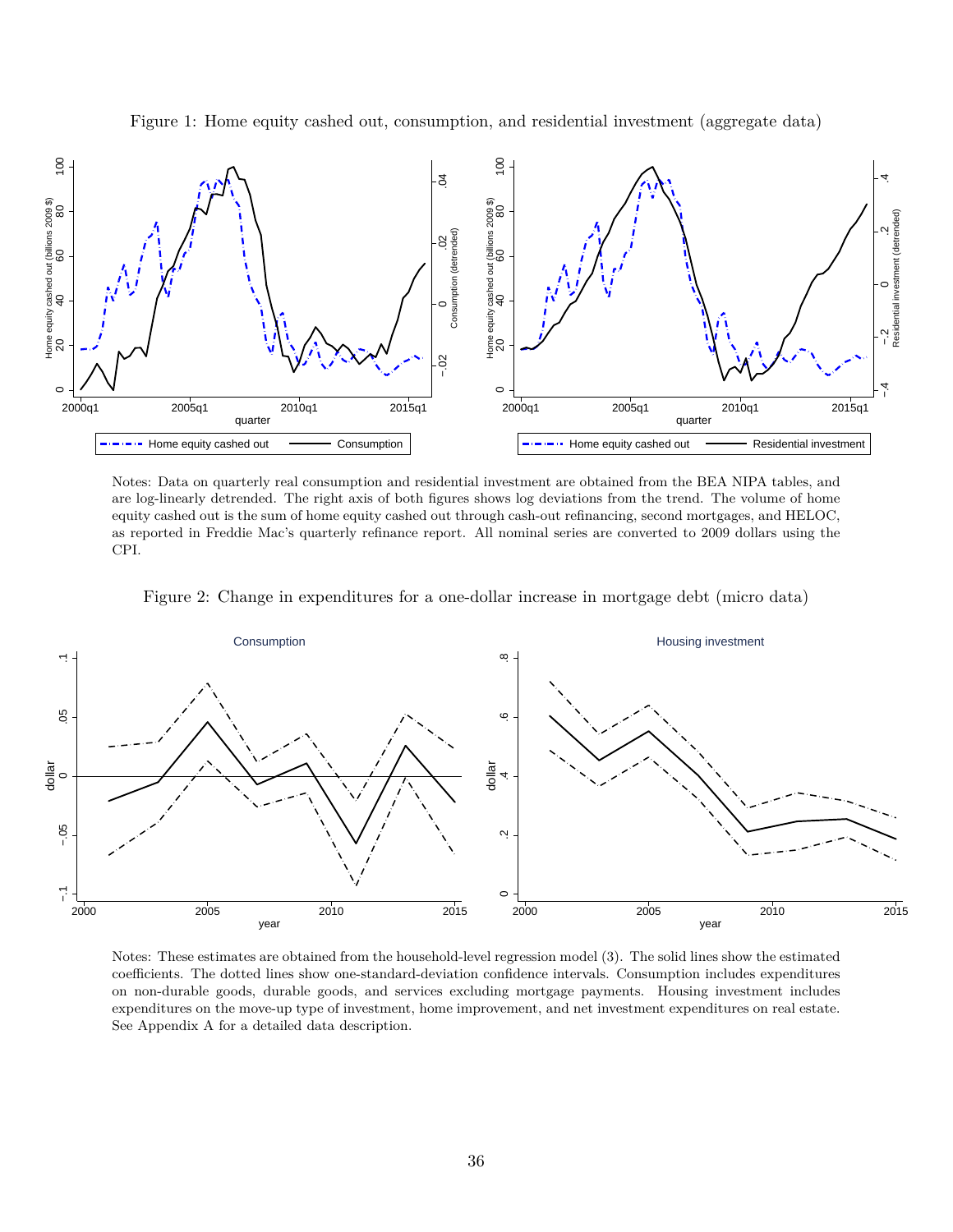Figure 1: Home equity cashed out, consumption, and residential investment (aggregate data)

Notes: Data on quarterly real consumption and residential investment are obtained from the BEA NIPA tables, and are log-linearly detrended. The right axis of both figures shows log deviations from the trend. The volume of home equity cashed out is the sum of home equity cashed out through cash-out refinancing, second mortgages, and HELOC, as reported in Freddie Mac's quarterly refinance report. All nominal series are converted to 2009 dollars using the CPI.

Figure 2: Change in expenditures for a one-dollar increase in mortgage debt (micro data)

Notes: These estimates are obtained from the household-level regression model (3). The solid lines show the estimated coefficients. The dotted lines show one-standard-deviation confidence intervals. Consumption includes expenditures on non-durable goods, durable goods, and services excluding mortgage payments. Housing investment includes expenditures on the move-up type of investment, home improvement, and net investment expenditures on real estate. See Appendix A for a detailed data description.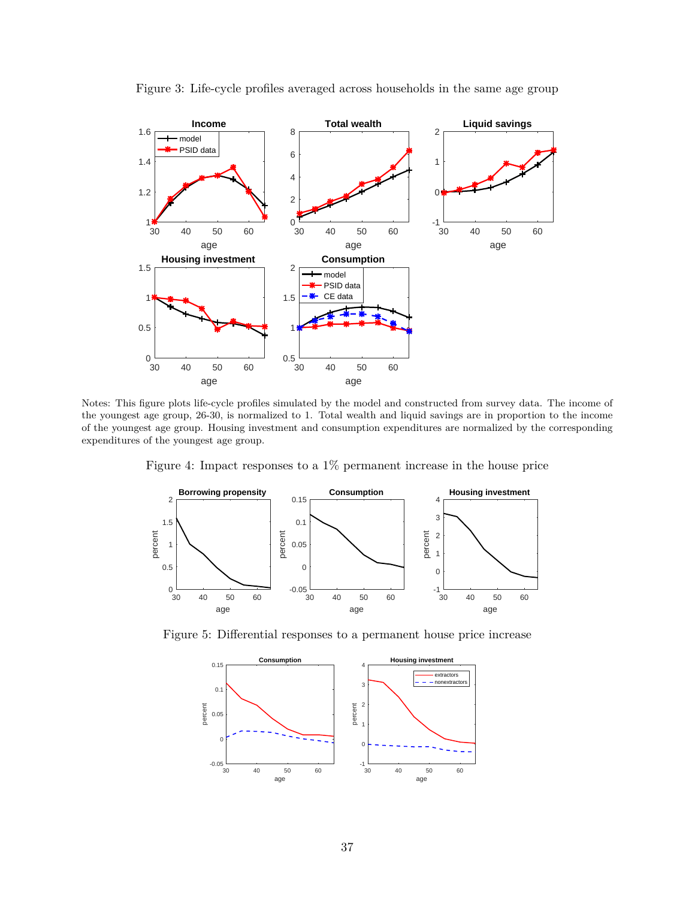Figure 3: Life-cycle profiles averaged across households in the same age group

Notes: This figure plots life-cycle profiles simulated by the model and constructed from survey data. The income of the youngest age group, 26-30, is normalized to 1. Total wealth and liquid savings are in proportion to the income of the youngest age group. Housing investment and consumption expenditures are normalized by the corresponding expenditures of the youngest age group.

Figure 4: Impact responses to a 1% permanent increase in the house price

Figure 5: Differential responses to a permanent house price increase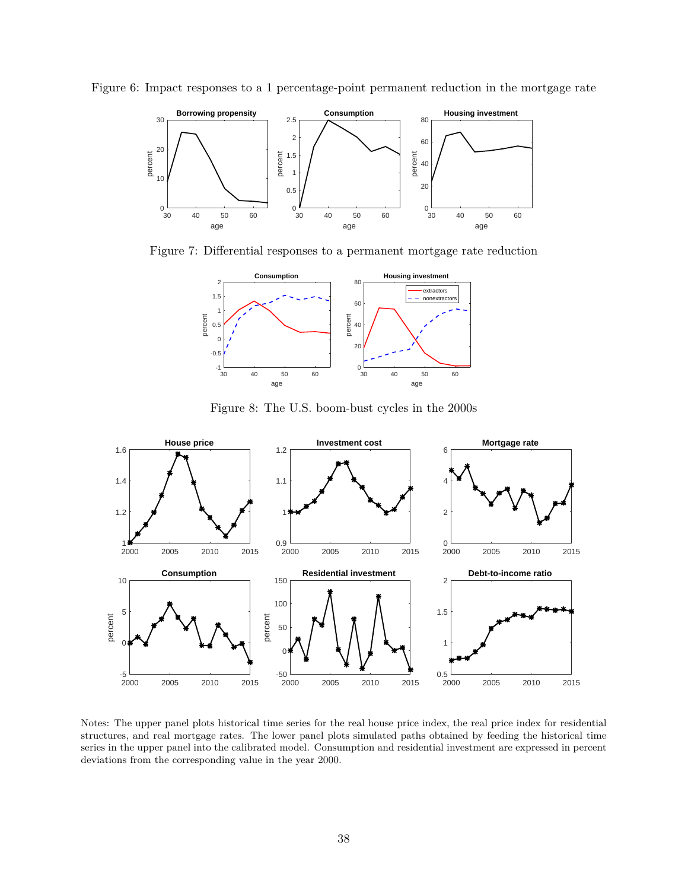Figure 6: Impact responses to a 1 percentage-point permanent reduction in the mortgage rate

Figure 7: Differential responses to a permanent mortgage rate reduction

Figure 8: The U.S. boom-bust cycles in the 2000s

Notes: The upper panel plots historical time series for the real house price index, the real price index for residential structures, and real mortgage rates. The lower panel plots simulated paths obtained by feeding the historical time series in the upper panel into the calibrated model. Consumption and residential investment are expressed in percent deviations from the corresponding value in the year 2000.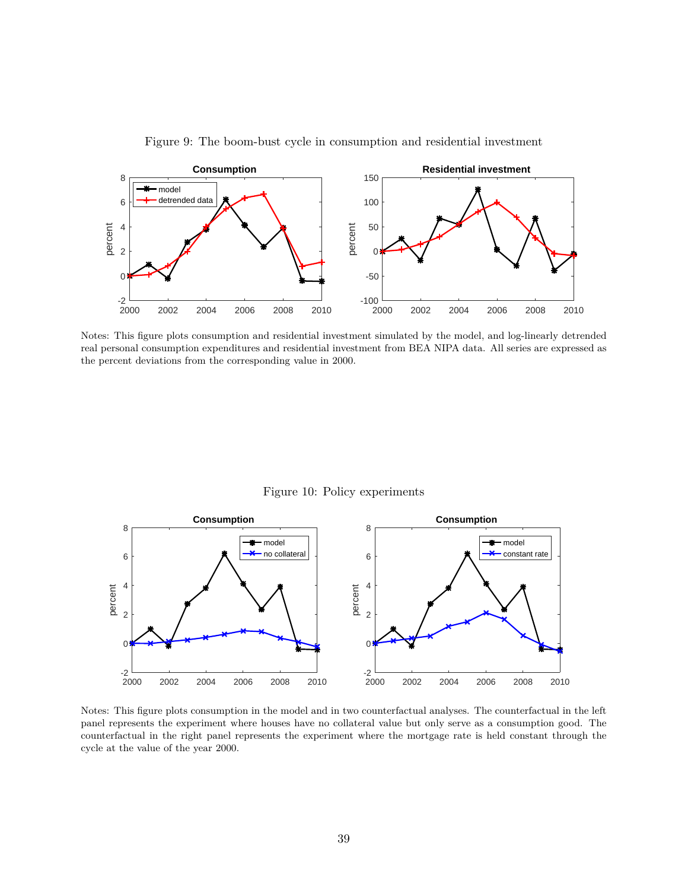Figure 9: The boom-bust cycle in consumption and residential investment

Notes: This figure plots consumption and residential investment simulated by the model, and log-linearly detrended real personal consumption expenditures and residential investment from BEA NIPA data. All series are expressed as the percent deviations from the corresponding value in 2000.

Figure 10: Policy experiments

Notes: This figure plots consumption in the model and in two counterfactual analyses. The counterfactual in the left panel represents the experiment where houses have no collateral value but only serve as a consumption good. The counterfactual in the right panel represents the experiment where the mortgage rate is held constant through the cycle at the value of the year 2000.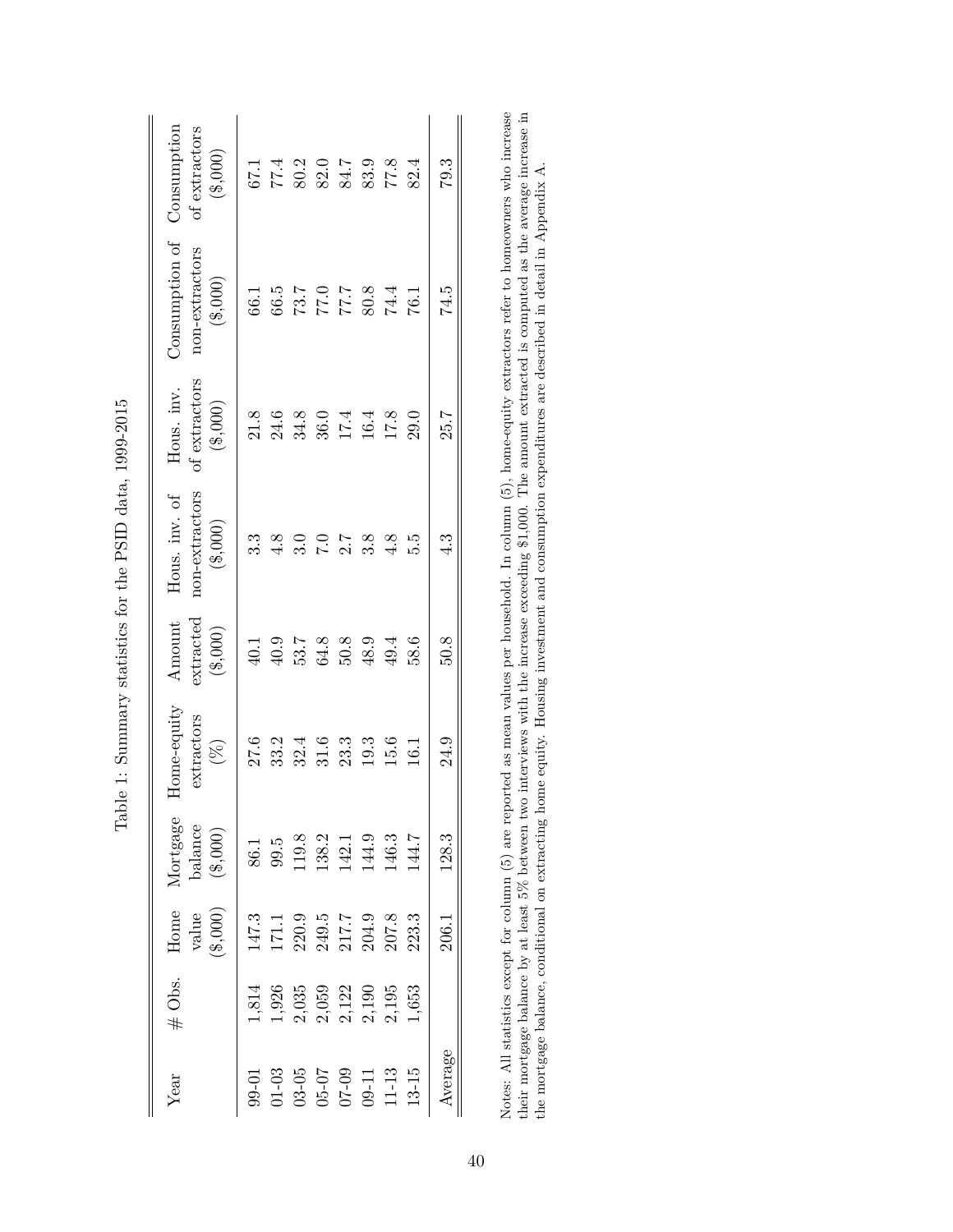Table 1: Summary statistics for the PSID data, 1999-2015

| Year | # Obs. | Home value ($,000) | Mortgage balance ($,000) | Home-equity extractors (%) | Amount extracted ($,000) | Hous. inv. of non-extractors ($,000) | Hous. inv. of extractors ($,000) | Consumption of non-extractors ($,000) | Consumption of extractors ($,000) |
|---|---|---|---|---|---|---|---|---|---|
| 99-01 | 1,814 | 147.3 | 86.1 | 27.6 | 40.1 | 3.3 | 21.8 | 66.1 | 67.1 |
| 01-03 | 1,926 | 171.1 | 99.5 | 33.2 | 40.9 | 4.8 | 24.6 | 66.5 | 77.4 |
| 03-05 | 2,035 | 220.9 | 119.8 | 32.4 | 53.7 | 3.0 | 34.8 | 73.7 | 80.2 |
| 05-07 | 2,059 | 249.5 | 138.2 | 31.6 | 64.8 | 7.0 | 36.0 | 77.0 | 82.0 |
| 07-09 | 2,122 | 217.7 | 142.1 | 23.3 | 50.8 | 2.7 | 17.4 | 77.7 | 84.7 |
| 09-11 | 2,190 | 204.9 | 144.9 | 19.3 | 48.9 | 3.8 | 16.4 | 80.8 | 83.9 |
| 11-13 | 2,195 | 207.8 | 146.3 | 15.6 | 49.4 | 4.8 | 17.8 | 74.4 | 77.8 |
| 13-15 | 1,653 | 223.3 | 144.7 | 16.1 | 58.6 | 5.5 | 29.0 | 76.1 | 82.4 |
| Average | | 206.1 | 128.3 | 24.9 | 50.8 | 4.3 | 25.7 | 74.5 | 79.3 |

Notes: All statistics except for column (5) are reported as mean values per household. In column (5), home-equity extractors refer to homeowners who increase their mortgage balance by at least 5% between two interviews with the increase exceeding $1,000. The amount extracted is computed as the average increase in the mortgage balance, conditional on extracting home equity. Housing investment and consumption expenditures are described in detail in Appendix A.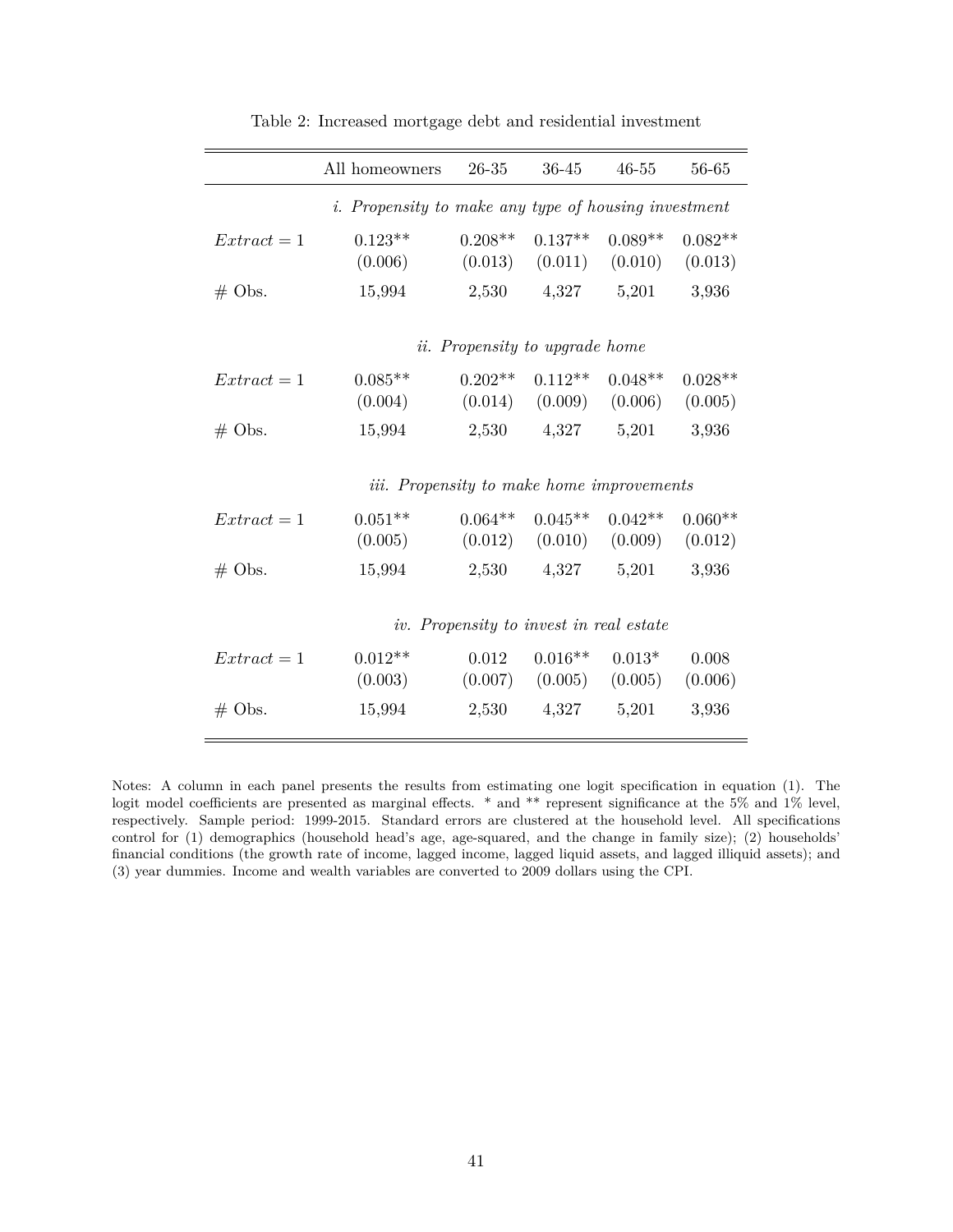Table 2: Increased mortgage debt and residential investment

| | All homeowners | 26-35 | 36-45 | 46-55 | 56-65 |
|---|---|---|---|---|---|
| | *i. Propensity to make any type of housing investment* | | | | |
| $Extract = 1$ | 0.123** | 0.208** | 0.137** | 0.089** | 0.082** |
| | (0.006) | (0.013) | (0.011) | (0.010) | (0.013) |
| # Obs. | 15,994 | 2,530 | 4,327 | 5,201 | 3,936 |
| | *ii. Propensity to upgrade home* | | | | |
| $Extract = 1$ | 0.085** | 0.202** | 0.112** | 0.048** | 0.028** |
| | (0.004) | (0.014) | (0.009) | (0.006) | (0.005) |
| # Obs. | 15,994 | 2,530 | 4,327 | 5,201 | 3,936 |
| | *iii. Propensity to make home improvements* | | | | |
| $Extract = 1$ | 0.051** | 0.064** | 0.045** | 0.042** | 0.060** |
| | (0.005) | (0.012) | (0.010) | (0.009) | (0.012) |
| # Obs. | 15,994 | 2,530 | 4,327 | 5,201 | 3,936 |
| | *iv. Propensity to invest in real estate* | | | | |
| $Extract = 1$ | 0.012** | 0.012 | 0.016** | 0.013* | 0.008 |
| | (0.003) | (0.007) | (0.005) | (0.005) | (0.006) |
| # Obs. | 15,994 | 2,530 | 4,327 | 5,201 | 3,936 |

Notes: A column in each panel presents the results from estimating one logit specification in equation (1). The logit model coefficients are presented as marginal effects. * and ** represent significance at the 5% and 1% level, respectively. Sample period: 1999-2015. Standard errors are clustered at the household level. All specifications control for (1) demographics (household head's age, age-squared, and the change in family size); (2) households' financial conditions (the growth rate of income, lagged income, lagged liquid assets, and lagged illiquid assets); and (3) year dummies. Income and wealth variables are converted to 2009 dollars using the CPI.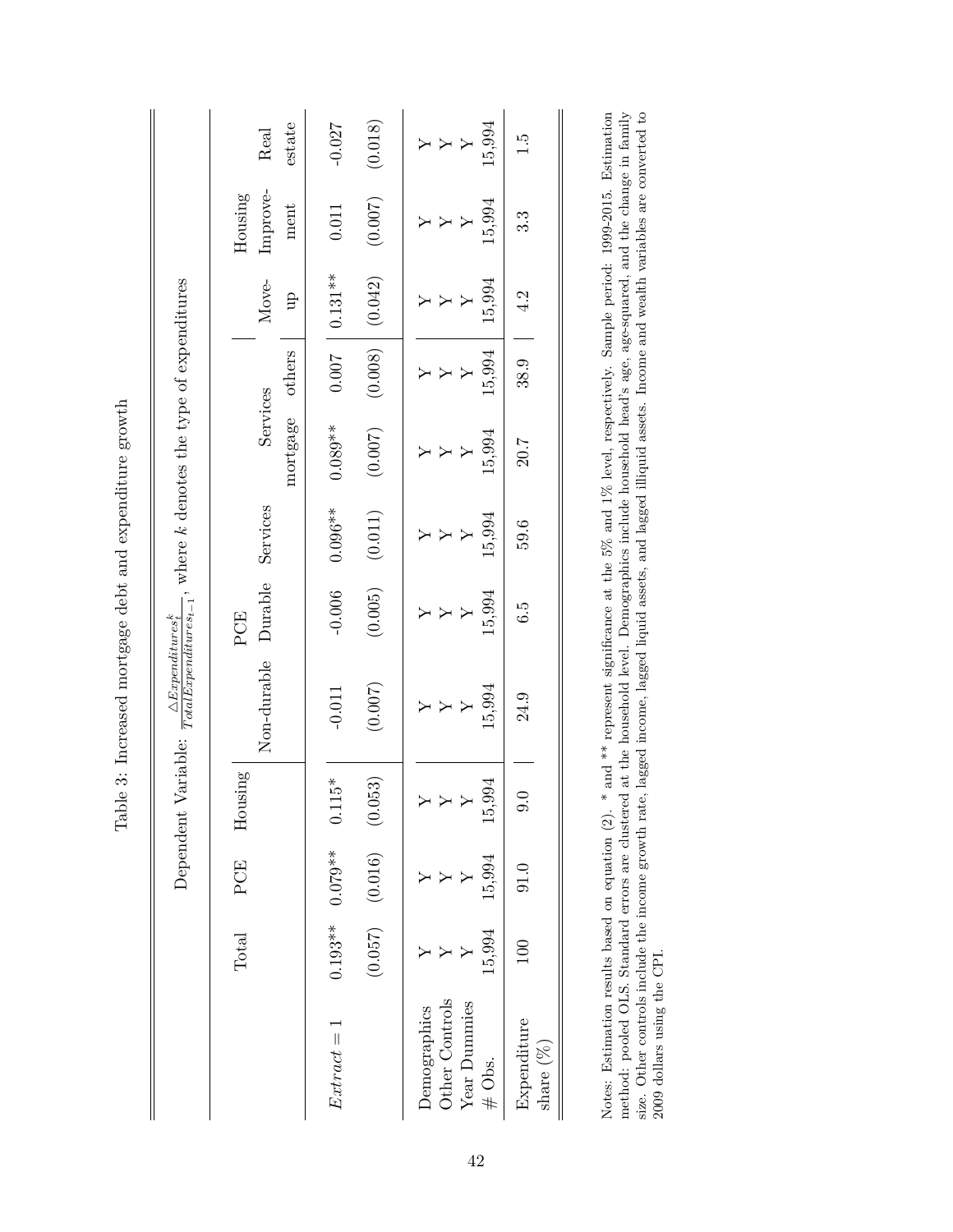Table 3: Increased mortgage debt and expenditure growth

Dependent Variable: $\frac{\triangle Expenditures^k_t}{TotalExpenditures_{t-1}}$, where $k$ denotes the type of expenditures

| | Total | PCE | Housing | PCE | | | | | Move-up | Housing Improvement | Real estate |
|---|---|---|---|---|---|---|---|---|---|---|---|
| | | | | Non-durable | Durable | Services | Services | | | | |
| | | | | | | | mortgage | others | | | |
| $Extract = 1$ | 0.193** | 0.079** | 0.115* | -0.011 | -0.006 | 0.096** | 0.089** | 0.007 | 0.131** | 0.011 | -0.027 |
| | (0.057) | (0.016) | (0.053) | (0.007) | (0.005) | (0.011) | (0.007) | (0.008) | (0.042) | (0.007) | (0.018) |
| Demographics | Y | Y | Y | Y | Y | Y | Y | Y | Y | Y | Y |
| Other Controls | Y | Y | Y | Y | Y | Y | Y | Y | Y | Y | Y |
| Year Dummies | Y | Y | Y | Y | Y | Y | Y | Y | Y | Y | Y |
| # Obs. | 15,994 | 15,994 | 15,994 | 15,994 | 15,994 | 15,994 | 15,994 | 15,994 | 15,994 | 15,994 | 15,994 |
| Expenditure share (%) | 100 | 91.0 | 9.0 | 24.9 | 6.5 | 59.6 | 20.7 | 38.9 | 4.2 | 3.3 | 1.5 |

Notes: Estimation results based on equation (2). * and ** represent significance at the 5% and 1% level, respectively. Sample period: 1999-2015. Estimation method: pooled OLS. Standard errors are clustered at the household level. Demographics include household head's age, age-squared, and the change in family size. Other controls include the income growth rate, lagged income, lagged liquid assets, and lagged illiquid assets. Income and wealth variables are converted to 2009 dollars using the CPI.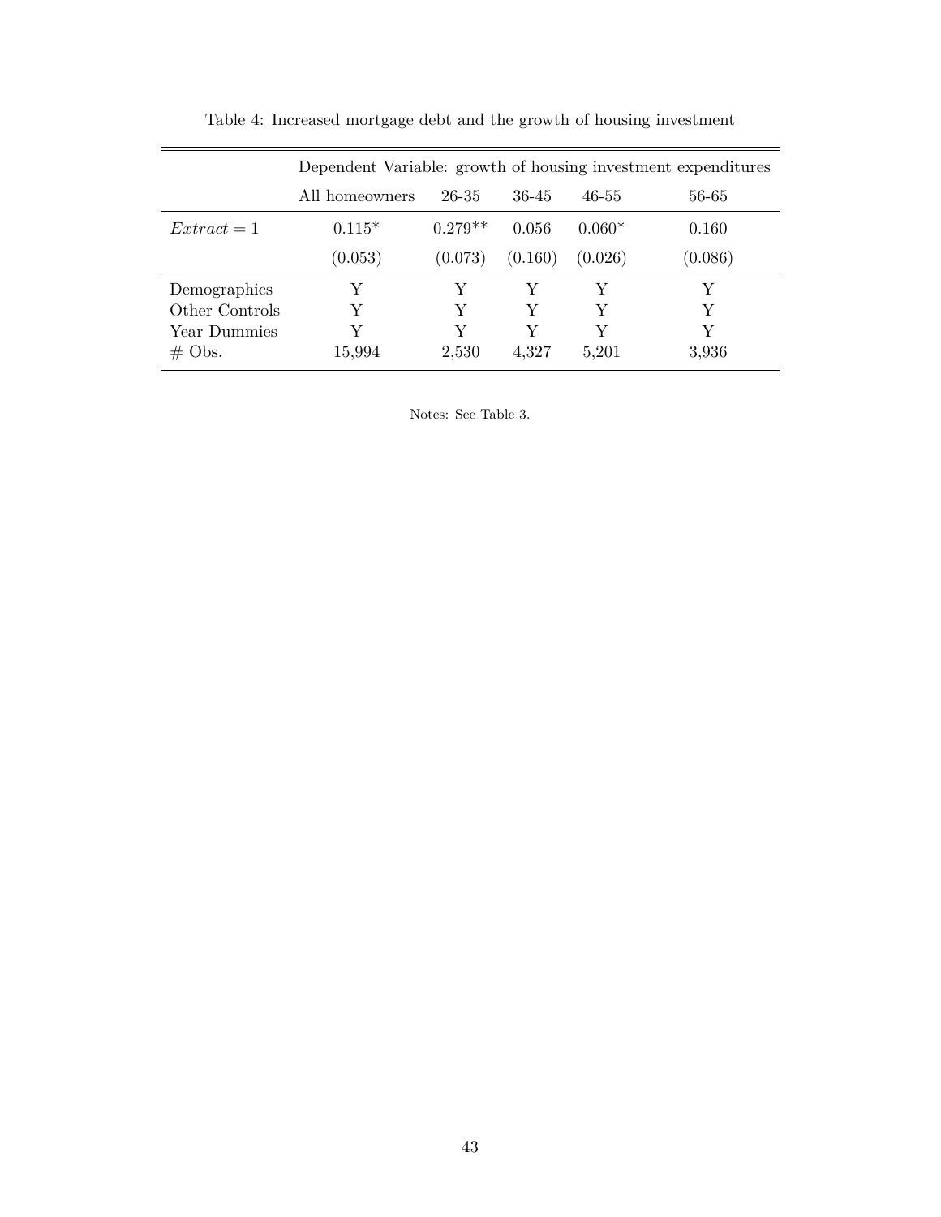Table 4: Increased mortgage debt and the growth of housing investment

| | Dependent Variable: growth of housing investment expenditures | | | | |
|---|---|---|---|---|---|
| | All homeowners | 26-35 | 36-45 | 46-55 | 56-65 |
| $Extract = 1$ | 0.115* | 0.279** | 0.056 | 0.060* | 0.160 |
| | (0.053) | (0.073) | (0.160) | (0.026) | (0.086) |
| Demographics | Y | Y | Y | Y | Y |
| Other Controls | Y | Y | Y | Y | Y |
| Year Dummies | Y | Y | Y | Y | Y |
| # Obs. | 15,994 | 2,530 | 4,327 | 5,201 | 3,936 |

Notes: See Table 3.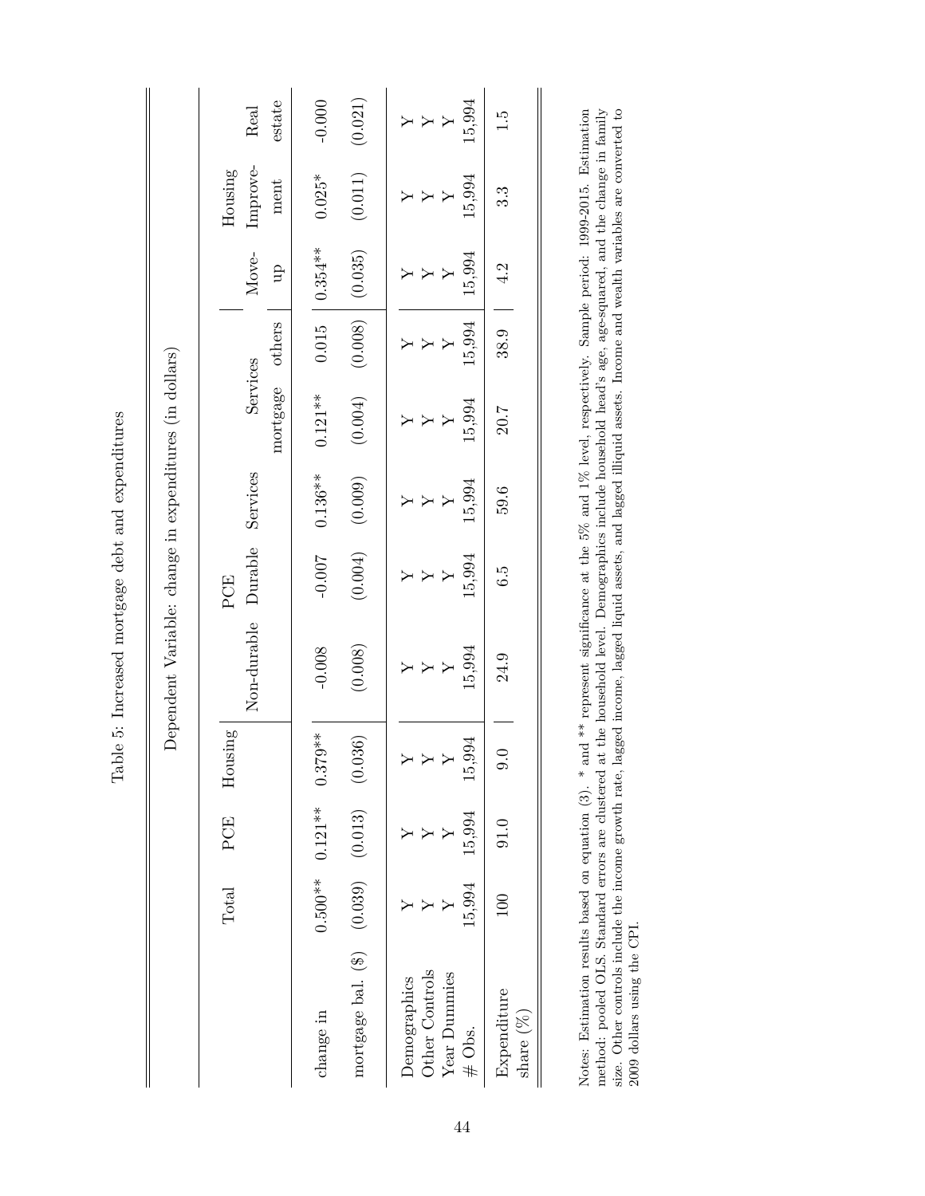Table 5: Increased mortgage debt and expenditures

| | Dependent Variable: change in expenditures (in dollars) | | | | | | | | | | |
|---|---|---|---|---|---|---|---|---|---|---|---|
| | Total | PCE | Housing | PCE | | Services | Services | | Move-up | Housing Improvement | Real estate |
| | | | | Non-durable | Durable | | mortgage | others | | | |
| change in | 0.500** | 0.121** | 0.379** | -0.008 | -0.007 | 0.136** | 0.121** | 0.015 | 0.354** | 0.025* | -0.000 |
| mortgage bal. ($) | (0.039) | (0.013) | (0.036) | (0.008) | (0.004) | (0.009) | (0.004) | (0.008) | (0.035) | (0.011) | (0.021) |
| Demographics | Y | Y | Y | Y | Y | Y | Y | Y | Y | Y | Y |
| Other Controls | Y | Y | Y | Y | Y | Y | Y | Y | Y | Y | Y |
| Year Dummies | Y | Y | Y | Y | Y | Y | Y | Y | Y | Y | Y |
| # Obs. | 15,994 | 15,994 | 15,994 | 15,994 | 15,994 | 15,994 | 15,994 | 15,994 | 15,994 | 15,994 | 15,994 |
| Expenditure share (%) | 100 | 91.0 | 9.0 | 24.9 | 6.5 | 59.6 | 20.7 | 38.9 | 4.2 | 3.3 | 1.5 |

Notes: Estimation results based on equation (3). * and ** represent significance at the 5% and 1% level, respectively. Sample period: 1999-2015. Estimation method: pooled OLS. Standard errors are clustered at the household level. Demographics include household head's age, age-squared, and the change in family size. Other controls include the income growth rate, lagged income, lagged liquid assets, and lagged illiquid assets. Income and wealth variables are converted to 2009 dollars using the CPI.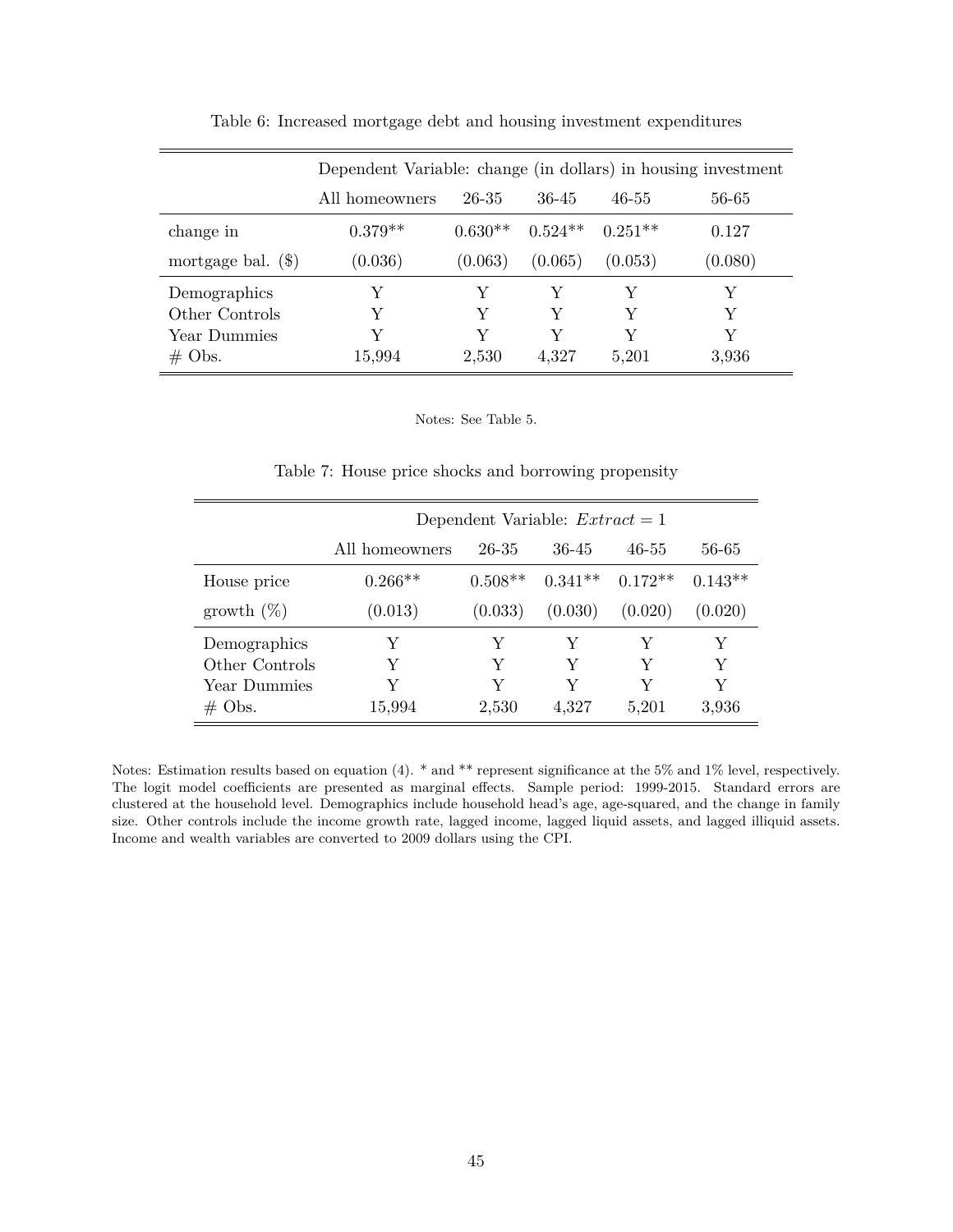Table 6: Increased mortgage debt and housing investment expenditures

| | Dependent Variable: change (in dollars) in housing investment | | | | |
|---|---|---|---|---|---|
| | All homeowners | 26-35 | 36-45 | 46-55 | 56-65 |
| change in | 0.379** | 0.630** | 0.524** | 0.251** | 0.127 |
| mortgage bal. ($) | (0.036) | (0.063) | (0.065) | (0.053) | (0.080) |
| Demographics | Y | Y | Y | Y | Y |
| Other Controls | Y | Y | Y | Y | Y |
| Year Dummies | Y | Y | Y | Y | Y |
| # Obs. | 15,994 | 2,530 | 4,327 | 5,201 | 3,936 |

Notes: See Table 5.

Table 7: House price shocks and borrowing propensity

| | Dependent Variable: $Extract = 1$ | | | | |
|---|---|---|---|---|---|
| | All homeowners | 26-35 | 36-45 | 46-55 | 56-65 |
| House price | 0.266** | 0.508** | 0.341** | 0.172** | 0.143** |
| growth (%) | (0.013) | (0.033) | (0.030) | (0.020) | (0.020) |
| Demographics | Y | Y | Y | Y | Y |
| Other Controls | Y | Y | Y | Y | Y |
| Year Dummies | Y | Y | Y | Y | Y |
| # Obs. | 15,994 | 2,530 | 4,327 | 5,201 | 3,936 |

Notes: Estimation results based on equation (4). * and ** represent significance at the 5% and 1% level, respectively. The logit model coefficients are presented as marginal effects. Sample period: 1999-2015. Standard errors are clustered at the household level. Demographics include household head's age, age-squared, and the change in family size. Other controls include the income growth rate, lagged income, lagged liquid assets, and lagged illiquid assets. Income and wealth variables are converted to 2009 dollars using the CPI.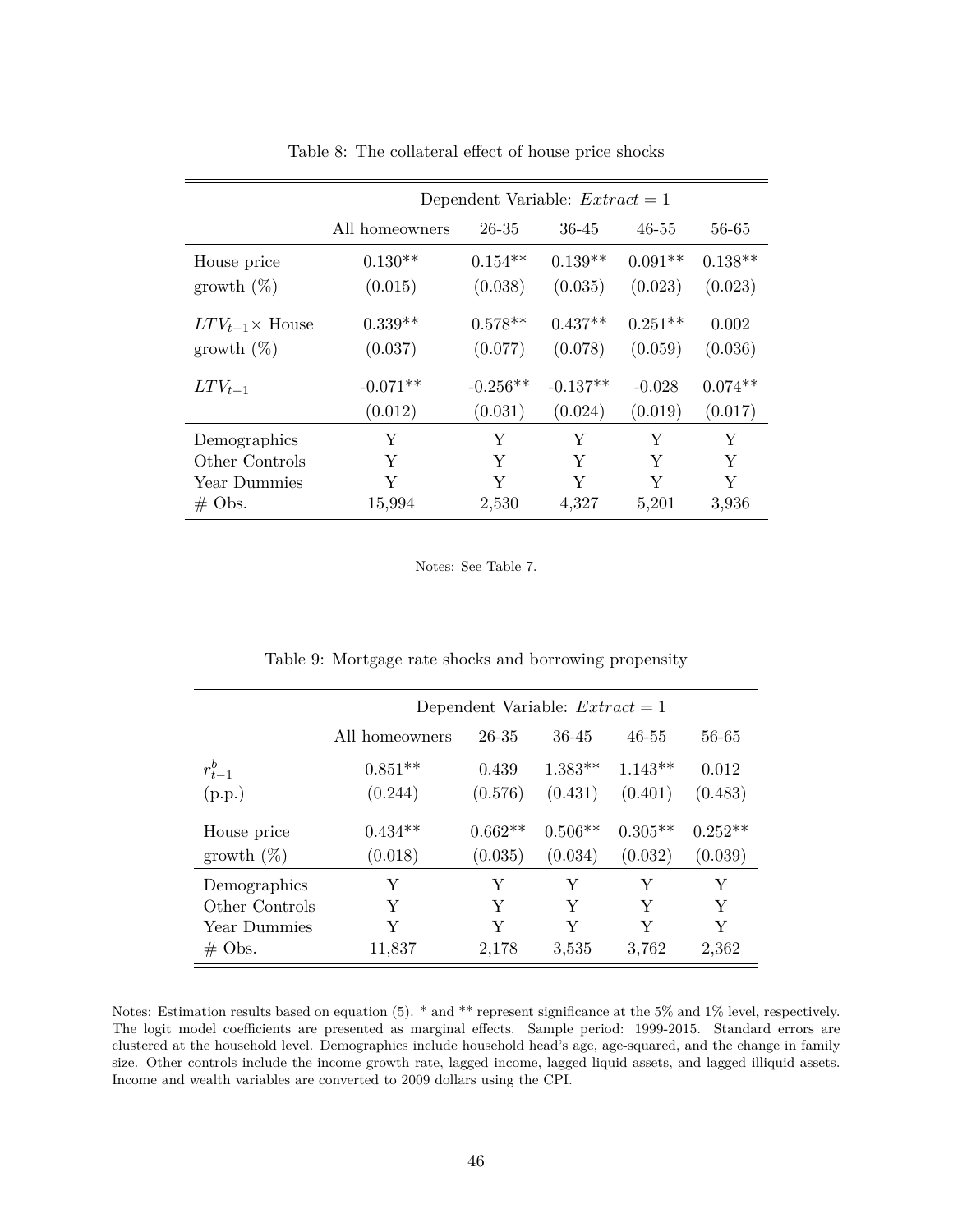Table 8: The collateral effect of house price shocks

| | Dependent Variable: $Extract = 1$ | | | | |
|---|---|---|---|---|---|
| | All homeowners | 26-35 | 36-45 | 46-55 | 56-65 |
| House price | 0.130** | 0.154** | 0.139** | 0.091** | 0.138** |
| growth (%) | (0.015) | (0.038) | (0.035) | (0.023) | (0.023) |
| $LTV_{t-1}\times$ House | 0.339** | 0.578** | 0.437** | 0.251** | 0.002 |
| growth (%) | (0.037) | (0.077) | (0.078) | (0.059) | (0.036) |
| $LTV_{t-1}$ | -0.071** | -0.256** | -0.137** | -0.028 | 0.074** |
| | (0.012) | (0.031) | (0.024) | (0.019) | (0.017) |
| Demographics | Y | Y | Y | Y | Y |
| Other Controls | Y | Y | Y | Y | Y |
| Year Dummies | Y | Y | Y | Y | Y |
| # Obs. | 15,994 | 2,530 | 4,327 | 5,201 | 3,936 |

Notes: See Table 7.

Table 9: Mortgage rate shocks and borrowing propensity

| | Dependent Variable: $Extract = 1$ | | | | |
|---|---|---|---|---|---|
| | All homeowners | 26-35 | 36-45 | 46-55 | 56-65 |
| $r^b_{t-1}$ | 0.851** | 0.439 | 1.383** | 1.143** | 0.012 |
| (p.p.) | (0.244) | (0.576) | (0.431) | (0.401) | (0.483) |
| House price | 0.434** | 0.662** | 0.506** | 0.305** | 0.252** |
| growth (%) | (0.018) | (0.035) | (0.034) | (0.032) | (0.039) |
| Demographics | Y | Y | Y | Y | Y |
| Other Controls | Y | Y | Y | Y | Y |
| Year Dummies | Y | Y | Y | Y | Y |
| # Obs. | 11,837 | 2,178 | 3,535 | 3,762 | 2,362 |

Notes: Estimation results based on equation (5). * and ** represent significance at the 5% and 1% level, respectively. The logit model coefficients are presented as marginal effects. Sample period: 1999-2015. Standard errors are clustered at the household level. Demographics include household head's age, age-squared, and the change in family size. Other controls include the income growth rate, lagged income, lagged liquid assets, and lagged illiquid assets. Income and wealth variables are converted to 2009 dollars using the CPI.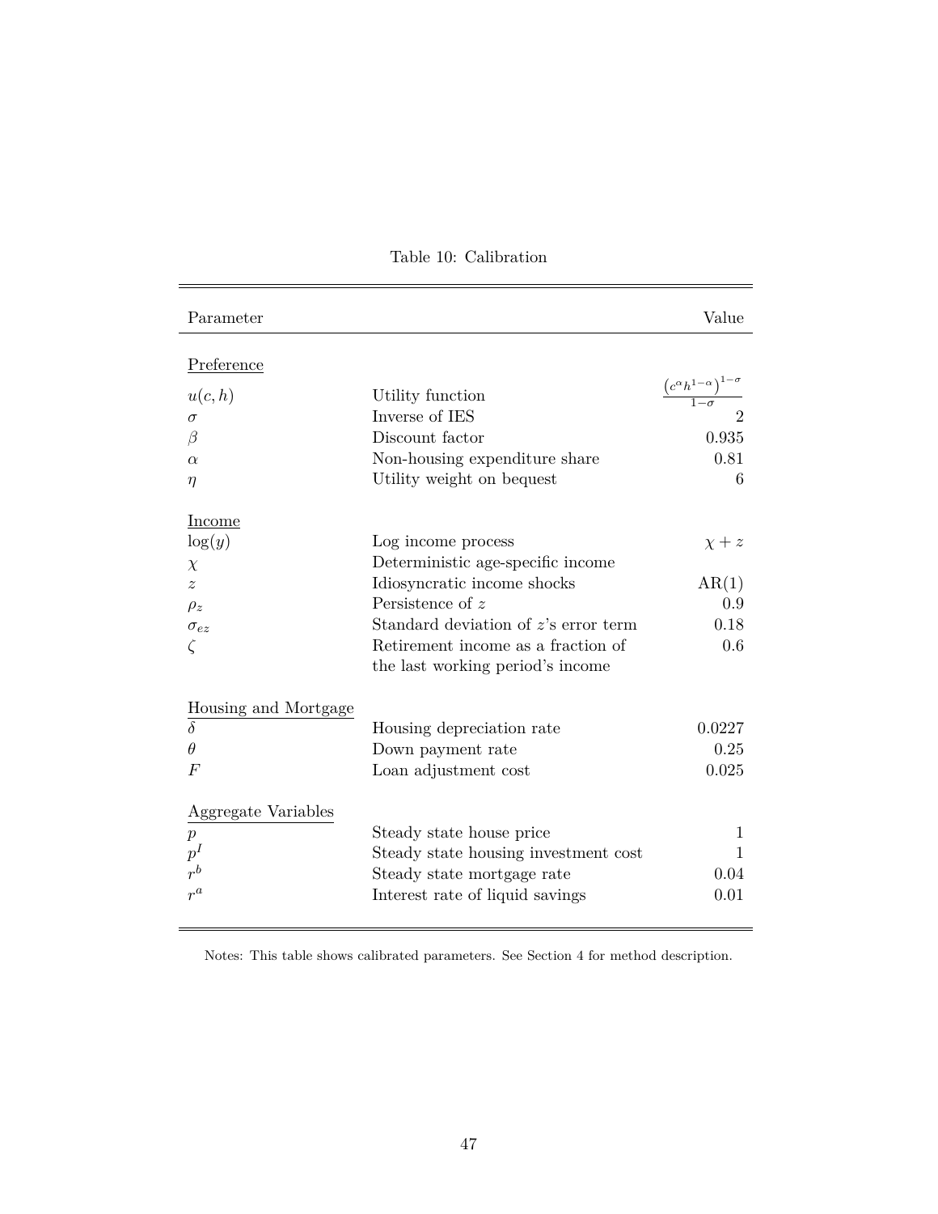Table 10: Calibration

| Parameter | | Value |
|---|---|---|
| Preference | | |
| $u(c,h)$ | Utility function | $\frac{\left(c^{\alpha}h^{1-\alpha}\right)^{1-\sigma}}{1-\sigma}$ |
| $\sigma$ | Inverse of IES | 2 |
| $\beta$ | Discount factor | 0.935 |
| $\alpha$ | Non-housing expenditure share | 0.81 |
| $\eta$ | Utility weight on bequest | 6 |
| Income | | |
| $\log(y)$ | Log income process | $\chi + z$ |
| $\chi$ | Deterministic age-specific income | |
| $z$ | Idiosyncratic income shocks | AR(1) |
| $\rho_z$ | Persistence of $z$ | 0.9 |
| $\sigma_{ez}$ | Standard deviation of $z$'s error term | 0.18 |
| $\zeta$ | Retirement income as a fraction of the last working period's income | 0.6 |
| Housing and Mortgage | | |
| $\delta$ | Housing depreciation rate | 0.0227 |
| $\theta$ | Down payment rate | 0.25 |
| $F$ | Loan adjustment cost | 0.025 |
| Aggregate Variables | | |
| $p$ | Steady state house price | 1 |
| $p^I$ | Steady state housing investment cost | 1 |
| $r^b$ | Steady state mortgage rate | 0.04 |
| $r^a$ | Interest rate of liquid savings | 0.01 |

Notes: This table shows calibrated parameters. See Section 4 for method description.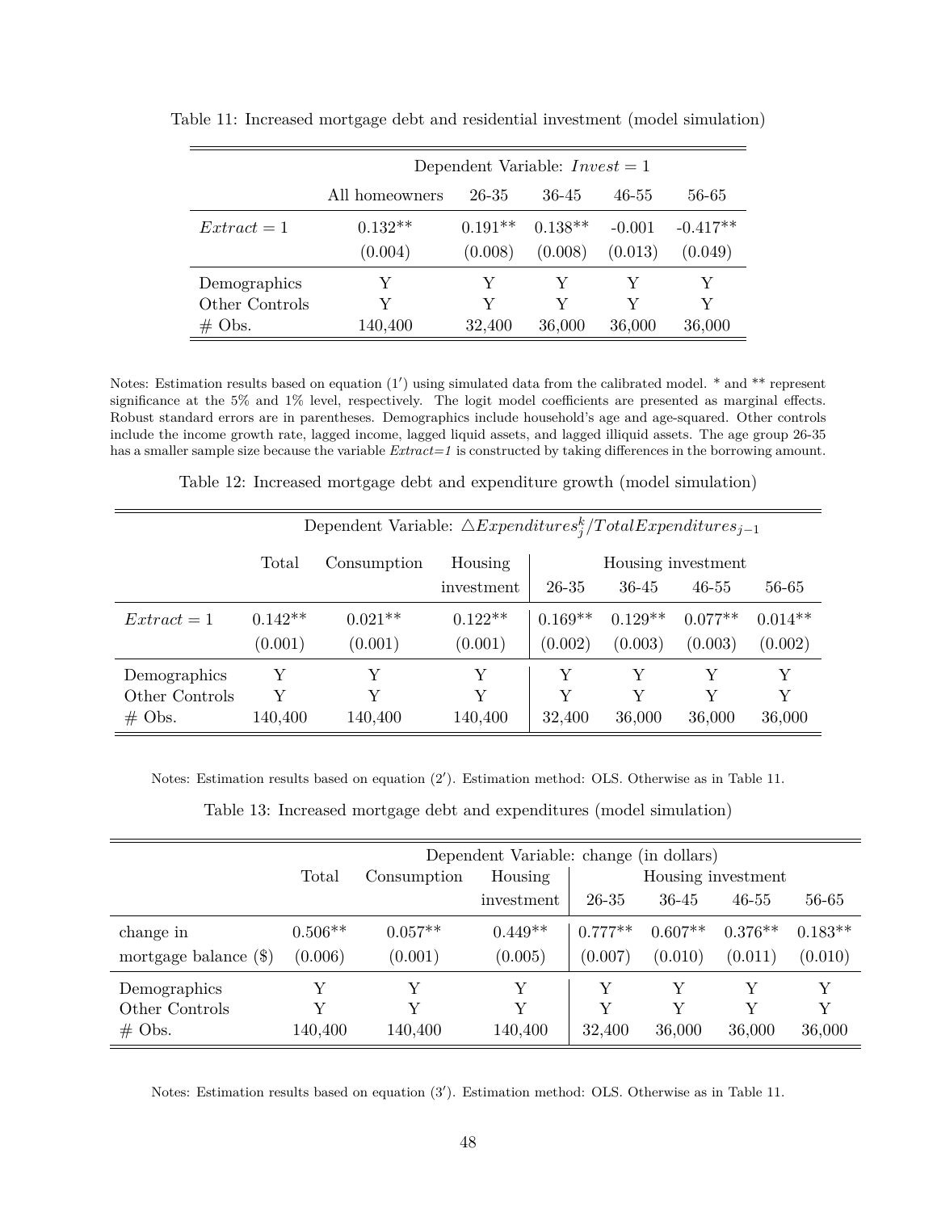Table 11: Increased mortgage debt and residential investment (model simulation)

| | Dependent Variable: $Invest = 1$ | | | | |
|---|---|---|---|---|---|
| | All homeowners | 26-35 | 36-45 | 46-55 | 56-65 |
| $Extract = 1$ | 0.132** | 0.191** | 0.138** | -0.001 | -0.417** |
| | (0.004) | (0.008) | (0.008) | (0.013) | (0.049) |
| Demographics | Y | Y | Y | Y | Y |
| Other Controls | Y | Y | Y | Y | Y |
| # Obs. | 140,400 | 32,400 | 36,000 | 36,000 | 36,000 |

Notes: Estimation results based on equation (1′) using simulated data from the calibrated model. * and ** represent significance at the 5% and 1% level, respectively. The logit model coefficients are presented as marginal effects. Robust standard errors are in parentheses. Demographics include household's age and age-squared. Other controls include the income growth rate, lagged income, lagged liquid assets, and lagged illiquid assets. The age group 26-35 has a smaller sample size because the variable *Extract=1* is constructed by taking differences in the borrowing amount.

Table 12: Increased mortgage debt and expenditure growth (model simulation)

| | Dependent Variable: $\triangle Expenditures^k_j / TotalExpenditures_{j-1}$ | | | | | | |
|---|---|---|---|---|---|---|---|
| | Total | Consumption | Housing | Housing investment | | | |
| | | | investment | 26-35 | 36-45 | 46-55 | 56-65 |
| $Extract = 1$ | 0.142** | 0.021** | 0.122** | 0.169** | 0.129** | 0.077** | 0.014** |
| | (0.001) | (0.001) | (0.001) | (0.002) | (0.003) | (0.003) | (0.002) |
| Demographics | Y | Y | Y | Y | Y | Y | Y |
| Other Controls | Y | Y | Y | Y | Y | Y | Y |
| # Obs. | 140,400 | 140,400 | 140,400 | 32,400 | 36,000 | 36,000 | 36,000 |

Notes: Estimation results based on equation (2′). Estimation method: OLS. Otherwise as in Table 11.

Table 13: Increased mortgage debt and expenditures (model simulation)

| | Dependent Variable: change (in dollars) | | | | | | |
|---|---|---|---|---|---|---|---|
| | Total | Consumption | Housing | Housing investment | | | |
| | | | investment | 26-35 | 36-45 | 46-55 | 56-65 |
| change in | 0.506** | 0.057** | 0.449** | 0.777** | 0.607** | 0.376** | 0.183** |
| mortgage balance ($) | (0.006) | (0.001) | (0.005) | (0.007) | (0.010) | (0.011) | (0.010) |
| Demographics | Y | Y | Y | Y | Y | Y | Y |
| Other Controls | Y | Y | Y | Y | Y | Y | Y |
| # Obs. | 140,400 | 140,400 | 140,400 | 32,400 | 36,000 | 36,000 | 36,000 |

Notes: Estimation results based on equation (3′). Estimation method: OLS. Otherwise as in Table 11.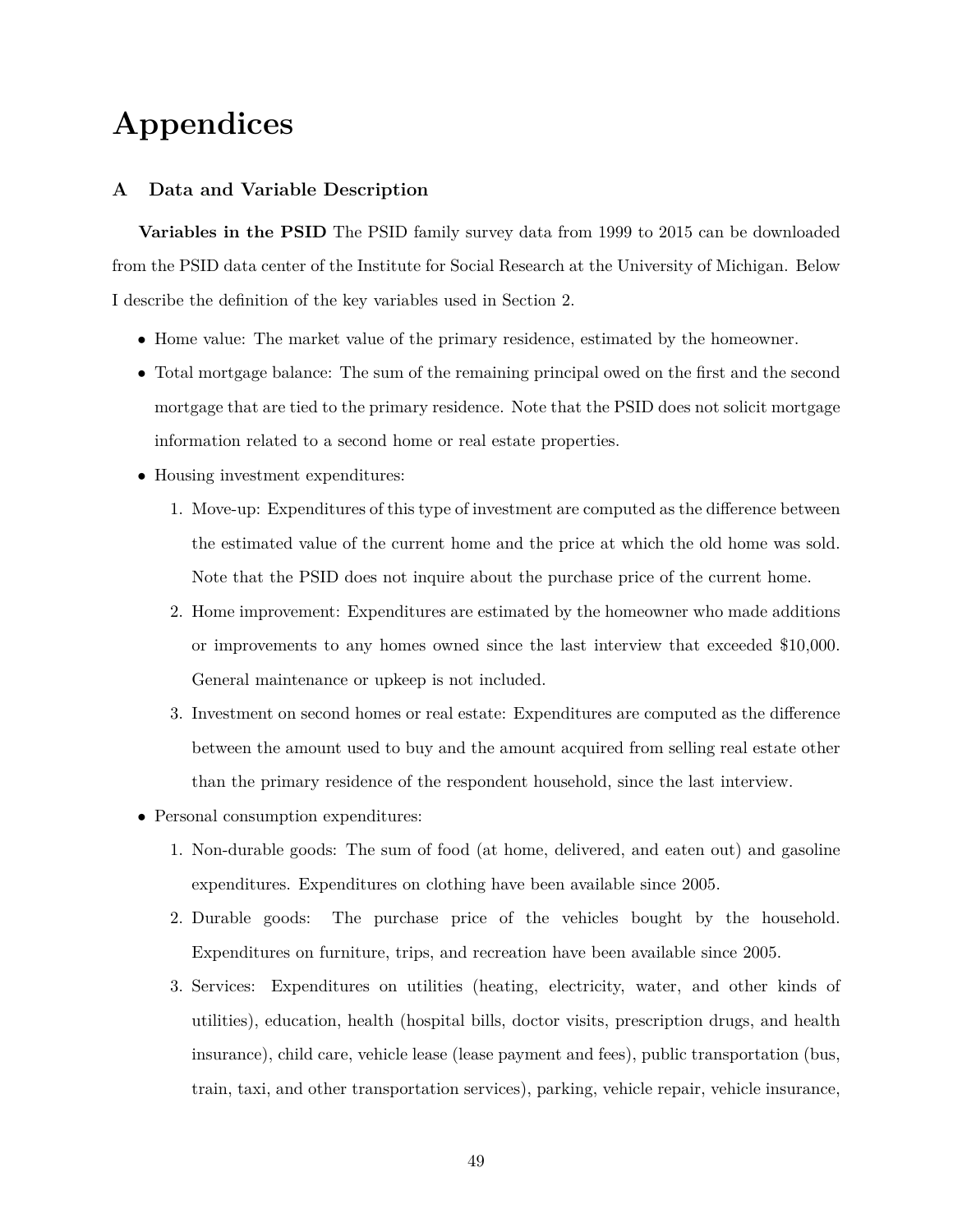# Appendices

## A Data and Variable Description

**Variables in the PSID** The PSID family survey data from 1999 to 2015 can be downloaded from the PSID data center of the Institute for Social Research at the University of Michigan. Below I describe the definition of the key variables used in Section 2.

- Home value: The market value of the primary residence, estimated by the homeowner.
- Total mortgage balance: The sum of the remaining principal owed on the first and the second mortgage that are tied to the primary residence. Note that the PSID does not solicit mortgage information related to a second home or real estate properties.
- Housing investment expenditures:
  1. Move-up: Expenditures of this type of investment are computed as the difference between the estimated value of the current home and the price at which the old home was sold. Note that the PSID does not inquire about the purchase price of the current home.
  2. Home improvement: Expenditures are estimated by the homeowner who made additions or improvements to any homes owned since the last interview that exceeded $10,000. General maintenance or upkeep is not included.
  3. Investment on second homes or real estate: Expenditures are computed as the difference between the amount used to buy and the amount acquired from selling real estate other than the primary residence of the respondent household, since the last interview.
- Personal consumption expenditures:
  1. Non-durable goods: The sum of food (at home, delivered, and eaten out) and gasoline expenditures. Expenditures on clothing have been available since 2005.
  2. Durable goods: The purchase price of the vehicles bought by the household. Expenditures on furniture, trips, and recreation have been available since 2005.
  3. Services: Expenditures on utilities (heating, electricity, water, and other kinds of utilities), education, health (hospital bills, doctor visits, prescription drugs, and health insurance), child care, vehicle lease (lease payment and fees), public transportation (bus, train, taxi, and other transportation services), parking, vehicle repair, vehicle insurance,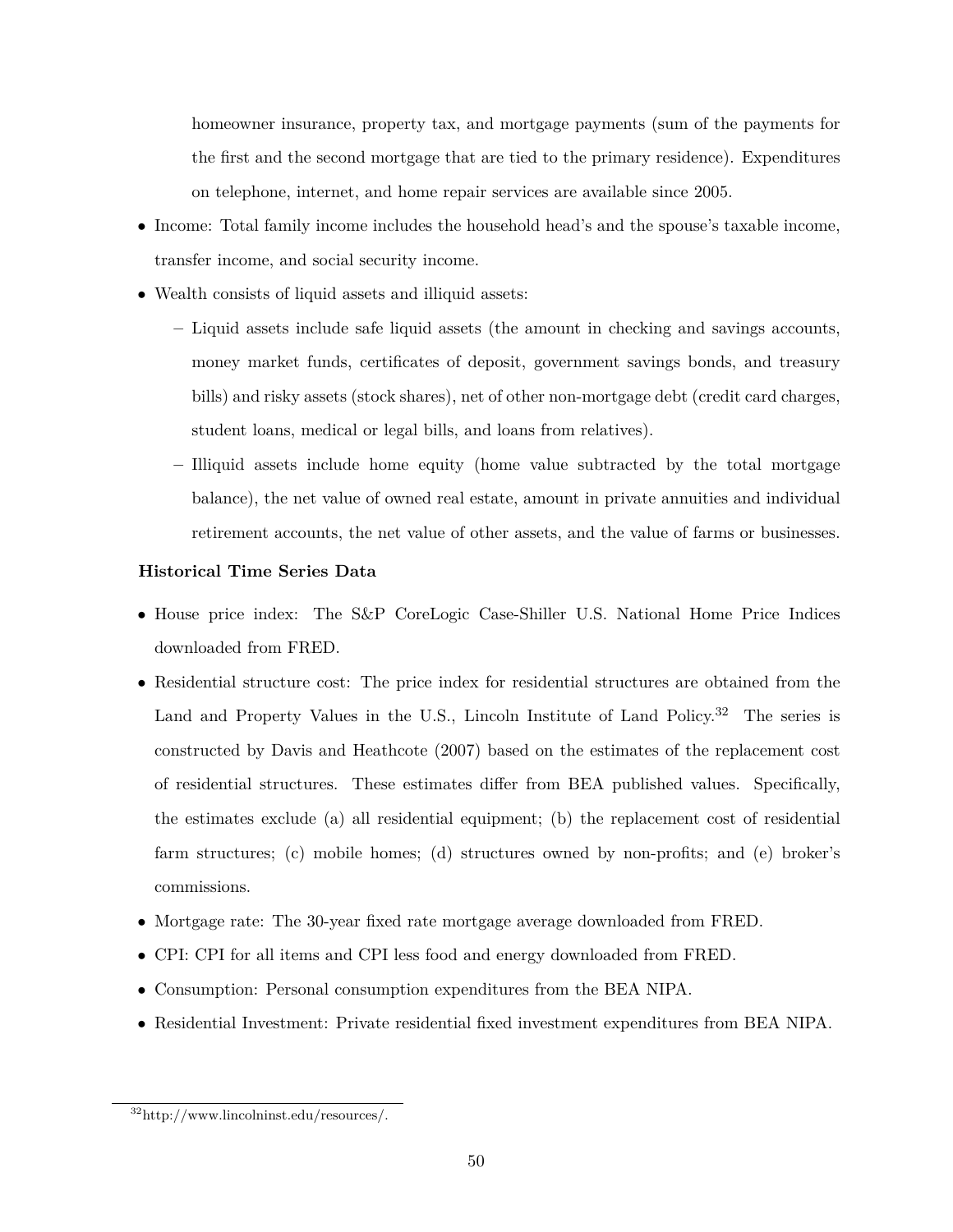homeowner insurance, property tax, and mortgage payments (sum of the payments for the first and the second mortgage that are tied to the primary residence). Expenditures on telephone, internet, and home repair services are available since 2005.

- Income: Total family income includes the household head's and the spouse's taxable income, transfer income, and social security income.
- Wealth consists of liquid assets and illiquid assets:
  - Liquid assets include safe liquid assets (the amount in checking and savings accounts, money market funds, certificates of deposit, government savings bonds, and treasury bills) and risky assets (stock shares), net of other non-mortgage debt (credit card charges, student loans, medical or legal bills, and loans from relatives).
  - Illiquid assets include home equity (home value subtracted by the total mortgage balance), the net value of owned real estate, amount in private annuities and individual retirement accounts, the net value of other assets, and the value of farms or businesses.

**Historical Time Series Data**

- House price index: The S&P CoreLogic Case-Shiller U.S. National Home Price Indices downloaded from FRED.
- Residential structure cost: The price index for residential structures are obtained from the Land and Property Values in the U.S., Lincoln Institute of Land Policy.[32] The series is constructed by Davis and Heathcote (2007) based on the estimates of the replacement cost of residential structures. These estimates differ from BEA published values. Specifically, the estimates exclude (a) all residential equipment; (b) the replacement cost of residential farm structures; (c) mobile homes; (d) structures owned by non-profits; and (e) broker's commissions.
- Mortgage rate: The 30-year fixed rate mortgage average downloaded from FRED.
- CPI: CPI for all items and CPI less food and energy downloaded from FRED.
- Consumption: Personal consumption expenditures from the BEA NIPA.
- Residential Investment: Private residential fixed investment expenditures from BEA NIPA.

[32] http://www.lincolninst.edu/resources/.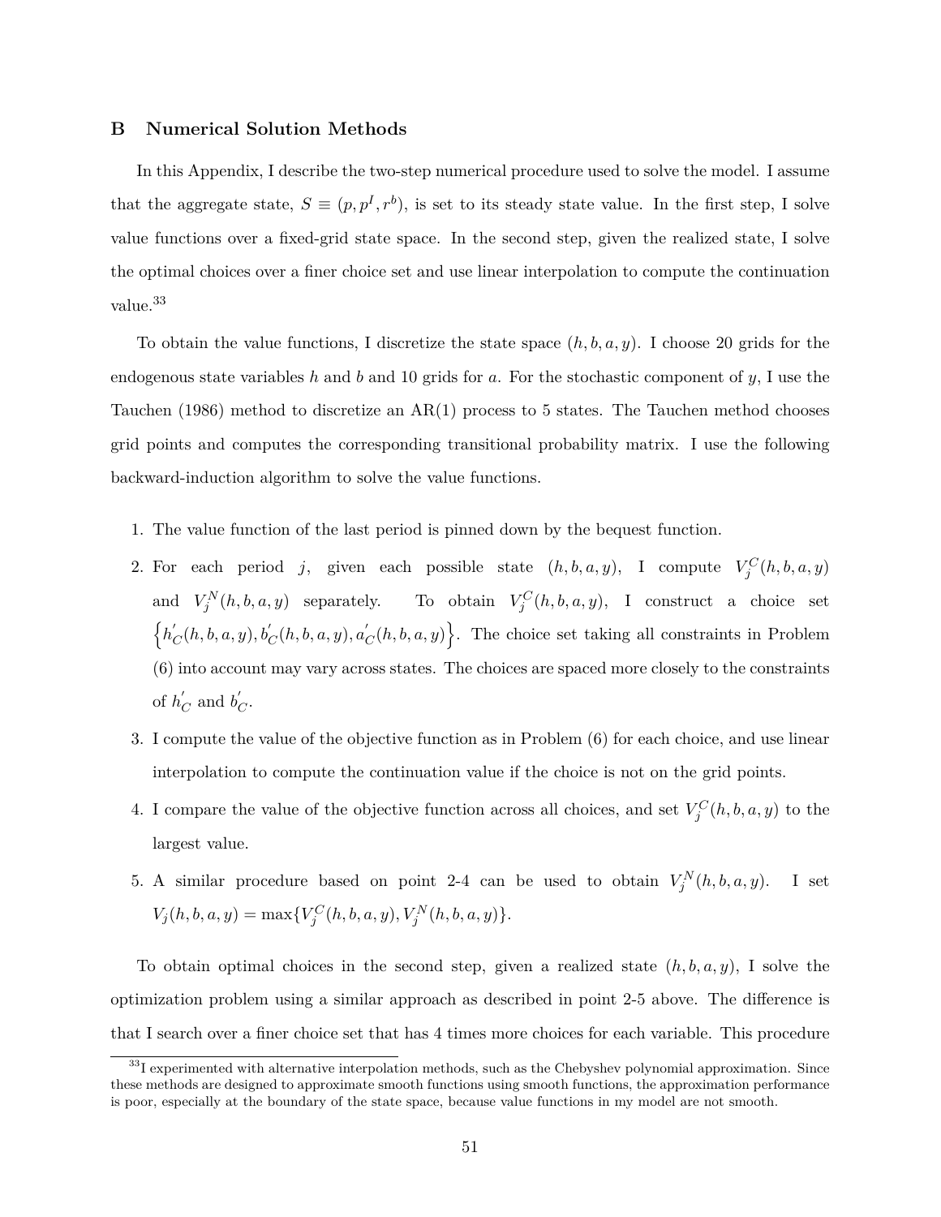## B Numerical Solution Methods

In this Appendix, I describe the two-step numerical procedure used to solve the model. I assume that the aggregate state, $S \equiv (p, p^I, r^b)$, is set to its steady state value. In the first step, I solve value functions over a fixed-grid state space. In the second step, given the realized state, I solve the optimal choices over a finer choice set and use linear interpolation to compute the continuation value.[33]

To obtain the value functions, I discretize the state space $(h, b, a, y)$. I choose 20 grids for the endogenous state variables $h$ and $b$ and 10 grids for $a$. For the stochastic component of $y$, I use the Tauchen (1986) method to discretize an AR(1) process to 5 states. The Tauchen method chooses grid points and computes the corresponding transitional probability matrix. I use the following backward-induction algorithm to solve the value functions.

1. The value function of the last period is pinned down by the bequest function.
2. For each period $j$, given each possible state $(h, b, a, y)$, I compute $V_j^C(h, b, a, y)$ and $V_j^N(h, b, a, y)$ separately. To obtain $V_j^C(h, b, a, y)$, I construct a choice set $\left\{h_C^{'}(h, b, a, y), b_C^{'}(h, b, a, y), a_C^{'}(h, b, a, y)\right\}$. The choice set taking all constraints in Problem (6) into account may vary across states. The choices are spaced more closely to the constraints of $h_C^{'}$ and $b_C^{'}$.
3. I compute the value of the objective function as in Problem (6) for each choice, and use linear interpolation to compute the continuation value if the choice is not on the grid points.
4. I compare the value of the objective function across all choices, and set $V_j^C(h, b, a, y)$ to the largest value.
5. A similar procedure based on point 2-4 can be used to obtain $V_j^N(h, b, a, y)$. I set $V_j(h, b, a, y) = \max\{V_j^C(h, b, a, y), V_j^N(h, b, a, y)\}$.

To obtain optimal choices in the second step, given a realized state $(h, b, a, y)$, I solve the optimization problem using a similar approach as described in point 2-5 above. The difference is that I search over a finer choice set that has 4 times more choices for each variable. This procedure

[33] I experimented with alternative interpolation methods, such as the Chebyshev polynomial approximation. Since these methods are designed to approximate smooth functions using smooth functions, the approximation performance is poor, especially at the boundary of the state space, because value functions in my model are not smooth.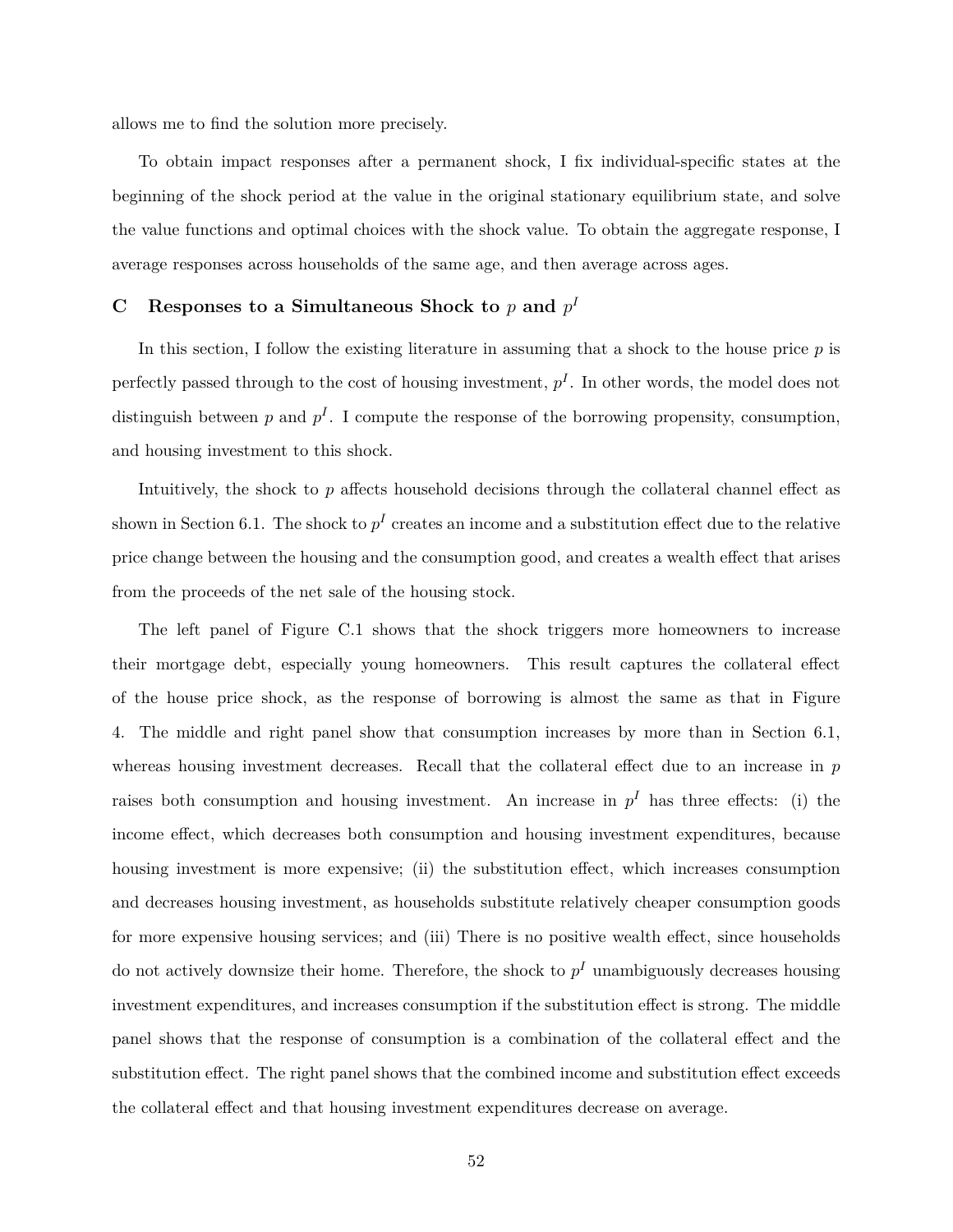allows me to find the solution more precisely.

To obtain impact responses after a permanent shock, I fix individual-specific states at the beginning of the shock period at the value in the original stationary equilibrium state, and solve the value functions and optimal choices with the shock value. To obtain the aggregate response, I average responses across households of the same age, and then average across ages.

## C Responses to a Simultaneous Shock to $p$ and $p^I$

In this section, I follow the existing literature in assuming that a shock to the house price $p$ is perfectly passed through to the cost of housing investment, $p^I$. In other words, the model does not distinguish between $p$ and $p^I$. I compute the response of the borrowing propensity, consumption, and housing investment to this shock.

Intuitively, the shock to $p$ affects household decisions through the collateral channel effect as shown in Section 6.1. The shock to $p^I$ creates an income and a substitution effect due to the relative price change between the housing and the consumption good, and creates a wealth effect that arises from the proceeds of the net sale of the housing stock.

The left panel of Figure C.1 shows that the shock triggers more homeowners to increase their mortgage debt, especially young homeowners. This result captures the collateral effect of the house price shock, as the response of borrowing is almost the same as that in Figure 4. The middle and right panel show that consumption increases by more than in Section 6.1, whereas housing investment decreases. Recall that the collateral effect due to an increase in $p$ raises both consumption and housing investment. An increase in $p^I$ has three effects: (i) the income effect, which decreases both consumption and housing investment expenditures, because housing investment is more expensive; (ii) the substitution effect, which increases consumption and decreases housing investment, as households substitute relatively cheaper consumption goods for more expensive housing services; and (iii) There is no positive wealth effect, since households do not actively downsize their home. Therefore, the shock to $p^I$ unambiguously decreases housing investment expenditures, and increases consumption if the substitution effect is strong. The middle panel shows that the response of consumption is a combination of the collateral effect and the substitution effect. The right panel shows that the combined income and substitution effect exceeds the collateral effect and that housing investment expenditures decrease on average.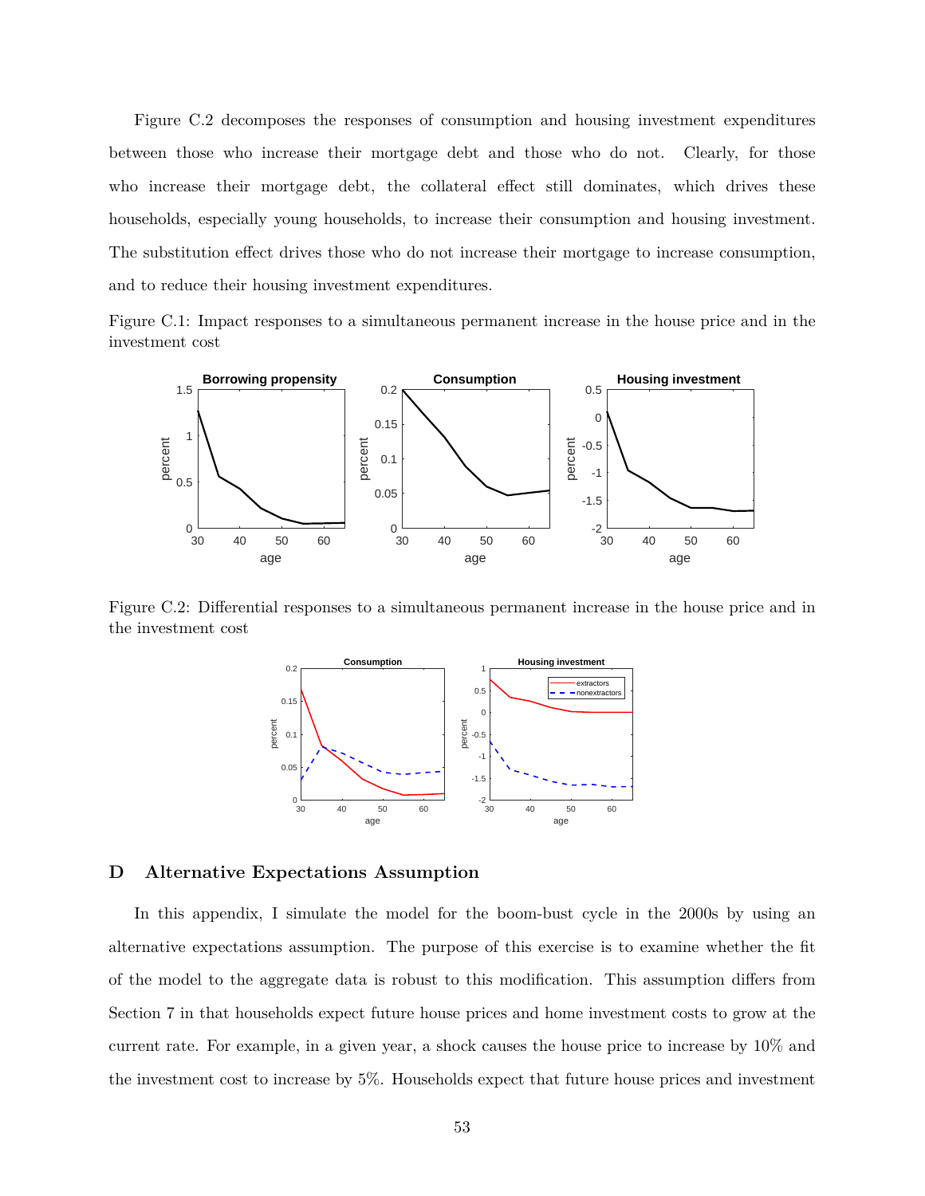Figure C.2 decomposes the responses of consumption and housing investment expenditures between those who increase their mortgage debt and those who do not. Clearly, for those who increase their mortgage debt, the collateral effect still dominates, which drives these households, especially young households, to increase their consumption and housing investment. The substitution effect drives those who do not increase their mortgage to increase consumption, and to reduce their housing investment expenditures.

Figure C.1: Impact responses to a simultaneous permanent increase in the house price and in the investment cost

Figure C.2: Differential responses to a simultaneous permanent increase in the house price and in the investment cost

## D Alternative Expectations Assumption

In this appendix, I simulate the model for the boom-bust cycle in the 2000s by using an alternative expectations assumption. The purpose of this exercise is to examine whether the fit of the model to the aggregate data is robust to this modification. This assumption differs from Section 7 in that households expect future house prices and home investment costs to grow at the current rate. For example, in a given year, a shock causes the house price to increase by 10% and the investment cost to increase by 5%. Households expect that future house prices and investment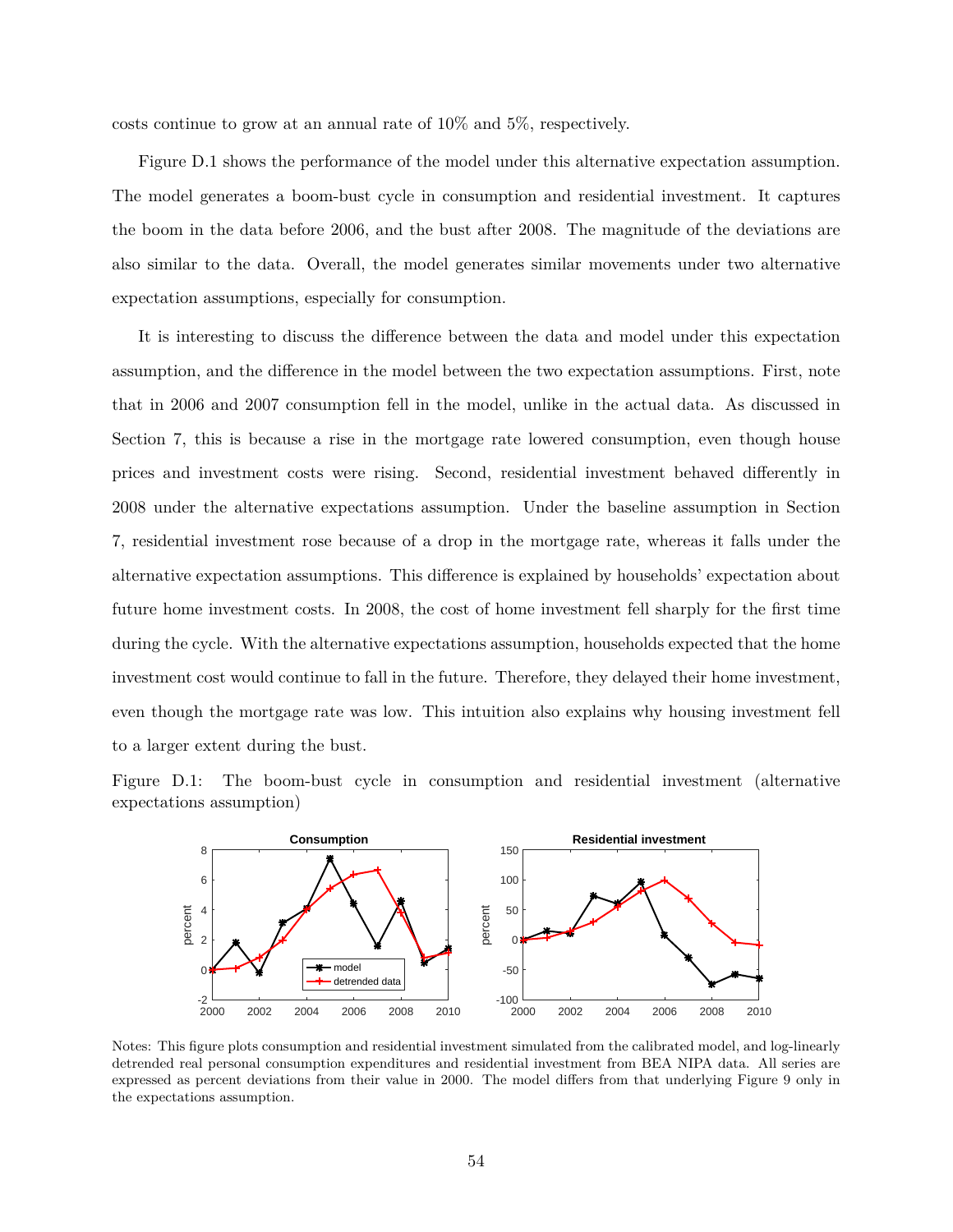costs continue to grow at an annual rate of 10% and 5%, respectively.

Figure D.1 shows the performance of the model under this alternative expectation assumption. The model generates a boom-bust cycle in consumption and residential investment. It captures the boom in the data before 2006, and the bust after 2008. The magnitude of the deviations are also similar to the data. Overall, the model generates similar movements under two alternative expectation assumptions, especially for consumption.

It is interesting to discuss the difference between the data and model under this expectation assumption, and the difference in the model between the two expectation assumptions. First, note that in 2006 and 2007 consumption fell in the model, unlike in the actual data. As discussed in Section 7, this is because a rise in the mortgage rate lowered consumption, even though house prices and investment costs were rising. Second, residential investment behaved differently in 2008 under the alternative expectations assumption. Under the baseline assumption in Section 7, residential investment rose because of a drop in the mortgage rate, whereas it falls under the alternative expectation assumptions. This difference is explained by households' expectation about future home investment costs. In 2008, the cost of home investment fell sharply for the first time during the cycle. With the alternative expectations assumption, households expected that the home investment cost would continue to fall in the future. Therefore, they delayed their home investment, even though the mortgage rate was low. This intuition also explains why housing investment fell to a larger extent during the bust.

Figure D.1: The boom-bust cycle in consumption and residential investment (alternative expectations assumption)

Consumption

percent

8
6
4
2
0
-2

2000 2002 2004 2006 2008 2010

model
detrended data

Residential investment

percent

150
100
50
0
-50
-100

2000 2002 2004 2006 2008 2010

Notes: This figure plots consumption and residential investment simulated from the calibrated model, and log-linearly detrended real personal consumption expenditures and residential investment from BEA NIPA data. All series are expressed as percent deviations from their value in 2000. The model differs from that underlying Figure 9 only in the expectations assumption.